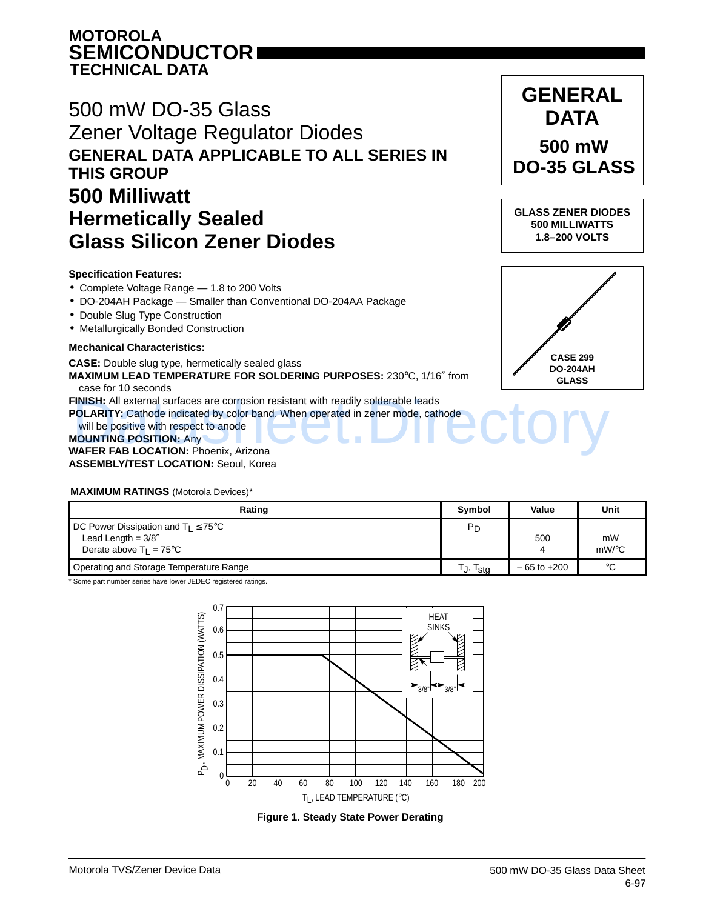**MOTOROLA**
**SEMICONDUCTOR**
**TECHNICAL DATA**

# 500 mW DO-35 Glass Zener Voltage Regulator Diodes

## GENERAL DATA APPLICABLE TO ALL SERIES IN THIS GROUP

# 500 Milliwatt Hermetically Sealed Glass Silicon Zener Diodes

**GENERAL DATA**
**500 mW DO-35 GLASS**

**GLASS ZENER DIODES**
**500 MILLIWATTS**
**1.8–200 VOLTS**

**CASE 299**
**DO-204AH**
**GLASS**

### Specification Features:

- Complete Voltage Range — 1.8 to 200 Volts
- DO-204AH Package — Smaller than Conventional DO-204AA Package
- Double Slug Type Construction
- Metallurgically Bonded Construction

### Mechanical Characteristics:

**CASE:** Double slug type, hermetically sealed glass

**MAXIMUM LEAD TEMPERATURE FOR SOLDERING PURPOSES:** 230°C, 1/16″ from case for 10 seconds

**FINISH:** All external surfaces are corrosion resistant with readily solderable leads

**POLARITY:** Cathode indicated by color band. When operated in zener mode, cathode will be positive with respect to anode

**MOUNTING POSITION:** Any

**WAFER FAB LOCATION:** Phoenix, Arizona

**ASSEMBLY/TEST LOCATION:** Seoul, Korea

**MAXIMUM RATINGS** (Motorola Devices)*

| Rating | Symbol | Value | Unit |
|---|---|---|---|
| DC Power Dissipation and $T_L \leq 75°C$<br>Lead Length = 3/8″<br>Derate above $T_L = 75°C$ | $P_D$ | <br>500<br>4 | <br>mW<br>mW/°C |
| Operating and Storage Temperature Range | $T_J$, $T_{stg}$ | – 65 to +200 | °C |

\* Some part number series have lower JEDEC registered ratings.

**Figure 1. Steady State Power Derating**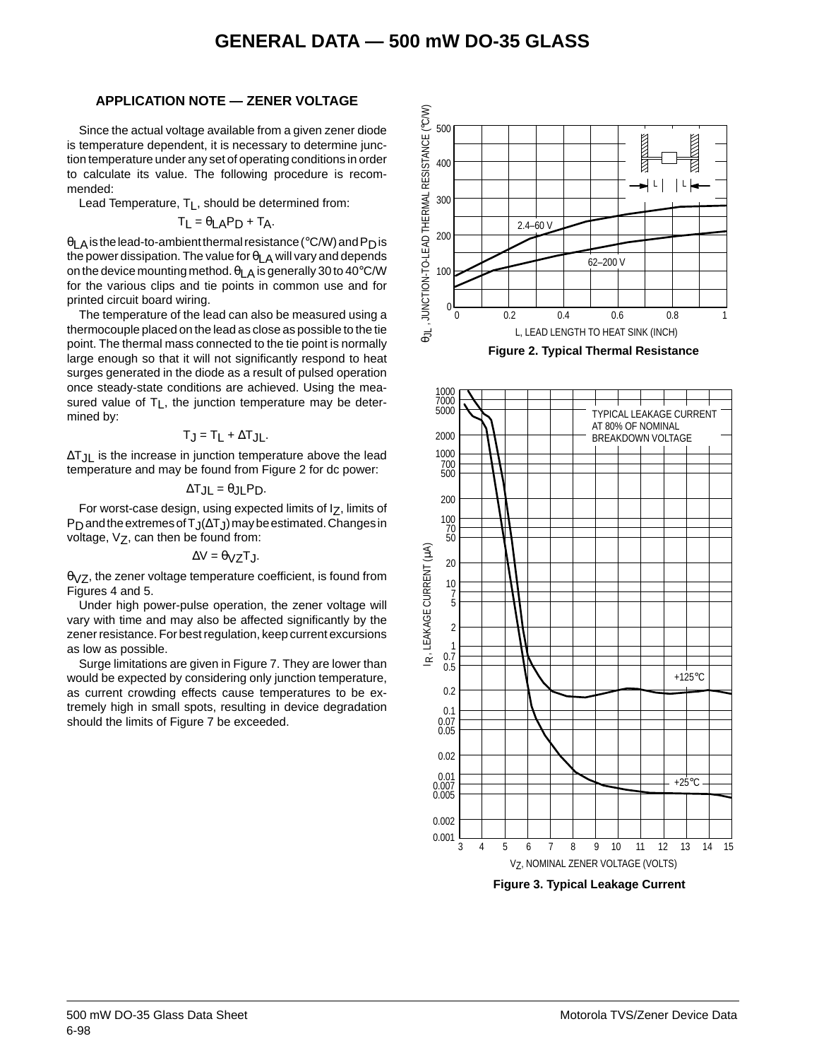# GENERAL DATA — 500 mW DO-35 GLASS

## APPLICATION NOTE — ZENER VOLTAGE

Since the actual voltage available from a given zener diode is temperature dependent, it is necessary to determine junction temperature under any set of operating conditions in order to calculate its value. The following procedure is recommended:

Lead Temperature, $T_L$, should be determined from:

$$T_L = \theta_{LA} P_D + T_A.$$

$\theta_{LA}$ is the lead-to-ambient thermal resistance (°C/W) and $P_D$ is the power dissipation. The value for $\theta_{LA}$ will vary and depends on the device mounting method. $\theta_{LA}$ is generally 30 to 40°C/W for the various clips and tie points in common use and for printed circuit board wiring.

The temperature of the lead can also be measured using a thermocouple placed on the lead as close as possible to the tie point. The thermal mass connected to the tie point is normally large enough so that it will not significantly respond to heat surges generated in the diode as a result of pulsed operation once steady-state conditions are achieved. Using the measured value of $T_L$, the junction temperature may be determined by:

$$T_J = T_L + \Delta T_{JL}.$$

$\Delta T_{JL}$ is the increase in junction temperature above the lead temperature and may be found from Figure 2 for dc power:

$$\Delta T_{JL} = \theta_{JL} P_D.$$

For worst-case design, using expected limits of $I_Z$, limits of $P_D$ and the extremes of $T_J(\Delta T_J)$ may be estimated. Changes in voltage, $V_Z$, can then be found from:

$$\Delta V = \theta_{VZ} T_J.$$

$\theta_{VZ}$, the zener voltage temperature coefficient, is found from Figures 4 and 5.

Under high power-pulse operation, the zener voltage will vary with time and may also be affected significantly by the zener resistance. For best regulation, keep current excursions as low as possible.

Surge limitations are given in Figure 7. They are lower than would be expected by considering only junction temperature, as current crowding effects cause temperatures to be extremely high in small spots, resulting in device degradation should the limits of Figure 7 be exceeded.

**Figure 2. Typical Thermal Resistance**

**Figure 3. Typical Leakage Current**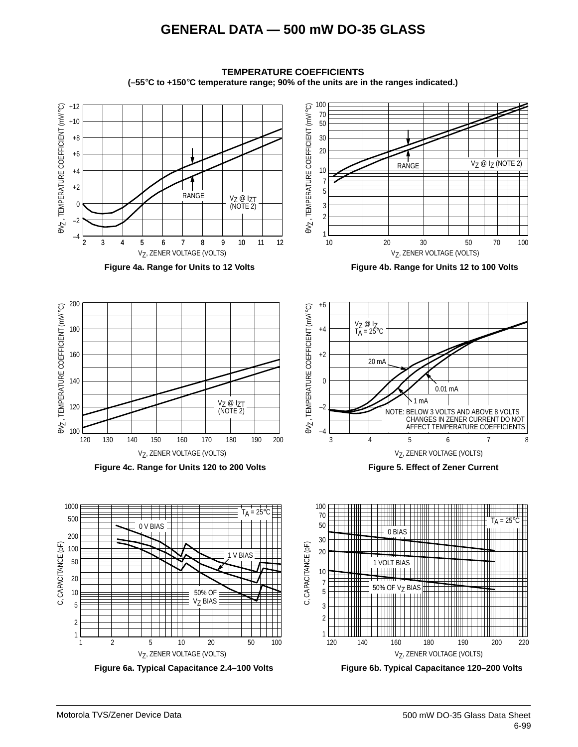# GENERAL DATA — 500 mW DO-35 GLASS

## TEMPERATURE COEFFICIENTS

**(–55°C to +150°C temperature range; 90% of the units are in the ranges indicated.)**

**Figure 4a. Range for Units to 12 Volts**

**Figure 4b. Range for Units 12 to 100 Volts**

**Figure 4c. Range for Units 120 to 200 Volts**

**Figure 5. Effect of Zener Current**

**Figure 6a. Typical Capacitance 2.4–100 Volts**

**Figure 6b. Typical Capacitance 120–200 Volts**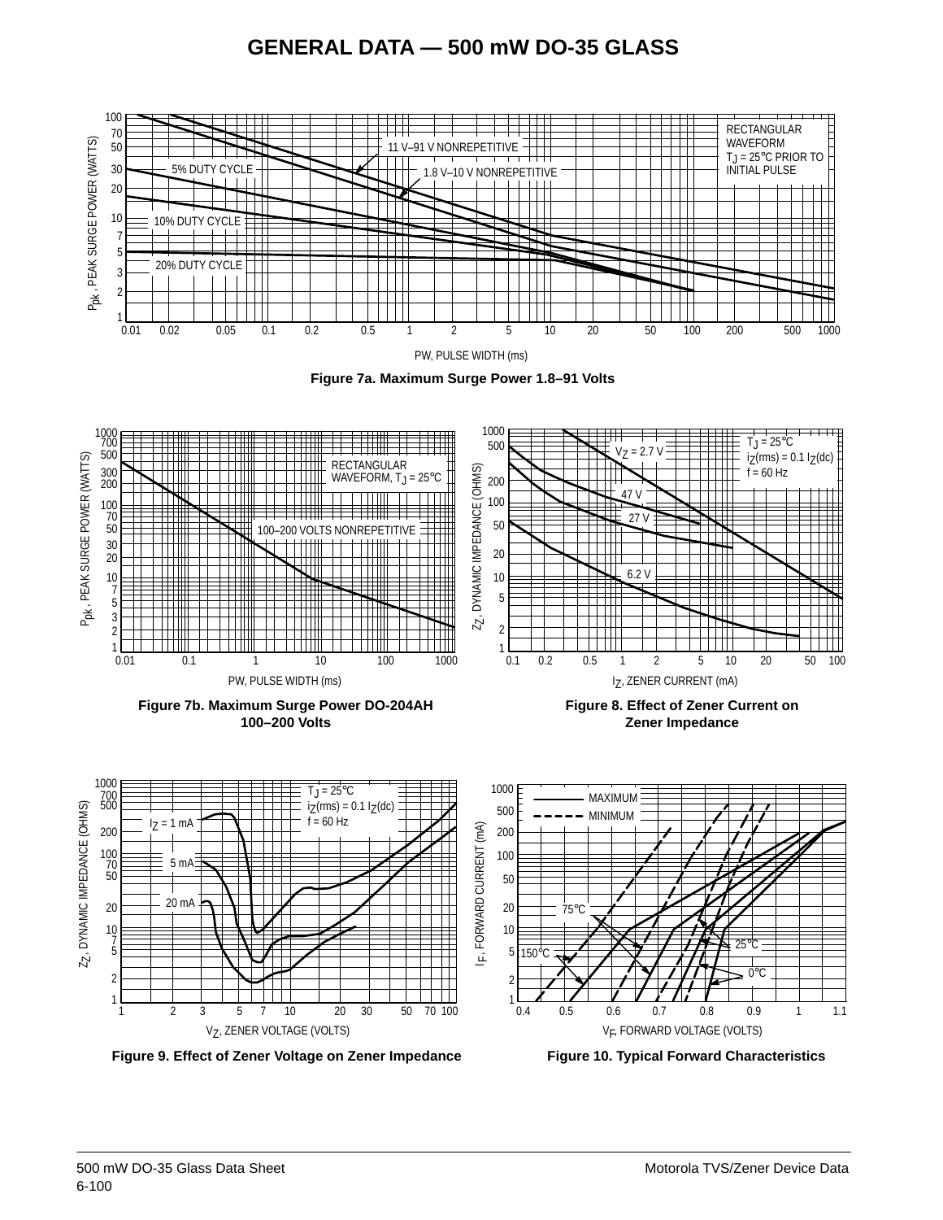# GENERAL DATA — 500 mW DO-35 GLASS

**Figure 7a. Maximum Surge Power 1.8–91 Volts**

**Figure 7b. Maximum Surge Power DO-204AH 100–200 Volts**

**Figure 8. Effect of Zener Current on Zener Impedance**

**Figure 9. Effect of Zener Voltage on Zener Impedance**

**Figure 10. Typical Forward Characteristics**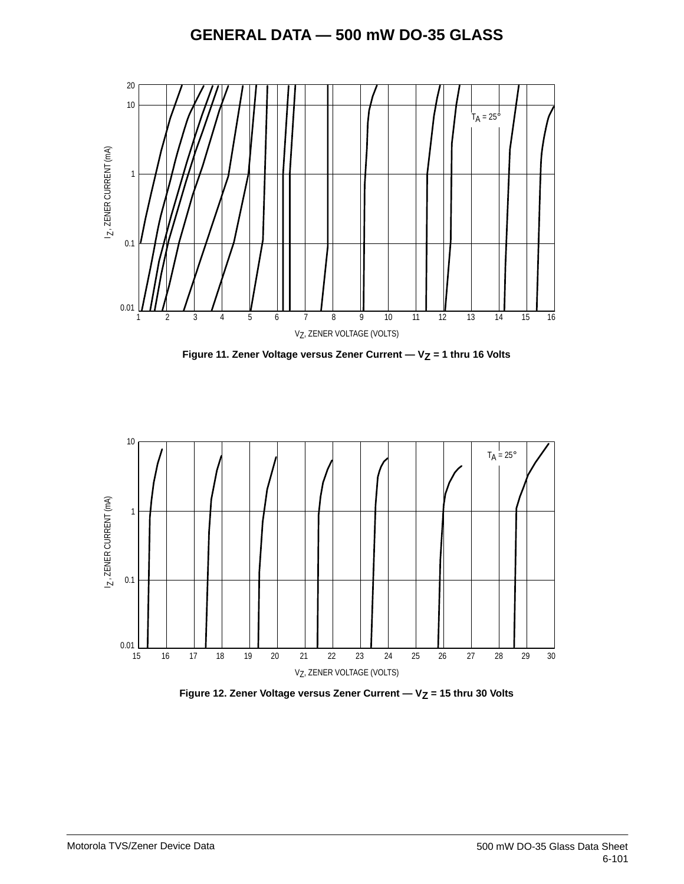# GENERAL DATA — 500 mW DO-35 GLASS

**Figure 11. Zener Voltage versus Zener Current — $V_Z$ = 1 thru 16 Volts**

**Figure 12. Zener Voltage versus Zener Current — $V_Z$ = 15 thru 30 Volts**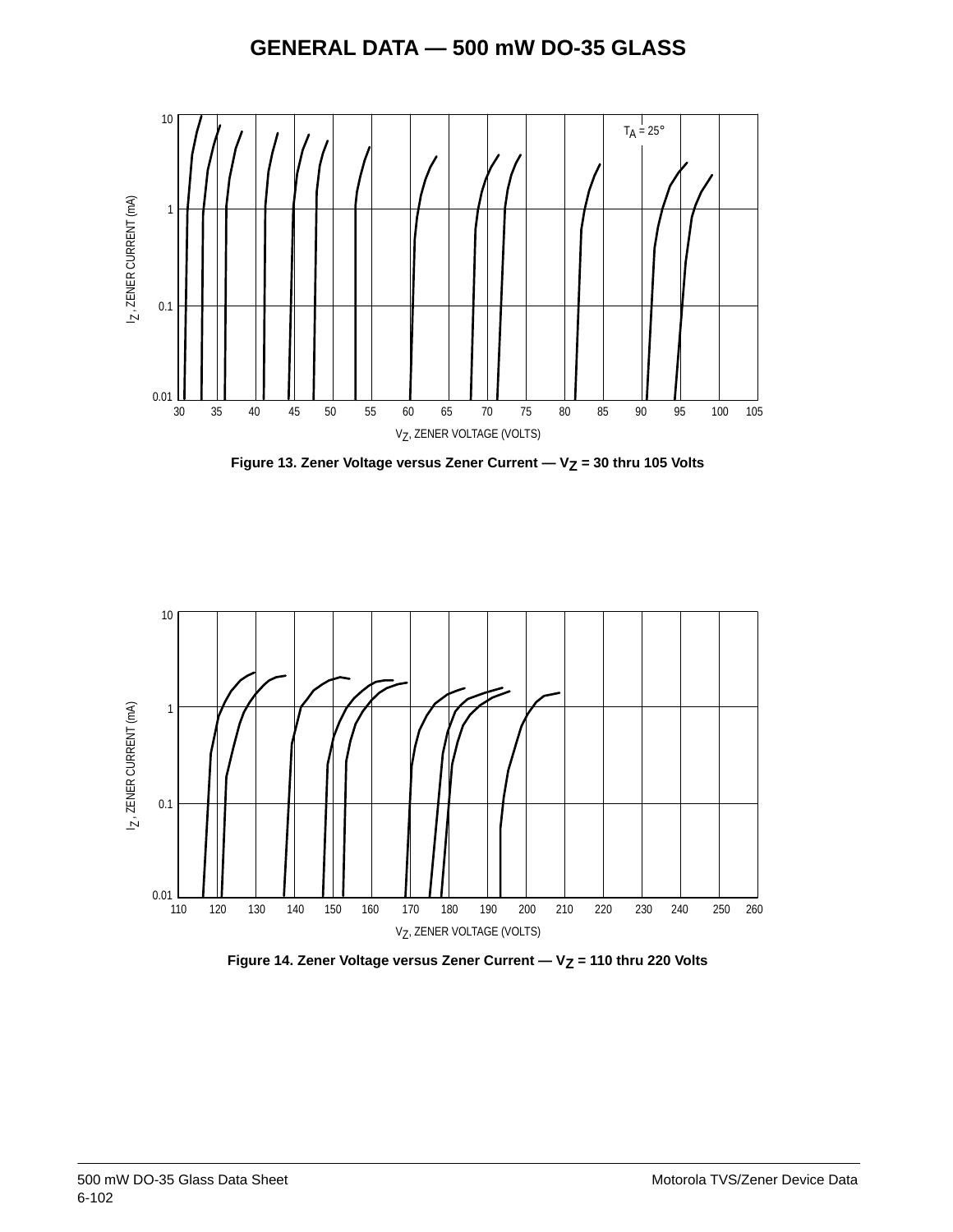# GENERAL DATA — 500 mW DO-35 GLASS

Figure 13. Zener Voltage versus Zener Current — $V_Z$ = 30 thru 105 Volts

Figure 14. Zener Voltage versus Zener Current — $V_Z$ = 110 thru 220 Volts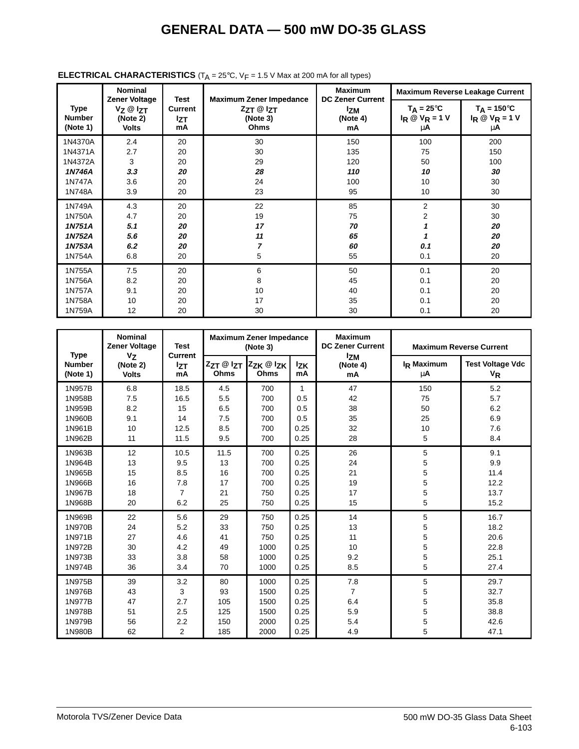# GENERAL DATA — 500 mW DO-35 GLASS

**ELECTRICAL CHARACTERISTICS** ($T_A$ = 25°C, $V_F$ = 1.5 V Max at 200 mA for all types)

| Type Number (Note 1) | Nominal Zener Voltage $V_Z$ @ $I_{ZT}$ (Note 2) Volts | Test Current $I_{ZT}$ mA | Maximum Zener Impedance $Z_{ZT}$ @ $I_{ZT}$ (Note 3) Ohms | Maximum DC Zener Current $I_{ZM}$ (Note 4) mA | Maximum Reverse Leakage Current $T_A$ = 25°C $I_R$ @ $V_R$ = 1 V μA | $T_A$ = 150°C $I_R$ @ $V_R$ = 1 V μA |
|---|---|---|---|---|---|---|
| 1N4370A | 2.4 | 20 | 30 | 150 | 100 | 200 |
| 1N4371A | 2.7 | 20 | 30 | 135 | 75 | 150 |
| 1N4372A | 3 | 20 | 29 | 120 | 50 | 100 |
| ***1N746A*** | ***3.3*** | ***20*** | ***28*** | ***110*** | ***10*** | ***30*** |
| 1N747A | 3.6 | 20 | 24 | 100 | 10 | 30 |
| 1N748A | 3.9 | 20 | 23 | 95 | 10 | 30 |
| 1N749A | 4.3 | 20 | 22 | 85 | 2 | 30 |
| 1N750A | 4.7 | 20 | 19 | 75 | 2 | 30 |
| ***1N751A*** | ***5.1*** | ***20*** | ***17*** | ***70*** | ***1*** | ***20*** |
| ***1N752A*** | ***5.6*** | ***20*** | ***11*** | ***65*** | ***1*** | ***20*** |
| ***1N753A*** | ***6.2*** | ***20*** | ***7*** | ***60*** | ***0.1*** | ***20*** |
| 1N754A | 6.8 | 20 | 5 | 55 | 0.1 | 20 |
| 1N755A | 7.5 | 20 | 6 | 50 | 0.1 | 20 |
| 1N756A | 8.2 | 20 | 8 | 45 | 0.1 | 20 |
| 1N757A | 9.1 | 20 | 10 | 40 | 0.1 | 20 |
| 1N758A | 10 | 20 | 17 | 35 | 0.1 | 20 |
| 1N759A | 12 | 20 | 30 | 30 | 0.1 | 20 |

| Type Number (Note 1) | Nominal Zener Voltage $V_Z$ (Note 2) Volts | Test Current $I_{ZT}$ mA | Maximum Zener Impedance (Note 3) $Z_{ZT}$ @ $I_{ZT}$ Ohms | $Z_{ZK}$ @ $I_{ZK}$ Ohms | $I_{ZK}$ mA | Maximum DC Zener Current $I_{ZM}$ (Note 4) mA | Maximum Reverse Current $I_R$ Maximum μA | Test Voltage Vdc $V_R$ |
|---|---|---|---|---|---|---|---|---|
| 1N957B | 6.8 | 18.5 | 4.5 | 700 | 1 | 47 | 150 | 5.2 |
| 1N958B | 7.5 | 16.5 | 5.5 | 700 | 0.5 | 42 | 75 | 5.7 |
| 1N959B | 8.2 | 15 | 6.5 | 700 | 0.5 | 38 | 50 | 6.2 |
| 1N960B | 9.1 | 14 | 7.5 | 700 | 0.5 | 35 | 25 | 6.9 |
| 1N961B | 10 | 12.5 | 8.5 | 700 | 0.25 | 32 | 10 | 7.6 |
| 1N962B | 11 | 11.5 | 9.5 | 700 | 0.25 | 28 | 5 | 8.4 |
| 1N963B | 12 | 10.5 | 11.5 | 700 | 0.25 | 26 | 5 | 9.1 |
| 1N964B | 13 | 9.5 | 13 | 700 | 0.25 | 24 | 5 | 9.9 |
| 1N965B | 15 | 8.5 | 16 | 700 | 0.25 | 21 | 5 | 11.4 |
| 1N966B | 16 | 7.8 | 17 | 700 | 0.25 | 19 | 5 | 12.2 |
| 1N967B | 18 | 7 | 21 | 750 | 0.25 | 17 | 5 | 13.7 |
| 1N968B | 20 | 6.2 | 25 | 750 | 0.25 | 15 | 5 | 15.2 |
| 1N969B | 22 | 5.6 | 29 | 750 | 0.25 | 14 | 5 | 16.7 |
| 1N970B | 24 | 5.2 | 33 | 750 | 0.25 | 13 | 5 | 18.2 |
| 1N971B | 27 | 4.6 | 41 | 750 | 0.25 | 11 | 5 | 20.6 |
| 1N972B | 30 | 4.2 | 49 | 1000 | 0.25 | 10 | 5 | 22.8 |
| 1N973B | 33 | 3.8 | 58 | 1000 | 0.25 | 9.2 | 5 | 25.1 |
| 1N974B | 36 | 3.4 | 70 | 1000 | 0.25 | 8.5 | 5 | 27.4 |
| 1N975B | 39 | 3.2 | 80 | 1000 | 0.25 | 7.8 | 5 | 29.7 |
| 1N976B | 43 | 3 | 93 | 1500 | 0.25 | 7 | 5 | 32.7 |
| 1N977B | 47 | 2.7 | 105 | 1500 | 0.25 | 6.4 | 5 | 35.8 |
| 1N978B | 51 | 2.5 | 125 | 1500 | 0.25 | 5.9 | 5 | 38.8 |
| 1N979B | 56 | 2.2 | 150 | 2000 | 0.25 | 5.4 | 5 | 42.6 |
| 1N980B | 62 | 2 | 185 | 2000 | 0.25 | 4.9 | 5 | 47.1 |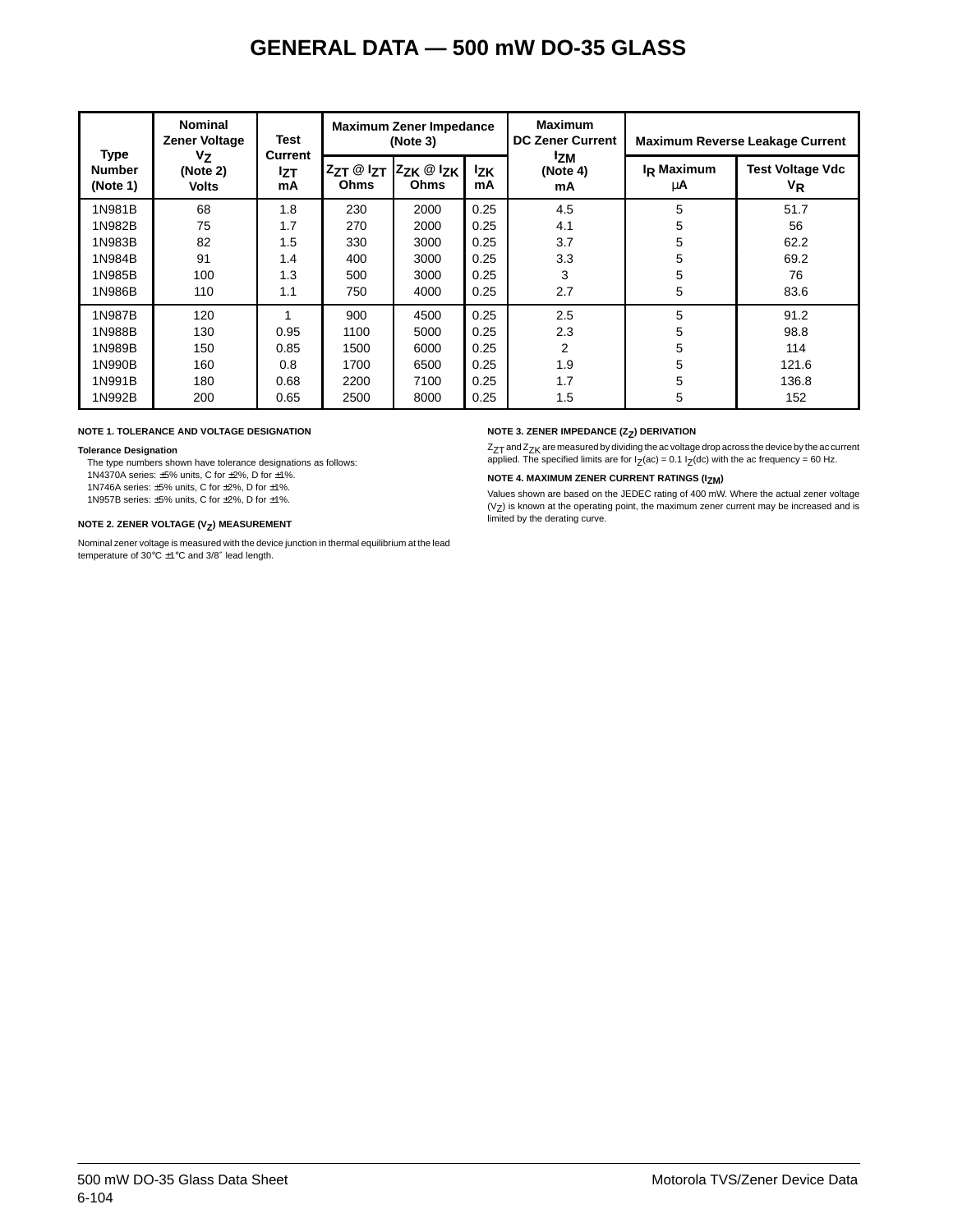# GENERAL DATA — 500 mW DO-35 GLASS

| Type Number (Note 1) | Nominal Zener Voltage $V_Z$ (Note 2) Volts | Test Current $I_{ZT}$ mA | Maximum Zener Impedance (Note 3) | | | Maximum DC Zener Current $I_{ZM}$ (Note 4) mA | Maximum Reverse Leakage Current | |
|---|---|---|---|---|---|---|---|---|
| | | | $Z_{ZT}$ @ $I_{ZT}$ Ohms | $Z_{ZK}$ @ $I_{ZK}$ Ohms | $I_{ZK}$ mA | | $I_R$ Maximum µA | Test Voltage Vdc $V_R$ |
| 1N981B | 68 | 1.8 | 230 | 2000 | 0.25 | 4.5 | 5 | 51.7 |
| 1N982B | 75 | 1.7 | 270 | 2000 | 0.25 | 4.1 | 5 | 56 |
| 1N983B | 82 | 1.5 | 330 | 3000 | 0.25 | 3.7 | 5 | 62.2 |
| 1N984B | 91 | 1.4 | 400 | 3000 | 0.25 | 3.3 | 5 | 69.2 |
| 1N985B | 100 | 1.3 | 500 | 3000 | 0.25 | 3 | 5 | 76 |
| 1N986B | 110 | 1.1 | 750 | 4000 | 0.25 | 2.7 | 5 | 83.6 |
| 1N987B | 120 | 1 | 900 | 4500 | 0.25 | 2.5 | 5 | 91.2 |
| 1N988B | 130 | 0.95 | 1100 | 5000 | 0.25 | 2.3 | 5 | 98.8 |
| 1N989B | 150 | 0.85 | 1500 | 6000 | 0.25 | 2 | 5 | 114 |
| 1N990B | 160 | 0.8 | 1700 | 6500 | 0.25 | 1.9 | 5 | 121.6 |
| 1N991B | 180 | 0.68 | 2200 | 7100 | 0.25 | 1.7 | 5 | 136.8 |
| 1N992B | 200 | 0.65 | 2500 | 8000 | 0.25 | 1.5 | 5 | 152 |

**NOTE 1. TOLERANCE AND VOLTAGE DESIGNATION**

**Tolerance Designation**

The type numbers shown have tolerance designations as follows:
1N4370A series: ±5% units, C for ±2%, D for ±1%.
1N746A series: ±5% units, C for ±2%, D for ±1%.
1N957B series: ±5% units, C for ±2%, D for ±1%.

**NOTE 2. ZENER VOLTAGE ($V_Z$) MEASUREMENT**

Nominal zener voltage is measured with the device junction in thermal equilibrium at the lead temperature of 30°C ±1°C and 3/8″ lead length.

**NOTE 3. ZENER IMPEDANCE ($Z_Z$) DERIVATION**

$Z_{ZT}$ and $Z_{ZK}$ are measured by dividing the ac voltage drop across the device by the ac current applied. The specified limits are for $I_Z(ac) = 0.1\ I_Z(dc)$ with the ac frequency = 60 Hz.

**NOTE 4. MAXIMUM ZENER CURRENT RATINGS ($I_{ZM}$)**

Values shown are based on the JEDEC rating of 400 mW. Where the actual zener voltage ($V_Z$) is known at the operating point, the maximum zener current may be increased and is limited by the derating curve.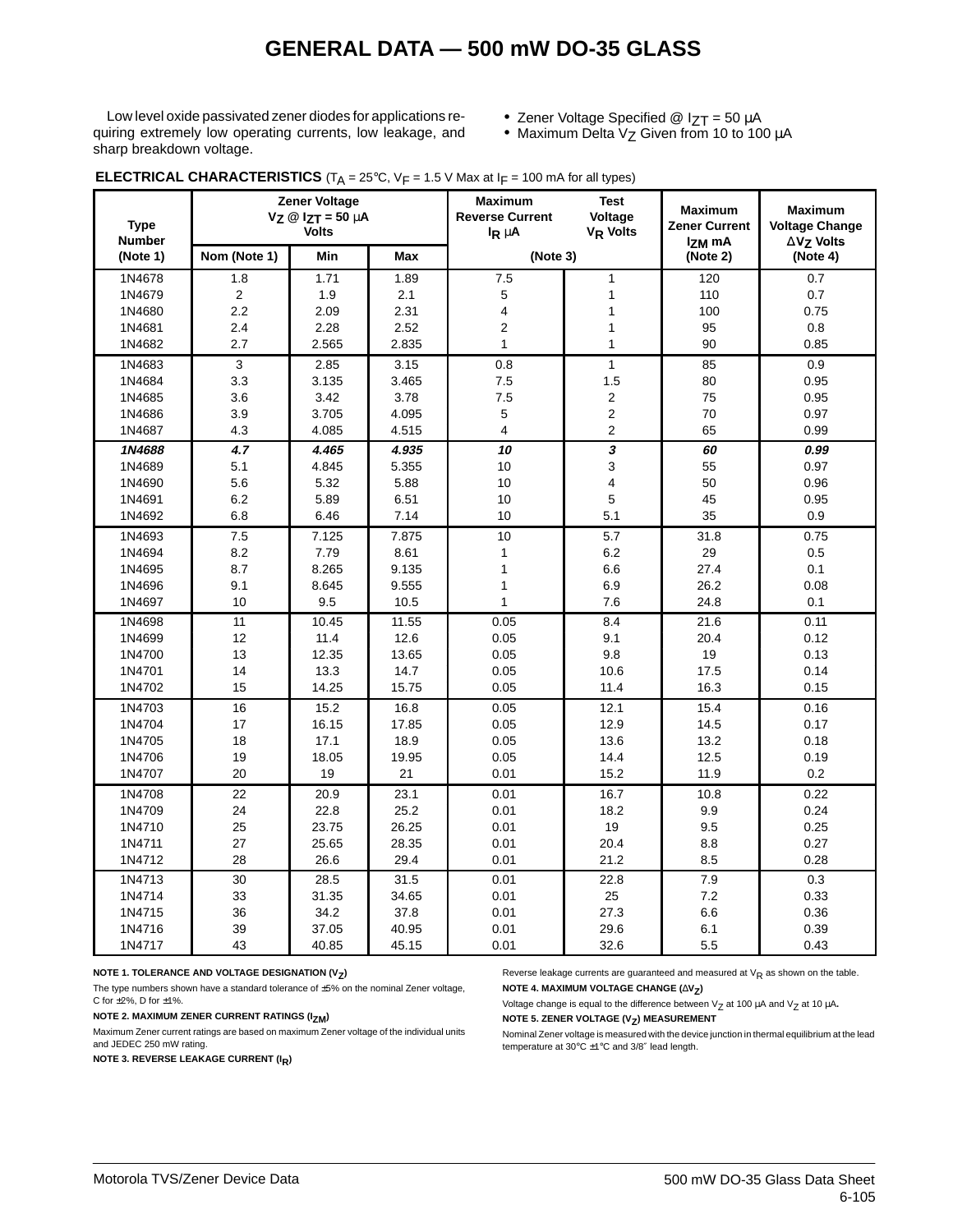# GENERAL DATA — 500 mW DO-35 GLASS

Low level oxide passivated zener diodes for applications requiring extremely low operating currents, low leakage, and sharp breakdown voltage.

- Zener Voltage Specified @ $I_{ZT}$ = 50 µA
- Maximum Delta $V_Z$ Given from 10 to 100 µA

**ELECTRICAL CHARACTERISTICS** ($T_A$ = 25°C, $V_F$ = 1.5 V Max at $I_F$ = 100 mA for all types)

| Type Number (Note 1) | Zener Voltage $V_Z$ @ $I_{ZT}$ = 50 µA Volts | | | Maximum Reverse Current $I_R$ µA | Test Voltage $V_R$ Volts | Maximum Zener Current $I_{ZM}$ mA (Note 2) | Maximum Voltage Change $\Delta V_Z$ Volts (Note 4) |
|---|---|---|---|---|---|---|---|
| | Nom (Note 1) | Min | Max | (Note 3) | | | |
| 1N4678 | 1.8 | 1.71 | 1.89 | 7.5 | 1 | 120 | 0.7 |
| 1N4679 | 2 | 1.9 | 2.1 | 5 | 1 | 110 | 0.7 |
| 1N4680 | 2.2 | 2.09 | 2.31 | 4 | 1 | 100 | 0.75 |
| 1N4681 | 2.4 | 2.28 | 2.52 | 2 | 1 | 95 | 0.8 |
| 1N4682 | 2.7 | 2.565 | 2.835 | 1 | 1 | 90 | 0.85 |
| 1N4683 | 3 | 2.85 | 3.15 | 0.8 | 1 | 85 | 0.9 |
| 1N4684 | 3.3 | 3.135 | 3.465 | 7.5 | 1.5 | 80 | 0.95 |
| 1N4685 | 3.6 | 3.42 | 3.78 | 7.5 | 2 | 75 | 0.95 |
| 1N4686 | 3.9 | 3.705 | 4.095 | 5 | 2 | 70 | 0.97 |
| 1N4687 | 4.3 | 4.085 | 4.515 | 4 | 2 | 65 | 0.99 |
| ***1N4688*** | ***4.7*** | ***4.465*** | ***4.935*** | ***10*** | ***3*** | ***60*** | ***0.99*** |
| 1N4689 | 5.1 | 4.845 | 5.355 | 10 | 3 | 55 | 0.97 |
| 1N4690 | 5.6 | 5.32 | 5.88 | 10 | 4 | 50 | 0.96 |
| 1N4691 | 6.2 | 5.89 | 6.51 | 10 | 5 | 45 | 0.95 |
| 1N4692 | 6.8 | 6.46 | 7.14 | 10 | 5.1 | 35 | 0.9 |
| 1N4693 | 7.5 | 7.125 | 7.875 | 10 | 5.7 | 31.8 | 0.75 |
| 1N4694 | 8.2 | 7.79 | 8.61 | 1 | 6.2 | 29 | 0.5 |
| 1N4695 | 8.7 | 8.265 | 9.135 | 1 | 6.6 | 27.4 | 0.1 |
| 1N4696 | 9.1 | 8.645 | 9.555 | 1 | 6.9 | 26.2 | 0.08 |
| 1N4697 | 10 | 9.5 | 10.5 | 1 | 7.6 | 24.8 | 0.1 |
| 1N4698 | 11 | 10.45 | 11.55 | 0.05 | 8.4 | 21.6 | 0.11 |
| 1N4699 | 12 | 11.4 | 12.6 | 0.05 | 9.1 | 20.4 | 0.12 |
| 1N4700 | 13 | 12.35 | 13.65 | 0.05 | 9.8 | 19 | 0.13 |
| 1N4701 | 14 | 13.3 | 14.7 | 0.05 | 10.6 | 17.5 | 0.14 |
| 1N4702 | 15 | 14.25 | 15.75 | 0.05 | 11.4 | 16.3 | 0.15 |
| 1N4703 | 16 | 15.2 | 16.8 | 0.05 | 12.1 | 15.4 | 0.16 |
| 1N4704 | 17 | 16.15 | 17.85 | 0.05 | 12.9 | 14.5 | 0.17 |
| 1N4705 | 18 | 17.1 | 18.9 | 0.05 | 13.6 | 13.2 | 0.18 |
| 1N4706 | 19 | 18.05 | 19.95 | 0.05 | 14.4 | 12.5 | 0.19 |
| 1N4707 | 20 | 19 | 21 | 0.01 | 15.2 | 11.9 | 0.2 |
| 1N4708 | 22 | 20.9 | 23.1 | 0.01 | 16.7 | 10.8 | 0.22 |
| 1N4709 | 24 | 22.8 | 25.2 | 0.01 | 18.2 | 9.9 | 0.24 |
| 1N4710 | 25 | 23.75 | 26.25 | 0.01 | 19 | 9.5 | 0.25 |
| 1N4711 | 27 | 25.65 | 28.35 | 0.01 | 20.4 | 8.8 | 0.27 |
| 1N4712 | 28 | 26.6 | 29.4 | 0.01 | 21.2 | 8.5 | 0.28 |
| 1N4713 | 30 | 28.5 | 31.5 | 0.01 | 22.8 | 7.9 | 0.3 |
| 1N4714 | 33 | 31.35 | 34.65 | 0.01 | 25 | 7.2 | 0.33 |
| 1N4715 | 36 | 34.2 | 37.8 | 0.01 | 27.3 | 6.6 | 0.36 |
| 1N4716 | 39 | 37.05 | 40.95 | 0.01 | 29.6 | 6.1 | 0.39 |
| 1N4717 | 43 | 40.85 | 45.15 | 0.01 | 32.6 | 5.5 | 0.43 |

**NOTE 1. TOLERANCE AND VOLTAGE DESIGNATION ($V_Z$)**

The type numbers shown have a standard tolerance of ±5% on the nominal Zener voltage, C for ±2%, D for ±1%.

**NOTE 2. MAXIMUM ZENER CURRENT RATINGS ($I_{ZM}$)**

Maximum Zener current ratings are based on maximum Zener voltage of the individual units and JEDEC 250 mW rating.

**NOTE 3. REVERSE LEAKAGE CURRENT ($I_R$)**

Reverse leakage currents are guaranteed and measured at $V_R$ as shown on the table.

**NOTE 4. MAXIMUM VOLTAGE CHANGE ($\Delta V_Z$)**

Voltage change is equal to the difference between $V_Z$ at 100 µA and $V_Z$ at 10 µA.

**NOTE 5. ZENER VOLTAGE ($V_Z$) MEASUREMENT**

Nominal Zener voltage is measured with the device junction in thermal equilibrium at the lead temperature at 30°C ±1°C and 3/8″ lead length.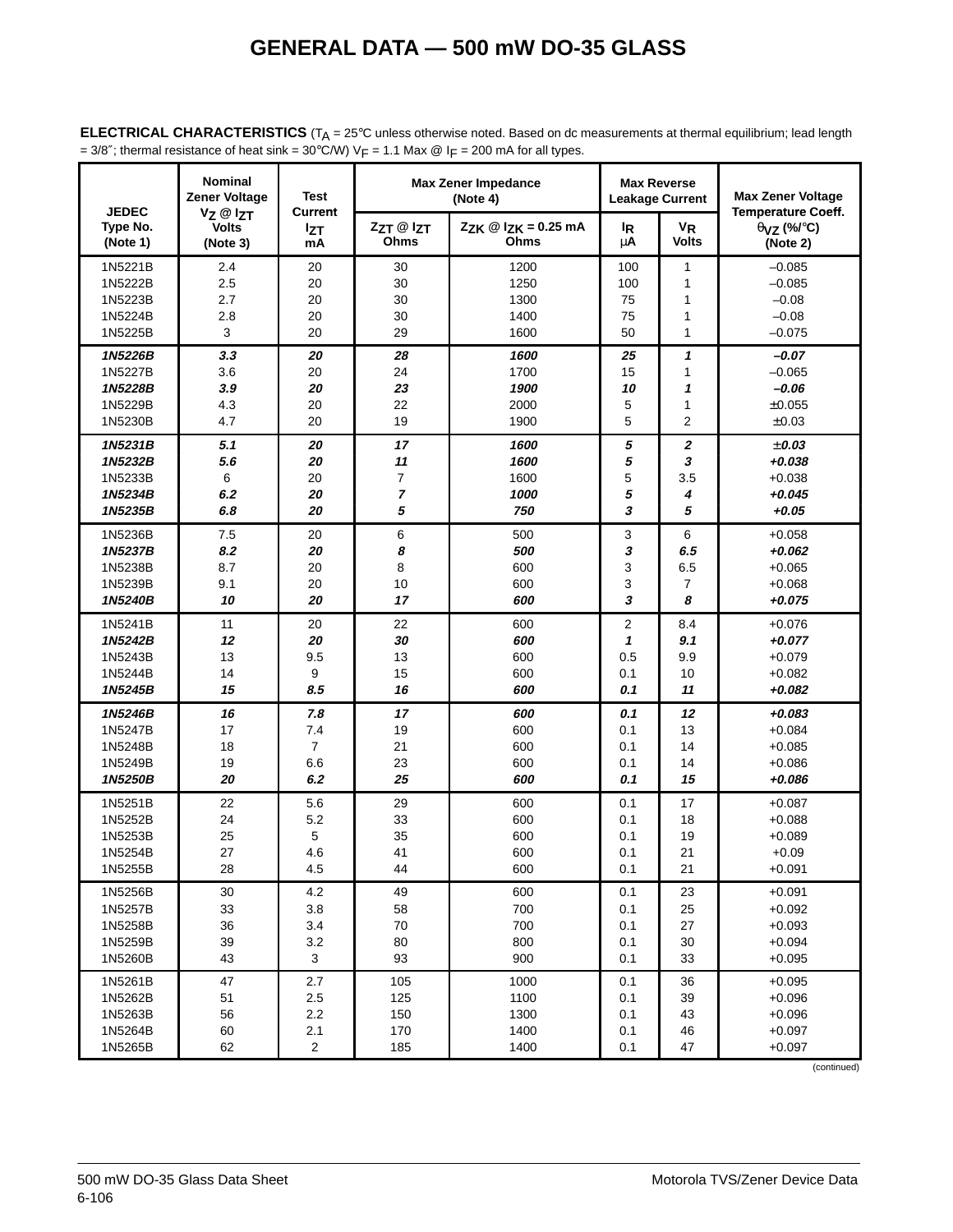# GENERAL DATA — 500 mW DO-35 GLASS

**ELECTRICAL CHARACTERISTICS** ($T_A$ = 25°C unless otherwise noted. Based on dc measurements at thermal equilibrium; lead length = 3/8″; thermal resistance of heat sink = 30°C/W) $V_F$ = 1.1 Max @ $I_F$ = 200 mA for all types.

| JEDEC Type No. (Note 1) | Nominal Zener Voltage $V_Z$ @ $I_{ZT}$ Volts (Note 3) | Test Current $I_{ZT}$ mA | Max Zener Impedance (Note 4) | | Max Reverse Leakage Current | | Max Zener Voltage Temperature Coeff. $\theta_{VZ}$ (%/°C) (Note 2) |
|---|---|---|---|---|---|---|---|
| | | | $Z_{ZT}$ @ $I_{ZT}$ Ohms | $Z_{ZK}$ @ $I_{ZK}$ = 0.25 mA Ohms | $I_R$ μA | $V_R$ Volts | |
| 1N5221B | 2.4 | 20 | 30 | 1200 | 100 | 1 | –0.085 |
| 1N5222B | 2.5 | 20 | 30 | 1250 | 100 | 1 | –0.085 |
| 1N5223B | 2.7 | 20 | 30 | 1300 | 75 | 1 | –0.08 |
| 1N5224B | 2.8 | 20 | 30 | 1400 | 75 | 1 | –0.08 |
| 1N5225B | 3 | 20 | 29 | 1600 | 50 | 1 | –0.075 |
| ***1N5226B*** | ***3.3*** | ***20*** | ***28*** | ***1600*** | ***25*** | ***1*** | ***–0.07*** |
| 1N5227B | 3.6 | 20 | 24 | 1700 | 15 | 1 | –0.065 |
| ***1N5228B*** | ***3.9*** | ***20*** | ***23*** | ***1900*** | ***10*** | ***1*** | ***–0.06*** |
| 1N5229B | 4.3 | 20 | 22 | 2000 | 5 | 1 | ±0.055 |
| 1N5230B | 4.7 | 20 | 19 | 1900 | 5 | 2 | ±0.03 |
| ***1N5231B*** | ***5.1*** | ***20*** | ***17*** | ***1600*** | ***5*** | ***2*** | ***±0.03*** |
| ***1N5232B*** | ***5.6*** | ***20*** | ***11*** | ***1600*** | ***5*** | ***3*** | ***+0.038*** |
| 1N5233B | 6 | 20 | 7 | 1600 | 5 | 3.5 | +0.038 |
| ***1N5234B*** | ***6.2*** | ***20*** | ***7*** | ***1000*** | ***5*** | ***4*** | ***+0.045*** |
| ***1N5235B*** | ***6.8*** | ***20*** | ***5*** | ***750*** | ***3*** | ***5*** | ***+0.05*** |
| 1N5236B | 7.5 | 20 | 6 | 500 | 3 | 6 | +0.058 |
| ***1N5237B*** | ***8.2*** | ***20*** | ***8*** | ***500*** | ***3*** | ***6.5*** | ***+0.062*** |
| 1N5238B | 8.7 | 20 | 8 | 600 | 3 | 6.5 | +0.065 |
| 1N5239B | 9.1 | 20 | 10 | 600 | 3 | 7 | +0.068 |
| ***1N5240B*** | ***10*** | ***20*** | ***17*** | ***600*** | ***3*** | ***8*** | ***+0.075*** |
| 1N5241B | 11 | 20 | 22 | 600 | 2 | 8.4 | +0.076 |
| ***1N5242B*** | ***12*** | ***20*** | ***30*** | ***600*** | ***1*** | ***9.1*** | ***+0.077*** |
| 1N5243B | 13 | 9.5 | 13 | 600 | 0.5 | 9.9 | +0.079 |
| 1N5244B | 14 | 9 | 15 | 600 | 0.1 | 10 | +0.082 |
| ***1N5245B*** | ***15*** | ***8.5*** | ***16*** | ***600*** | ***0.1*** | ***11*** | ***+0.082*** |
| ***1N5246B*** | ***16*** | ***7.8*** | ***17*** | ***600*** | ***0.1*** | ***12*** | ***+0.083*** |
| 1N5247B | 17 | 7.4 | 19 | 600 | 0.1 | 13 | +0.084 |
| 1N5248B | 18 | 7 | 21 | 600 | 0.1 | 14 | +0.085 |
| 1N5249B | 19 | 6.6 | 23 | 600 | 0.1 | 14 | +0.086 |
| ***1N5250B*** | ***20*** | ***6.2*** | ***25*** | ***600*** | ***0.1*** | ***15*** | ***+0.086*** |
| 1N5251B | 22 | 5.6 | 29 | 600 | 0.1 | 17 | +0.087 |
| 1N5252B | 24 | 5.2 | 33 | 600 | 0.1 | 18 | +0.088 |
| 1N5253B | 25 | 5 | 35 | 600 | 0.1 | 19 | +0.089 |
| 1N5254B | 27 | 4.6 | 41 | 600 | 0.1 | 21 | +0.09 |
| 1N5255B | 28 | 4.5 | 44 | 600 | 0.1 | 21 | +0.091 |
| 1N5256B | 30 | 4.2 | 49 | 600 | 0.1 | 23 | +0.091 |
| 1N5257B | 33 | 3.8 | 58 | 700 | 0.1 | 25 | +0.092 |
| 1N5258B | 36 | 3.4 | 70 | 700 | 0.1 | 27 | +0.093 |
| 1N5259B | 39 | 3.2 | 80 | 800 | 0.1 | 30 | +0.094 |
| 1N5260B | 43 | 3 | 93 | 900 | 0.1 | 33 | +0.095 |
| 1N5261B | 47 | 2.7 | 105 | 1000 | 0.1 | 36 | +0.095 |
| 1N5262B | 51 | 2.5 | 125 | 1100 | 0.1 | 39 | +0.096 |
| 1N5263B | 56 | 2.2 | 150 | 1300 | 0.1 | 43 | +0.096 |
| 1N5264B | 60 | 2.1 | 170 | 1400 | 0.1 | 46 | +0.097 |
| 1N5265B | 62 | 2 | 185 | 1400 | 0.1 | 47 | +0.097 |

(continued)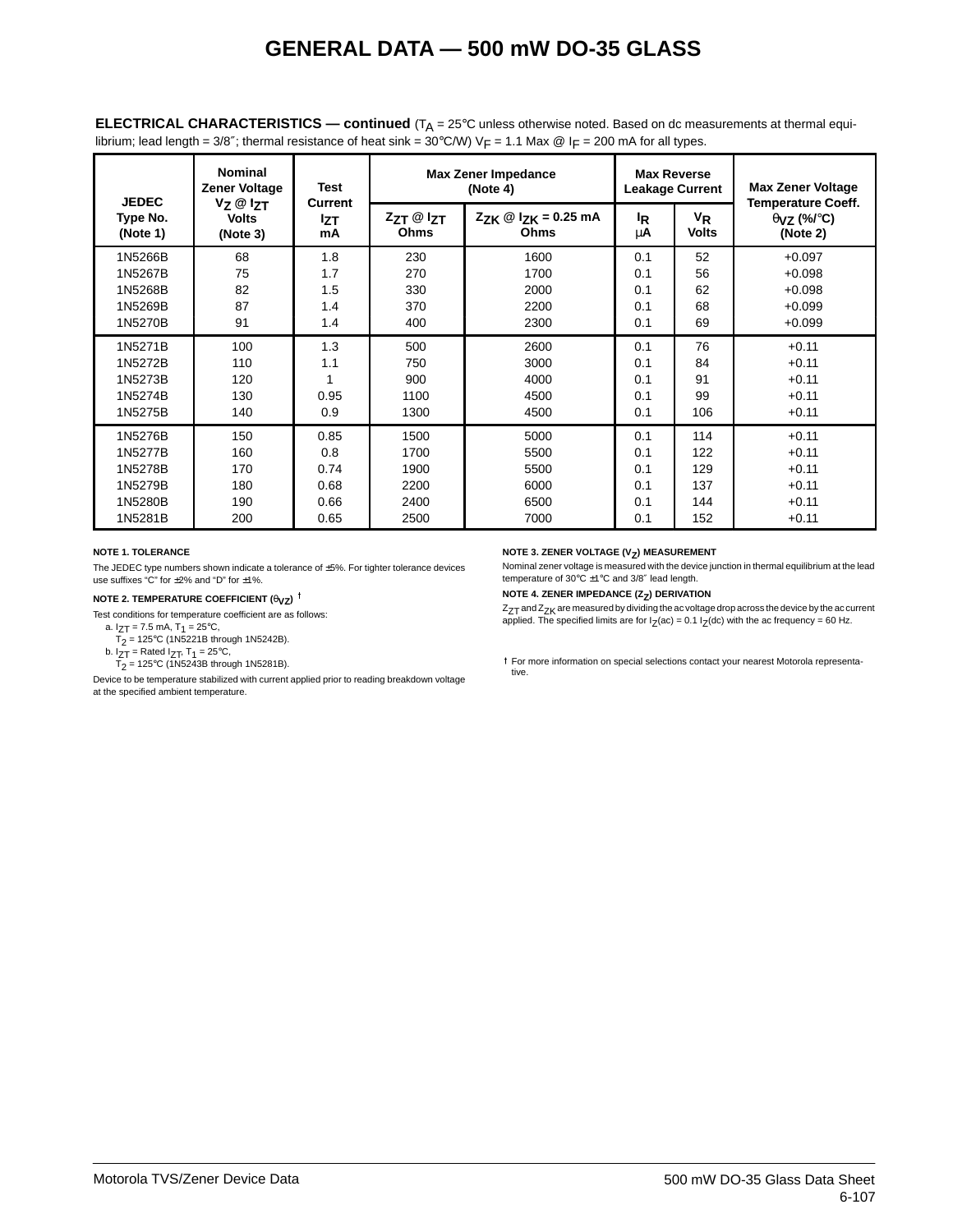# GENERAL DATA — 500 mW DO-35 GLASS

**ELECTRICAL CHARACTERISTICS — continued** ($T_A$ = 25°C unless otherwise noted. Based on dc measurements at thermal equilibrium; lead length = 3/8″; thermal resistance of heat sink = 30°C/W) $V_F$ = 1.1 Max @ $I_F$ = 200 mA for all types.

| JEDEC Type No. (Note 1) | Nominal Zener Voltage $V_Z$ @ $I_{ZT}$ Volts (Note 3) | Test Current $I_{ZT}$ mA | Max Zener Impedance (Note 4) | | Max Reverse Leakage Current | | Max Zener Voltage Temperature Coeff. $\theta_{VZ}$ (%/°C) (Note 2) |
|---|---|---|---|---|---|---|---|
| | | | $Z_{ZT}$ @ $I_{ZT}$ Ohms | $Z_{ZK}$ @ $I_{ZK}$ = 0.25 mA Ohms | $I_R$ µA | $V_R$ Volts | |
| 1N5266B | 68 | 1.8 | 230 | 1600 | 0.1 | 52 | +0.097 |
| 1N5267B | 75 | 1.7 | 270 | 1700 | 0.1 | 56 | +0.098 |
| 1N5268B | 82 | 1.5 | 330 | 2000 | 0.1 | 62 | +0.098 |
| 1N5269B | 87 | 1.4 | 370 | 2200 | 0.1 | 68 | +0.099 |
| 1N5270B | 91 | 1.4 | 400 | 2300 | 0.1 | 69 | +0.099 |
| 1N5271B | 100 | 1.3 | 500 | 2600 | 0.1 | 76 | +0.11 |
| 1N5272B | 110 | 1.1 | 750 | 3000 | 0.1 | 84 | +0.11 |
| 1N5273B | 120 | 1 | 900 | 4000 | 0.1 | 91 | +0.11 |
| 1N5274B | 130 | 0.95 | 1100 | 4500 | 0.1 | 99 | +0.11 |
| 1N5275B | 140 | 0.9 | 1300 | 4500 | 0.1 | 106 | +0.11 |
| 1N5276B | 150 | 0.85 | 1500 | 5000 | 0.1 | 114 | +0.11 |
| 1N5277B | 160 | 0.8 | 1700 | 5500 | 0.1 | 122 | +0.11 |
| 1N5278B | 170 | 0.74 | 1900 | 5500 | 0.1 | 129 | +0.11 |
| 1N5279B | 180 | 0.68 | 2200 | 6000 | 0.1 | 137 | +0.11 |
| 1N5280B | 190 | 0.66 | 2400 | 6500 | 0.1 | 144 | +0.11 |
| 1N5281B | 200 | 0.65 | 2500 | 7000 | 0.1 | 152 | +0.11 |

**NOTE 1. TOLERANCE**

The JEDEC type numbers shown indicate a tolerance of ±5%. For tighter tolerance devices use suffixes "C" for ±2% and "D" for ±1%.

**NOTE 2. TEMPERATURE COEFFICIENT ($\theta_{VZ}$) †**

Test conditions for temperature coefficient are as follows:

a. $I_{ZT}$ = 7.5 mA, $T_1$ = 25°C,
   $T_2$ = 125°C (1N5221B through 1N5242B).

b. $I_{ZT}$ = Rated $I_{ZT}$, $T_1$ = 25°C,
   $T_2$ = 125°C (1N5243B through 1N5281B).

Device to be temperature stabilized with current applied prior to reading breakdown voltage at the specified ambient temperature.

**NOTE 3. ZENER VOLTAGE ($V_Z$) MEASUREMENT**

Nominal zener voltage is measured with the device junction in thermal equilibrium at the lead temperature of 30°C ±1°C and 3/8″ lead length.

**NOTE 4. ZENER IMPEDANCE ($Z_Z$) DERIVATION**

$Z_{ZT}$ and $Z_{ZK}$ are measured by dividing the ac voltage drop across the device by the ac current applied. The specified limits are for $I_Z$(ac) = 0.1 $I_Z$(dc) with the ac frequency = 60 Hz.

† For more information on special selections contact your nearest Motorola representative.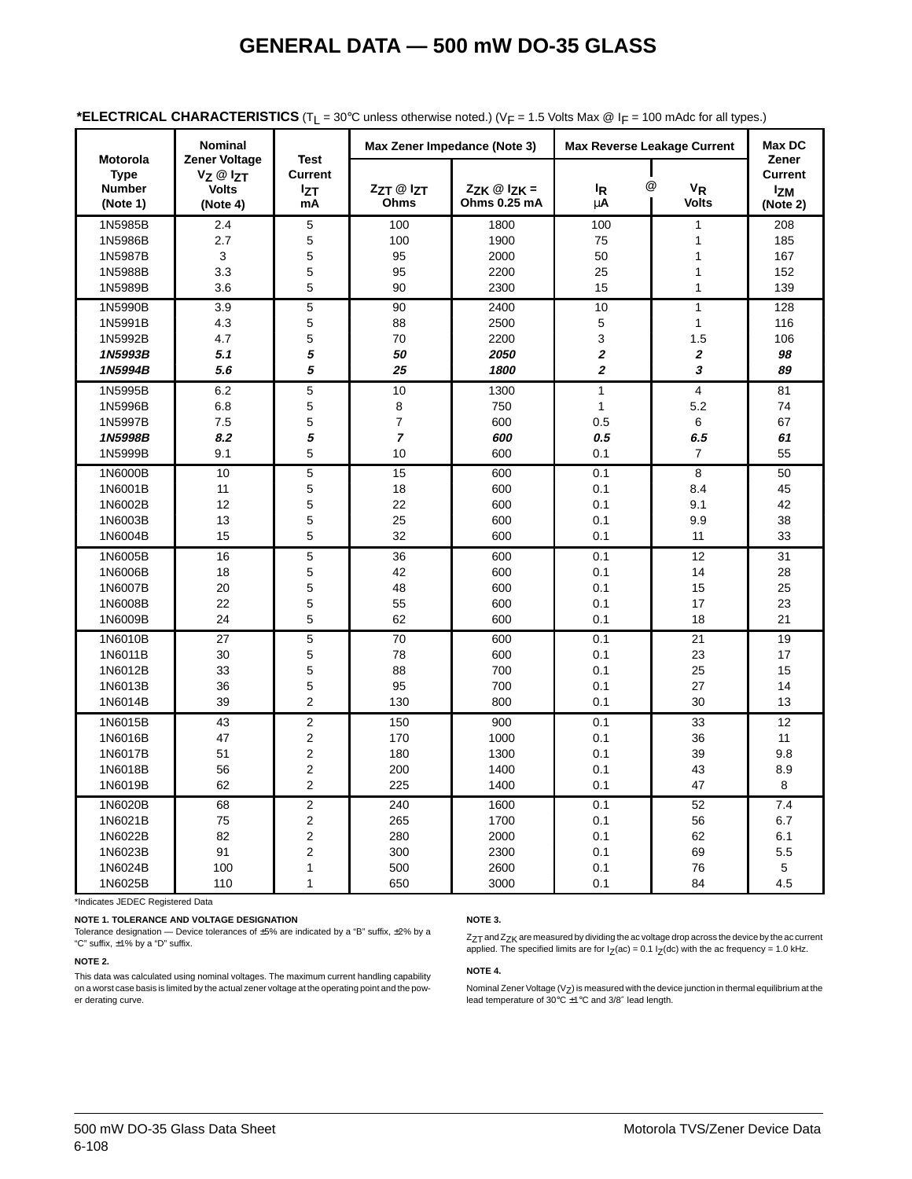# GENERAL DATA — 500 mW DO-35 GLASS

**\*ELECTRICAL CHARACTERISTICS** ($T_L$ = 30°C unless otherwise noted.) ($V_F$ = 1.5 Volts Max @ $I_F$ = 100 mAdc for all types.)

| Motorola Type Number (Note 1) | Nominal Zener Voltage $V_Z$ @ $I_{ZT}$ Volts (Note 4) | Test Current $I_{ZT}$ mA | Max Zener Impedance (Note 3) | | Max Reverse Leakage Current | | Max DC Zener Current $I_{ZM}$ (Note 2) |
|---|---|---|---|---|---|---|---|
| | | | $Z_{ZT}$ @ $I_{ZT}$ Ohms | $Z_{ZK}$ @ $I_{ZK}$ = Ohms 0.25 mA | $I_R$ μA | @ $V_R$ Volts | |
| 1N5985B | 2.4 | 5 | 100 | 1800 | 100 | 1 | 208 |
| 1N5986B | 2.7 | 5 | 100 | 1900 | 75 | 1 | 185 |
| 1N5987B | 3 | 5 | 95 | 2000 | 50 | 1 | 167 |
| 1N5988B | 3.3 | 5 | 95 | 2200 | 25 | 1 | 152 |
| 1N5989B | 3.6 | 5 | 90 | 2300 | 15 | 1 | 139 |
| 1N5990B | 3.9 | 5 | 90 | 2400 | 10 | 1 | 128 |
| 1N5991B | 4.3 | 5 | 88 | 2500 | 5 | 1 | 116 |
| 1N5992B | 4.7 | 5 | 70 | 2200 | 3 | 1.5 | 106 |
| ***1N5993B*** | ***5.1*** | ***5*** | ***50*** | ***2050*** | ***2*** | ***2*** | ***98*** |
| ***1N5994B*** | ***5.6*** | ***5*** | ***25*** | ***1800*** | ***2*** | ***3*** | ***89*** |
| 1N5995B | 6.2 | 5 | 10 | 1300 | 1 | 4 | 81 |
| 1N5996B | 6.8 | 5 | 8 | 750 | 1 | 5.2 | 74 |
| 1N5997B | 7.5 | 5 | 7 | 600 | 0.5 | 6 | 67 |
| ***1N5998B*** | ***8.2*** | ***5*** | ***7*** | ***600*** | ***0.5*** | ***6.5*** | ***61*** |
| 1N5999B | 9.1 | 5 | 10 | 600 | 0.1 | 7 | 55 |
| 1N6000B | 10 | 5 | 15 | 600 | 0.1 | 8 | 50 |
| 1N6001B | 11 | 5 | 18 | 600 | 0.1 | 8.4 | 45 |
| 1N6002B | 12 | 5 | 22 | 600 | 0.1 | 9.1 | 42 |
| 1N6003B | 13 | 5 | 25 | 600 | 0.1 | 9.9 | 38 |
| 1N6004B | 15 | 5 | 32 | 600 | 0.1 | 11 | 33 |
| 1N6005B | 16 | 5 | 36 | 600 | 0.1 | 12 | 31 |
| 1N6006B | 18 | 5 | 42 | 600 | 0.1 | 14 | 28 |
| 1N6007B | 20 | 5 | 48 | 600 | 0.1 | 15 | 25 |
| 1N6008B | 22 | 5 | 55 | 600 | 0.1 | 17 | 23 |
| 1N6009B | 24 | 5 | 62 | 600 | 0.1 | 18 | 21 |
| 1N6010B | 27 | 5 | 70 | 600 | 0.1 | 21 | 19 |
| 1N6011B | 30 | 5 | 78 | 600 | 0.1 | 23 | 17 |
| 1N6012B | 33 | 5 | 88 | 700 | 0.1 | 25 | 15 |
| 1N6013B | 36 | 5 | 95 | 700 | 0.1 | 27 | 14 |
| 1N6014B | 39 | 2 | 130 | 800 | 0.1 | 30 | 13 |
| 1N6015B | 43 | 2 | 150 | 900 | 0.1 | 33 | 12 |
| 1N6016B | 47 | 2 | 170 | 1000 | 0.1 | 36 | 11 |
| 1N6017B | 51 | 2 | 180 | 1300 | 0.1 | 39 | 9.8 |
| 1N6018B | 56 | 2 | 200 | 1400 | 0.1 | 43 | 8.9 |
| 1N6019B | 62 | 2 | 225 | 1400 | 0.1 | 47 | 8 |
| 1N6020B | 68 | 2 | 240 | 1600 | 0.1 | 52 | 7.4 |
| 1N6021B | 75 | 2 | 265 | 1700 | 0.1 | 56 | 6.7 |
| 1N6022B | 82 | 2 | 280 | 2000 | 0.1 | 62 | 6.1 |
| 1N6023B | 91 | 2 | 300 | 2300 | 0.1 | 69 | 5.5 |
| 1N6024B | 100 | 1 | 500 | 2600 | 0.1 | 76 | 5 |
| 1N6025B | 110 | 1 | 650 | 3000 | 0.1 | 84 | 4.5 |

\*Indicates JEDEC Registered Data

**NOTE 1. TOLERANCE AND VOLTAGE DESIGNATION**

Tolerance designation — Device tolerances of ±5% are indicated by a "B" suffix, ±2% by a "C" suffix, ±1% by a "D" suffix.

**NOTE 2.**

This data was calculated using nominal voltages. The maximum current handling capability on a worst case basis is limited by the actual zener voltage at the operating point and the power derating curve.

**NOTE 3.**

$Z_{ZT}$ and $Z_{ZK}$ are measured by dividing the ac voltage drop across the device by the ac current applied. The specified limits are for $I_Z$(ac) = 0.1 $I_Z$(dc) with the ac frequency = 1.0 kHz.

**NOTE 4.**

Nominal Zener Voltage ($V_Z$) is measured with the device junction in thermal equilibrium at the lead temperature of 30°C ±1°C and 3/8″ lead length.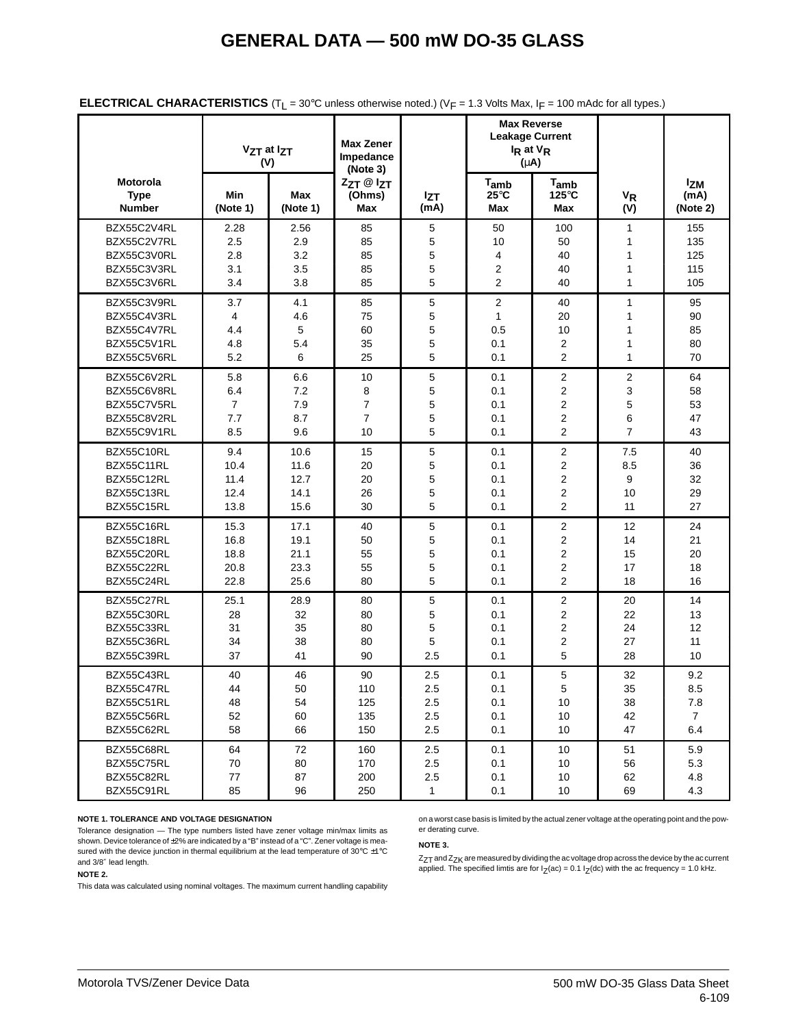# GENERAL DATA — 500 mW DO-35 GLASS

**ELECTRICAL CHARACTERISTICS** ($T_L$ = 30°C unless otherwise noted.) ($V_F$ = 1.3 Volts Max, $I_F$ = 100 mAdc for all types.)

| Motorola Type Number | $V_{ZT}$ at $I_{ZT}$ (V) | | Max Zener Impedance (Note 3) | | Max Reverse Leakage Current $I_R$ at $V_R$ (μA) | | | |
|---|---|---|---|---|---|---|---|---|
| | Min (Note 1) | Max (Note 1) | $Z_{ZT}$ @ $I_{ZT}$ (Ohms) Max | $I_{ZT}$ (mA) | $T_{amb}$ 25°C Max | $T_{amb}$ 125°C Max | $V_R$ (V) | $I_{ZM}$ (mA) (Note 2) |
| BZX55C2V4RL | 2.28 | 2.56 | 85 | 5 | 50 | 100 | 1 | 155 |
| BZX55C2V7RL | 2.5 | 2.9 | 85 | 5 | 10 | 50 | 1 | 135 |
| BZX55C3V0RL | 2.8 | 3.2 | 85 | 5 | 4 | 40 | 1 | 125 |
| BZX55C3V3RL | 3.1 | 3.5 | 85 | 5 | 2 | 40 | 1 | 115 |
| BZX55C3V6RL | 3.4 | 3.8 | 85 | 5 | 2 | 40 | 1 | 105 |
| BZX55C3V9RL | 3.7 | 4.1 | 85 | 5 | 2 | 40 | 1 | 95 |
| BZX55C4V3RL | 4 | 4.6 | 75 | 5 | 1 | 20 | 1 | 90 |
| BZX55C4V7RL | 4.4 | 5 | 60 | 5 | 0.5 | 10 | 1 | 85 |
| BZX55C5V1RL | 4.8 | 5.4 | 35 | 5 | 0.1 | 2 | 1 | 80 |
| BZX55C5V6RL | 5.2 | 6 | 25 | 5 | 0.1 | 2 | 1 | 70 |
| BZX55C6V2RL | 5.8 | 6.6 | 10 | 5 | 0.1 | 2 | 2 | 64 |
| BZX55C6V8RL | 6.4 | 7.2 | 8 | 5 | 0.1 | 2 | 3 | 58 |
| BZX55C7V5RL | 7 | 7.9 | 7 | 5 | 0.1 | 2 | 5 | 53 |
| BZX55C8V2RL | 7.7 | 8.7 | 7 | 5 | 0.1 | 2 | 6 | 47 |
| BZX55C9V1RL | 8.5 | 9.6 | 10 | 5 | 0.1 | 2 | 7 | 43 |
| BZX55C10RL | 9.4 | 10.6 | 15 | 5 | 0.1 | 2 | 7.5 | 40 |
| BZX55C11RL | 10.4 | 11.6 | 20 | 5 | 0.1 | 2 | 8.5 | 36 |
| BZX55C12RL | 11.4 | 12.7 | 20 | 5 | 0.1 | 2 | 9 | 32 |
| BZX55C13RL | 12.4 | 14.1 | 26 | 5 | 0.1 | 2 | 10 | 29 |
| BZX55C15RL | 13.8 | 15.6 | 30 | 5 | 0.1 | 2 | 11 | 27 |
| BZX55C16RL | 15.3 | 17.1 | 40 | 5 | 0.1 | 2 | 12 | 24 |
| BZX55C18RL | 16.8 | 19.1 | 50 | 5 | 0.1 | 2 | 14 | 21 |
| BZX55C20RL | 18.8 | 21.1 | 55 | 5 | 0.1 | 2 | 15 | 20 |
| BZX55C22RL | 20.8 | 23.3 | 55 | 5 | 0.1 | 2 | 17 | 18 |
| BZX55C24RL | 22.8 | 25.6 | 80 | 5 | 0.1 | 2 | 18 | 16 |
| BZX55C27RL | 25.1 | 28.9 | 80 | 5 | 0.1 | 2 | 20 | 14 |
| BZX55C30RL | 28 | 32 | 80 | 5 | 0.1 | 2 | 22 | 13 |
| BZX55C33RL | 31 | 35 | 80 | 5 | 0.1 | 2 | 24 | 12 |
| BZX55C36RL | 34 | 38 | 80 | 5 | 0.1 | 2 | 27 | 11 |
| BZX55C39RL | 37 | 41 | 90 | 2.5 | 0.1 | 5 | 28 | 10 |
| BZX55C43RL | 40 | 46 | 90 | 2.5 | 0.1 | 5 | 32 | 9.2 |
| BZX55C47RL | 44 | 50 | 110 | 2.5 | 0.1 | 5 | 35 | 8.5 |
| BZX55C51RL | 48 | 54 | 125 | 2.5 | 0.1 | 10 | 38 | 7.8 |
| BZX55C56RL | 52 | 60 | 135 | 2.5 | 0.1 | 10 | 42 | 7 |
| BZX55C62RL | 58 | 66 | 150 | 2.5 | 0.1 | 10 | 47 | 6.4 |
| BZX55C68RL | 64 | 72 | 160 | 2.5 | 0.1 | 10 | 51 | 5.9 |
| BZX55C75RL | 70 | 80 | 170 | 2.5 | 0.1 | 10 | 56 | 5.3 |
| BZX55C82RL | 77 | 87 | 200 | 2.5 | 0.1 | 10 | 62 | 4.8 |
| BZX55C91RL | 85 | 96 | 250 | 1 | 0.1 | 10 | 69 | 4.3 |

**NOTE 1. TOLERANCE AND VOLTAGE DESIGNATION**

Tolerance designation — The type numbers listed have zener voltage min/max limits as shown. Device tolerance of ±2% are indicated by a "B" instead of a "C". Zener voltage is measured with the device junction in thermal equilibrium at the lead temperature of 30°C ±1°C and 3/8″ lead length.

**NOTE 2.**

This data was calculated using nominal voltages. The maximum current handling capability on a worst case basis is limited by the actual zener voltage at the operating point and the power derating curve.

**NOTE 3.**

$Z_{ZT}$ and $Z_{ZK}$ are measured by dividing the ac voltage drop across the device by the ac current applied. The specified limtis are for $I_Z(ac) = 0.1\ I_Z(dc)$ with the ac frequency = 1.0 kHz.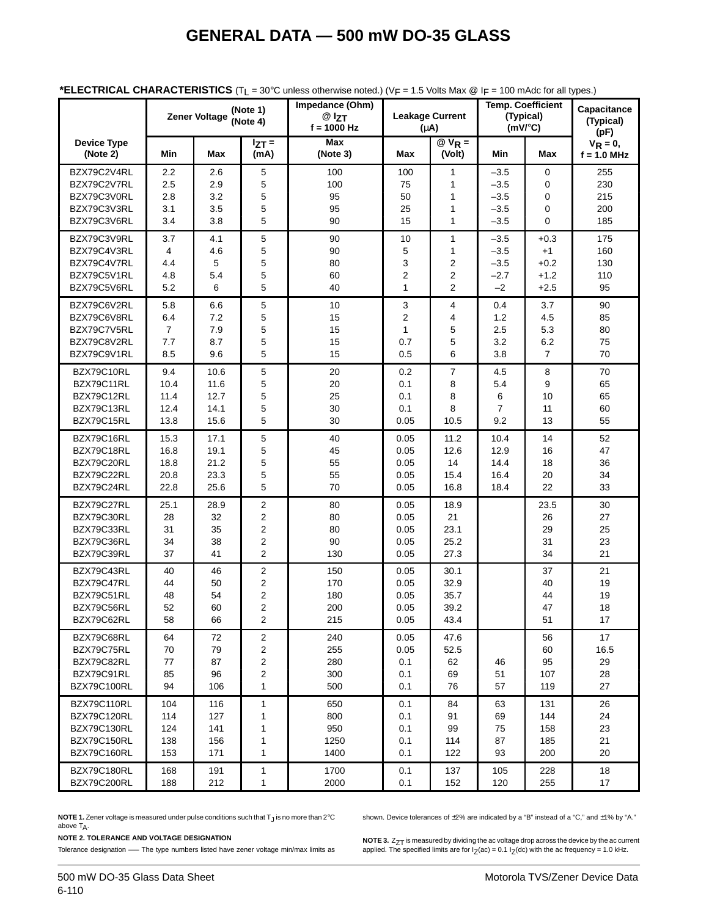# GENERAL DATA — 500 mW DO-35 GLASS

**\*ELECTRICAL CHARACTERISTICS** ($T_L$ = 30°C unless otherwise noted.) ($V_F$ = 1.5 Volts Max @ $I_F$ = 100 mAdc for all types.)

| Device Type (Note 2) | Zener Voltage (Note 1) (Note 4) | | | Impedance (Ohm) @ $I_{ZT}$ f = 1000 Hz | Leakage Current (μA) | | Temp. Coefficient (Typical) (mV/°C) | | Capacitance (Typical) (pF) |
|---|---|---|---|---|---|---|---|---|---|
| | Min | Max | $I_{ZT}$ = (mA) | Max (Note 3) | Max | @ $V_R$ = (Volt) | Min | Max | $V_R$ = 0, f = 1.0 MHz |
| BZX79C2V4RL | 2.2 | 2.6 | 5 | 100 | 100 | 1 | –3.5 | 0 | 255 |
| BZX79C2V7RL | 2.5 | 2.9 | 5 | 100 | 75 | 1 | –3.5 | 0 | 230 |
| BZX79C3V0RL | 2.8 | 3.2 | 5 | 95 | 50 | 1 | –3.5 | 0 | 215 |
| BZX79C3V3RL | 3.1 | 3.5 | 5 | 95 | 25 | 1 | –3.5 | 0 | 200 |
| BZX79C3V6RL | 3.4 | 3.8 | 5 | 90 | 15 | 1 | –3.5 | 0 | 185 |
| BZX79C3V9RL | 3.7 | 4.1 | 5 | 90 | 10 | 1 | –3.5 | +0.3 | 175 |
| BZX79C4V3RL | 4 | 4.6 | 5 | 90 | 5 | 1 | –3.5 | +1 | 160 |
| BZX79C4V7RL | 4.4 | 5 | 5 | 80 | 3 | 2 | –3.5 | +0.2 | 130 |
| BZX79C5V1RL | 4.8 | 5.4 | 5 | 60 | 2 | 2 | –2.7 | +1.2 | 110 |
| BZX79C5V6RL | 5.2 | 6 | 5 | 40 | 1 | 2 | –2 | +2.5 | 95 |
| BZX79C6V2RL | 5.8 | 6.6 | 5 | 10 | 3 | 4 | 0.4 | 3.7 | 90 |
| BZX79C6V8RL | 6.4 | 7.2 | 5 | 15 | 2 | 4 | 1.2 | 4.5 | 85 |
| BZX79C7V5RL | 7 | 7.9 | 5 | 15 | 1 | 5 | 2.5 | 5.3 | 80 |
| BZX79C8V2RL | 7.7 | 8.7 | 5 | 15 | 0.7 | 5 | 3.2 | 6.2 | 75 |
| BZX79C9V1RL | 8.5 | 9.6 | 5 | 15 | 0.5 | 6 | 3.8 | 7 | 70 |
| BZX79C10RL | 9.4 | 10.6 | 5 | 20 | 0.2 | 7 | 4.5 | 8 | 70 |
| BZX79C11RL | 10.4 | 11.6 | 5 | 20 | 0.1 | 8 | 5.4 | 9 | 65 |
| BZX79C12RL | 11.4 | 12.7 | 5 | 25 | 0.1 | 8 | 6 | 10 | 65 |
| BZX79C13RL | 12.4 | 14.1 | 5 | 30 | 0.1 | 8 | 7 | 11 | 60 |
| BZX79C15RL | 13.8 | 15.6 | 5 | 30 | 0.05 | 10.5 | 9.2 | 13 | 55 |
| BZX79C16RL | 15.3 | 17.1 | 5 | 40 | 0.05 | 11.2 | 10.4 | 14 | 52 |
| BZX79C18RL | 16.8 | 19.1 | 5 | 45 | 0.05 | 12.6 | 12.9 | 16 | 47 |
| BZX79C20RL | 18.8 | 21.2 | 5 | 55 | 0.05 | 14 | 14.4 | 18 | 36 |
| BZX79C22RL | 20.8 | 23.3 | 5 | 55 | 0.05 | 15.4 | 16.4 | 20 | 34 |
| BZX79C24RL | 22.8 | 25.6 | 5 | 70 | 0.05 | 16.8 | 18.4 | 22 | 33 |
| BZX79C27RL | 25.1 | 28.9 | 2 | 80 | 0.05 | 18.9 | | 23.5 | 30 |
| BZX79C30RL | 28 | 32 | 2 | 80 | 0.05 | 21 | | 26 | 27 |
| BZX79C33RL | 31 | 35 | 2 | 80 | 0.05 | 23.1 | | 29 | 25 |
| BZX79C36RL | 34 | 38 | 2 | 90 | 0.05 | 25.2 | | 31 | 23 |
| BZX79C39RL | 37 | 41 | 2 | 130 | 0.05 | 27.3 | | 34 | 21 |
| BZX79C43RL | 40 | 46 | 2 | 150 | 0.05 | 30.1 | | 37 | 21 |
| BZX79C47RL | 44 | 50 | 2 | 170 | 0.05 | 32.9 | | 40 | 19 |
| BZX79C51RL | 48 | 54 | 2 | 180 | 0.05 | 35.7 | | 44 | 19 |
| BZX79C56RL | 52 | 60 | 2 | 200 | 0.05 | 39.2 | | 47 | 18 |
| BZX79C62RL | 58 | 66 | 2 | 215 | 0.05 | 43.4 | | 51 | 17 |
| BZX79C68RL | 64 | 72 | 2 | 240 | 0.05 | 47.6 | | 56 | 17 |
| BZX79C75RL | 70 | 79 | 2 | 255 | 0.05 | 52.5 | | 60 | 16.5 |
| BZX79C82RL | 77 | 87 | 2 | 280 | 0.1 | 62 | 46 | 95 | 29 |
| BZX79C91RL | 85 | 96 | 2 | 300 | 0.1 | 69 | 51 | 107 | 28 |
| BZX79C100RL | 94 | 106 | 1 | 500 | 0.1 | 76 | 57 | 119 | 27 |
| BZX79C110RL | 104 | 116 | 1 | 650 | 0.1 | 84 | 63 | 131 | 26 |
| BZX79C120RL | 114 | 127 | 1 | 800 | 0.1 | 91 | 69 | 144 | 24 |
| BZX79C130RL | 124 | 141 | 1 | 950 | 0.1 | 99 | 75 | 158 | 23 |
| BZX79C150RL | 138 | 156 | 1 | 1250 | 0.1 | 114 | 87 | 185 | 21 |
| BZX79C160RL | 153 | 171 | 1 | 1400 | 0.1 | 122 | 93 | 200 | 20 |
| BZX79C180RL | 168 | 191 | 1 | 1700 | 0.1 | 137 | 105 | 228 | 18 |
| BZX79C200RL | 188 | 212 | 1 | 2000 | 0.1 | 152 | 120 | 255 | 17 |

**NOTE 1.** Zener voltage is measured under pulse conditions such that $T_J$ is no more than 2°C above $T_A$.

**NOTE 2. TOLERANCE AND VOLTAGE DESIGNATION**

Tolerance designation — The type numbers listed have zener voltage min/max limits as shown. Device tolerances of ±2% are indicated by a "B" instead of a "C," and ±1% by "A."

**NOTE 3.** $Z_{ZT}$ is measured by dividing the ac voltage drop across the device by the ac current applied. The specified limits are for $I_Z$(ac) = 0.1 $I_Z$(dc) with the ac frequency = 1.0 kHz.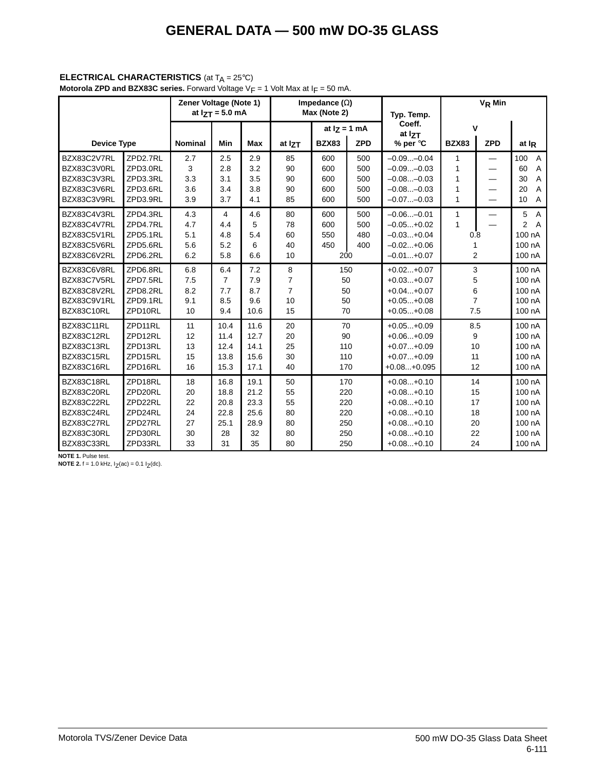# GENERAL DATA — 500 mW DO-35 GLASS

**ELECTRICAL CHARACTERISTICS** (at $T_A$ = 25°C)
**Motorola ZPD and BZX83C series.** Forward Voltage $V_F$ = 1 Volt Max at $I_F$ = 50 mA.

| Device Type | | Zener Voltage (Note 1) at $I_{ZT}$ = 5.0 mA | | | Impedance (Ω) Max (Note 2) | | | Typ. Temp. Coeff. at $I_{ZT}$ | $V_R$ Min | | |
|---|---|---|---|---|---|---|---|---|---|---|---|
| | | | | | | at $I_Z$ = 1 mA | | | V | | |
| | | Nominal | Min | Max | at $I_{ZT}$ | BZX83 | ZPD | % per °C | BZX83 | ZPD | at $I_R$ |
| BZX83C2V7RL | ZPD2.7RL | 2.7 | 2.5 | 2.9 | 85 | 600 | 500 | –0.09...–0.04 | 1 | — | 100 A |
| BZX83C3V0RL | ZPD3.0RL | 3 | 2.8 | 3.2 | 90 | 600 | 500 | –0.09...–0.03 | 1 | — | 60 A |
| BZX83C3V3RL | ZPD3.3RL | 3.3 | 3.1 | 3.5 | 90 | 600 | 500 | –0.08...–0.03 | 1 | — | 30 A |
| BZX83C3V6RL | ZPD3.6RL | 3.6 | 3.4 | 3.8 | 90 | 600 | 500 | –0.08...–0.03 | 1 | — | 20 A |
| BZX83C3V9RL | ZPD3.9RL | 3.9 | 3.7 | 4.1 | 85 | 600 | 500 | –0.07...–0.03 | 1 | — | 10 A |
| BZX83C4V3RL | ZPD4.3RL | 4.3 | 4 | 4.6 | 80 | 600 | 500 | –0.06...–0.01 | 1 | — | 5 A |
| BZX83C4V7RL | ZPD4.7RL | 4.7 | 4.4 | 5 | 78 | 600 | 500 | –0.05...+0.02 | 1 | — | 2 A |
| BZX83C5V1RL | ZPD5.1RL | 5.1 | 4.8 | 5.4 | 60 | 550 | 480 | –0.03...+0.04 | 0.8 | | 100 nA |
| BZX83C5V6RL | ZPD5.6RL | 5.6 | 5.2 | 6 | 40 | 450 | 400 | –0.02...+0.06 | 1 | | 100 nA |
| BZX83C6V2RL | ZPD6.2RL | 6.2 | 5.8 | 6.6 | 10 | 200 | | –0.01...+0.07 | 2 | | 100 nA |
| BZX83C6V8RL | ZPD6.8RL | 6.8 | 6.4 | 7.2 | 8 | 150 | | +0.02...+0.07 | 3 | | 100 nA |
| BZX83C7V5RL | ZPD7.5RL | 7.5 | 7 | 7.9 | 7 | 50 | | +0.03...+0.07 | 5 | | 100 nA |
| BZX83C8V2RL | ZPD8.2RL | 8.2 | 7.7 | 8.7 | 7 | 50 | | +0.04...+0.07 | 6 | | 100 nA |
| BZX83C9V1RL | ZPD9.1RL | 9.1 | 8.5 | 9.6 | 10 | 50 | | +0.05...+0.08 | 7 | | 100 nA |
| BZX83C10RL | ZPD10RL | 10 | 9.4 | 10.6 | 15 | 70 | | +0.05...+0.08 | 7.5 | | 100 nA |
| BZX83C11RL | ZPD11RL | 11 | 10.4 | 11.6 | 20 | 70 | | +0.05...+0.09 | 8.5 | | 100 nA |
| BZX83C12RL | ZPD12RL | 12 | 11.4 | 12.7 | 20 | 90 | | +0.06...+0.09 | 9 | | 100 nA |
| BZX83C13RL | ZPD13RL | 13 | 12.4 | 14.1 | 25 | 110 | | +0.07...+0.09 | 10 | | 100 nA |
| BZX83C15RL | ZPD15RL | 15 | 13.8 | 15.6 | 30 | 110 | | +0.07...+0.09 | 11 | | 100 nA |
| BZX83C16RL | ZPD16RL | 16 | 15.3 | 17.1 | 40 | 170 | | +0.08...+0.095 | 12 | | 100 nA |
| BZX83C18RL | ZPD18RL | 18 | 16.8 | 19.1 | 50 | 170 | | +0.08...+0.10 | 14 | | 100 nA |
| BZX83C20RL | ZPD20RL | 20 | 18.8 | 21.2 | 55 | 220 | | +0.08...+0.10 | 15 | | 100 nA |
| BZX83C22RL | ZPD22RL | 22 | 20.8 | 23.3 | 55 | 220 | | +0.08...+0.10 | 17 | | 100 nA |
| BZX83C24RL | ZPD24RL | 24 | 22.8 | 25.6 | 80 | 220 | | +0.08...+0.10 | 18 | | 100 nA |
| BZX83C27RL | ZPD27RL | 27 | 25.1 | 28.9 | 80 | 250 | | +0.08...+0.10 | 20 | | 100 nA |
| BZX83C30RL | ZPD30RL | 30 | 28 | 32 | 80 | 250 | | +0.08...+0.10 | 22 | | 100 nA |
| BZX83C33RL | ZPD33RL | 33 | 31 | 35 | 80 | 250 | | +0.08...+0.10 | 24 | | 100 nA |

**NOTE 1.** Pulse test.
**NOTE 2.** f = 1.0 kHz, $I_Z$(ac) = 0.1 $I_Z$(dc).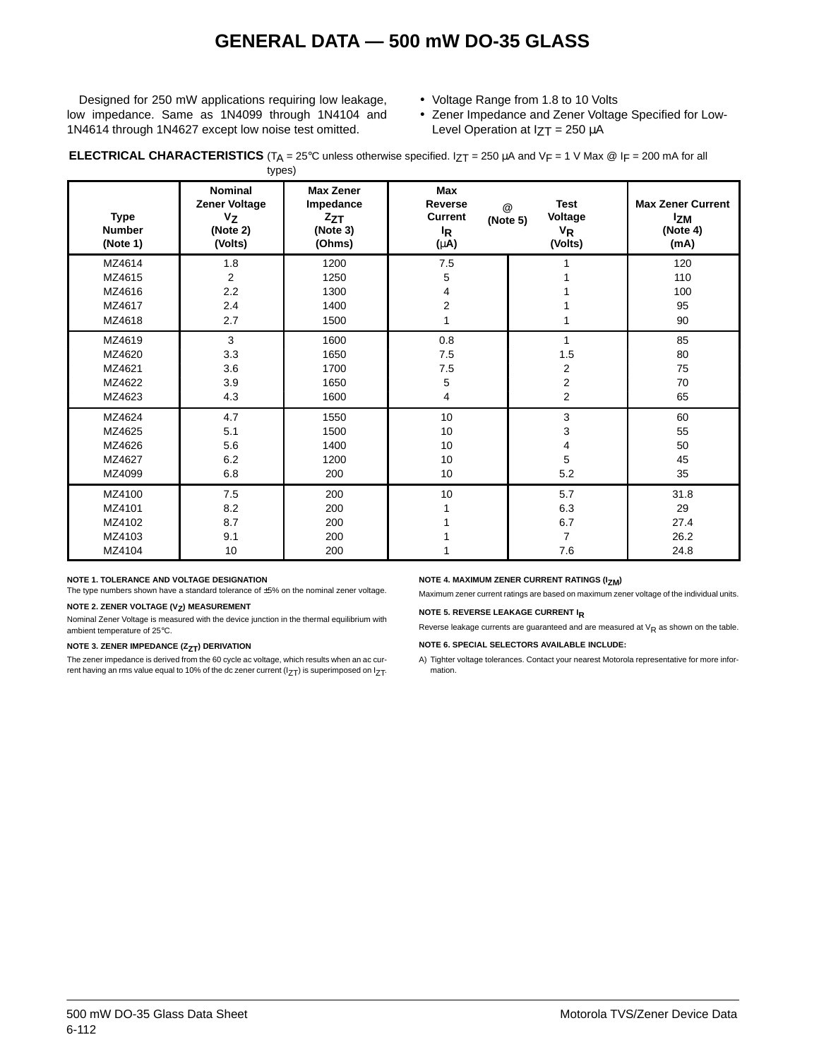# GENERAL DATA — 500 mW DO-35 GLASS

Designed for 250 mW applications requiring low leakage, low impedance. Same as 1N4099 through 1N4104 and 1N4614 through 1N4627 except low noise test omitted.

- Voltage Range from 1.8 to 10 Volts
- Zener Impedance and Zener Voltage Specified for Low-Level Operation at $I_{ZT}$ = 250 µA

**ELECTRICAL CHARACTERISTICS** ($T_A$ = 25°C unless otherwise specified. $I_{ZT}$ = 250 µA and $V_F$ = 1 V Max @ $I_F$ = 200 mA for all types)

| Type Number (Note 1) | Nominal Zener Voltage $V_Z$ (Note 2) (Volts) | Max Zener Impedance $Z_{ZT}$ (Note 3) (Ohms) | Max Reverse Current $I_R$ (µA) @ (Note 5) | Test Voltage $V_R$ (Volts) | Max Zener Current $I_{ZM}$ (Note 4) (mA) |
|---|---|---|---|---|---|
| MZ4614 | 1.8 | 1200 | 7.5 | 1 | 120 |
| MZ4615 | 2 | 1250 | 5 | 1 | 110 |
| MZ4616 | 2.2 | 1300 | 4 | 1 | 100 |
| MZ4617 | 2.4 | 1400 | 2 | 1 | 95 |
| MZ4618 | 2.7 | 1500 | 1 | 1 | 90 |
| MZ4619 | 3 | 1600 | 0.8 | 1 | 85 |
| MZ4620 | 3.3 | 1650 | 7.5 | 1.5 | 80 |
| MZ4621 | 3.6 | 1700 | 7.5 | 2 | 75 |
| MZ4622 | 3.9 | 1650 | 5 | 2 | 70 |
| MZ4623 | 4.3 | 1600 | 4 | 2 | 65 |
| MZ4624 | 4.7 | 1550 | 10 | 3 | 60 |
| MZ4625 | 5.1 | 1500 | 10 | 3 | 55 |
| MZ4626 | 5.6 | 1400 | 10 | 4 | 50 |
| MZ4627 | 6.2 | 1200 | 10 | 5 | 45 |
| MZ4099 | 6.8 | 200 | 10 | 5.2 | 35 |
| MZ4100 | 7.5 | 200 | 10 | 5.7 | 31.8 |
| MZ4101 | 8.2 | 200 | 1 | 6.3 | 29 |
| MZ4102 | 8.7 | 200 | 1 | 6.7 | 27.4 |
| MZ4103 | 9.1 | 200 | 1 | 7 | 26.2 |
| MZ4104 | 10 | 200 | 1 | 7.6 | 24.8 |

**NOTE 1. TOLERANCE AND VOLTAGE DESIGNATION**

The type numbers shown have a standard tolerance of ±5% on the nominal zener voltage.

**NOTE 2. ZENER VOLTAGE ($V_Z$) MEASUREMENT**

Nominal Zener Voltage is measured with the device junction in the thermal equilibrium with ambient temperature of 25°C.

**NOTE 3. ZENER IMPEDANCE ($Z_{ZT}$) DERIVATION**

The zener impedance is derived from the 60 cycle ac voltage, which results when an ac current having an rms value equal to 10% of the dc zener current ($I_{ZT}$) is superimposed on $I_{ZT}$.

**NOTE 4. MAXIMUM ZENER CURRENT RATINGS ($I_{ZM}$)**

Maximum zener current ratings are based on maximum zener voltage of the individual units.

**NOTE 5. REVERSE LEAKAGE CURRENT $I_R$**

Reverse leakage currents are guaranteed and are measured at $V_R$ as shown on the table.

**NOTE 6. SPECIAL SELECTORS AVAILABLE INCLUDE:**

A) Tighter voltage tolerances. Contact your nearest Motorola representative for more information.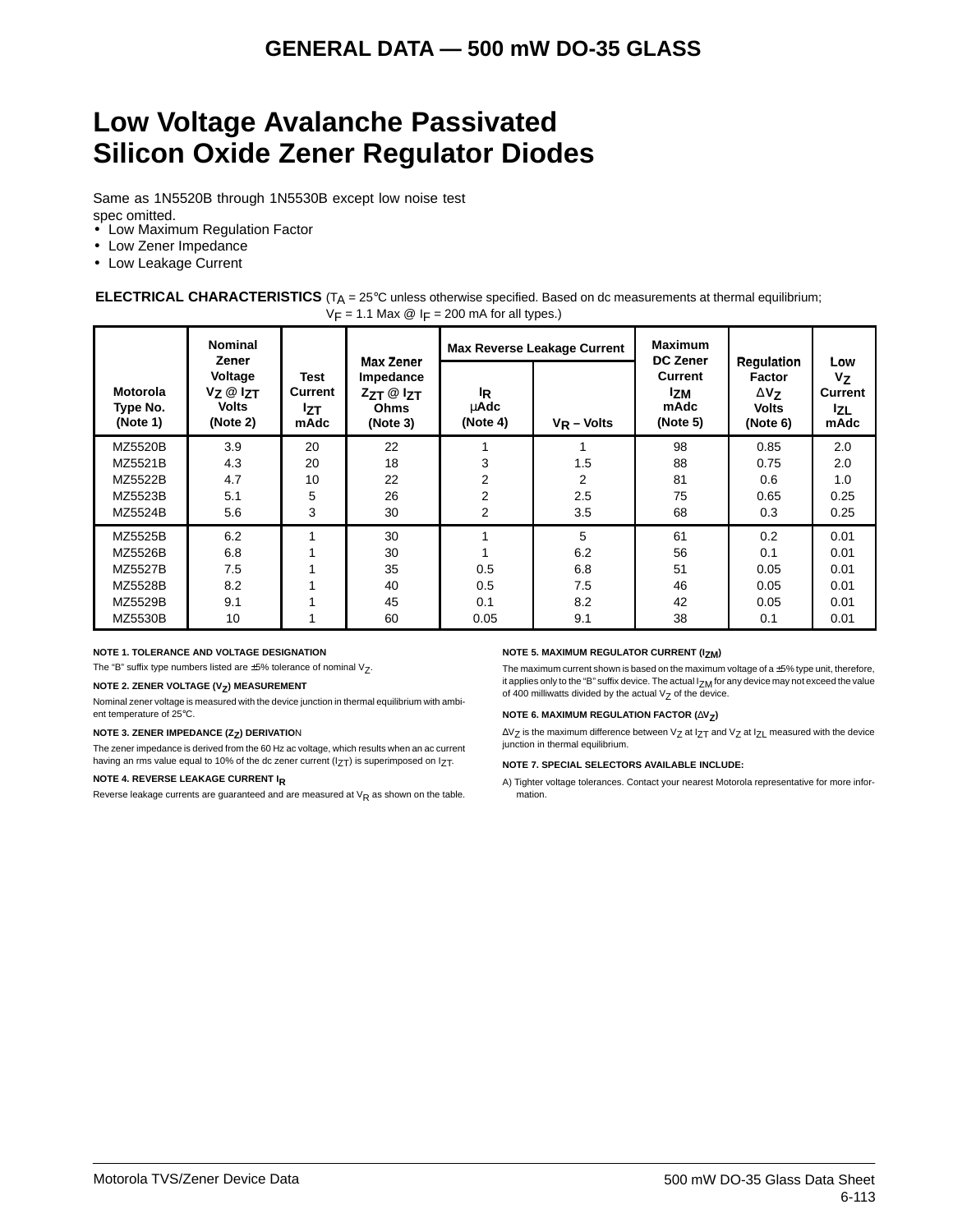# GENERAL DATA — 500 mW DO-35 GLASS

# Low Voltage Avalanche Passivated Silicon Oxide Zener Regulator Diodes

Same as 1N5520B through 1N5530B except low noise test spec omitted.

- Low Maximum Regulation Factor
- Low Zener Impedance
- Low Leakage Current

**ELECTRICAL CHARACTERISTICS** ($T_A$ = 25°C unless otherwise specified. Based on dc measurements at thermal equilibrium; $V_F$ = 1.1 Max @ $I_F$ = 200 mA for all types.)

| Motorola Type No. (Note 1) | Nominal Zener Voltage $V_Z$ @ $I_{ZT}$ Volts (Note 2) | Test Current $I_{ZT}$ mAdc | Max Zener Impedance $Z_{ZT}$ @ $I_{ZT}$ Ohms (Note 3) | Max Reverse Leakage Current | | Maximum DC Zener Current $I_{ZM}$ mAdc (Note 5) | Regulation Factor $\Delta V_Z$ Volts (Note 6) | Low $V_Z$ Current $I_{ZL}$ mAdc |
|---|---|---|---|---|---|---|---|---|
| | | | | $I_R$ µAdc (Note 4) | $V_R$ – Volts | | | |
| MZ5520B | 3.9 | 20 | 22 | 1 | 1 | 98 | 0.85 | 2.0 |
| MZ5521B | 4.3 | 20 | 18 | 3 | 1.5 | 88 | 0.75 | 2.0 |
| MZ5522B | 4.7 | 10 | 22 | 2 | 2 | 81 | 0.6 | 1.0 |
| MZ5523B | 5.1 | 5 | 26 | 2 | 2.5 | 75 | 0.65 | 0.25 |
| MZ5524B | 5.6 | 3 | 30 | 2 | 3.5 | 68 | 0.3 | 0.25 |
| MZ5525B | 6.2 | 1 | 30 | 1 | 5 | 61 | 0.2 | 0.01 |
| MZ5526B | 6.8 | 1 | 30 | 1 | 6.2 | 56 | 0.1 | 0.01 |
| MZ5527B | 7.5 | 1 | 35 | 0.5 | 6.8 | 51 | 0.05 | 0.01 |
| MZ5528B | 8.2 | 1 | 40 | 0.5 | 7.5 | 46 | 0.05 | 0.01 |
| MZ5529B | 9.1 | 1 | 45 | 0.1 | 8.2 | 42 | 0.05 | 0.01 |
| MZ5530B | 10 | 1 | 60 | 0.05 | 9.1 | 38 | 0.1 | 0.01 |

**NOTE 1. TOLERANCE AND VOLTAGE DESIGNATION**

The "B" suffix type numbers listed are ±5% tolerance of nominal $V_Z$.

**NOTE 2. ZENER VOLTAGE ($V_Z$) MEASUREMENT**

Nominal zener voltage is measured with the device junction in thermal equilibrium with ambient temperature of 25°C.

**NOTE 3. ZENER IMPEDANCE ($Z_Z$) DERIVATION**

The zener impedance is derived from the 60 Hz ac voltage, which results when an ac current having an rms value equal to 10% of the dc zener current ($I_{ZT}$) is superimposed on $I_{ZT}$.

**NOTE 4. REVERSE LEAKAGE CURRENT $I_R$**

Reverse leakage currents are guaranteed and are measured at $V_R$ as shown on the table.

**NOTE 5. MAXIMUM REGULATOR CURRENT ($I_{ZM}$)**

The maximum current shown is based on the maximum voltage of a ±5% type unit, therefore, it applies only to the "B" suffix device. The actual $I_{ZM}$ for any device may not exceed the value of 400 milliwatts divided by the actual $V_Z$ of the device.

**NOTE 6. MAXIMUM REGULATION FACTOR ($\Delta V_Z$)**

$\Delta V_Z$ is the maximum difference between $V_Z$ at $I_{ZT}$ and $V_Z$ at $I_{ZL}$ measured with the device junction in thermal equilibrium.

**NOTE 7. SPECIAL SELECTORS AVAILABLE INCLUDE:**

A) Tighter voltage tolerances. Contact your nearest Motorola representative for more information.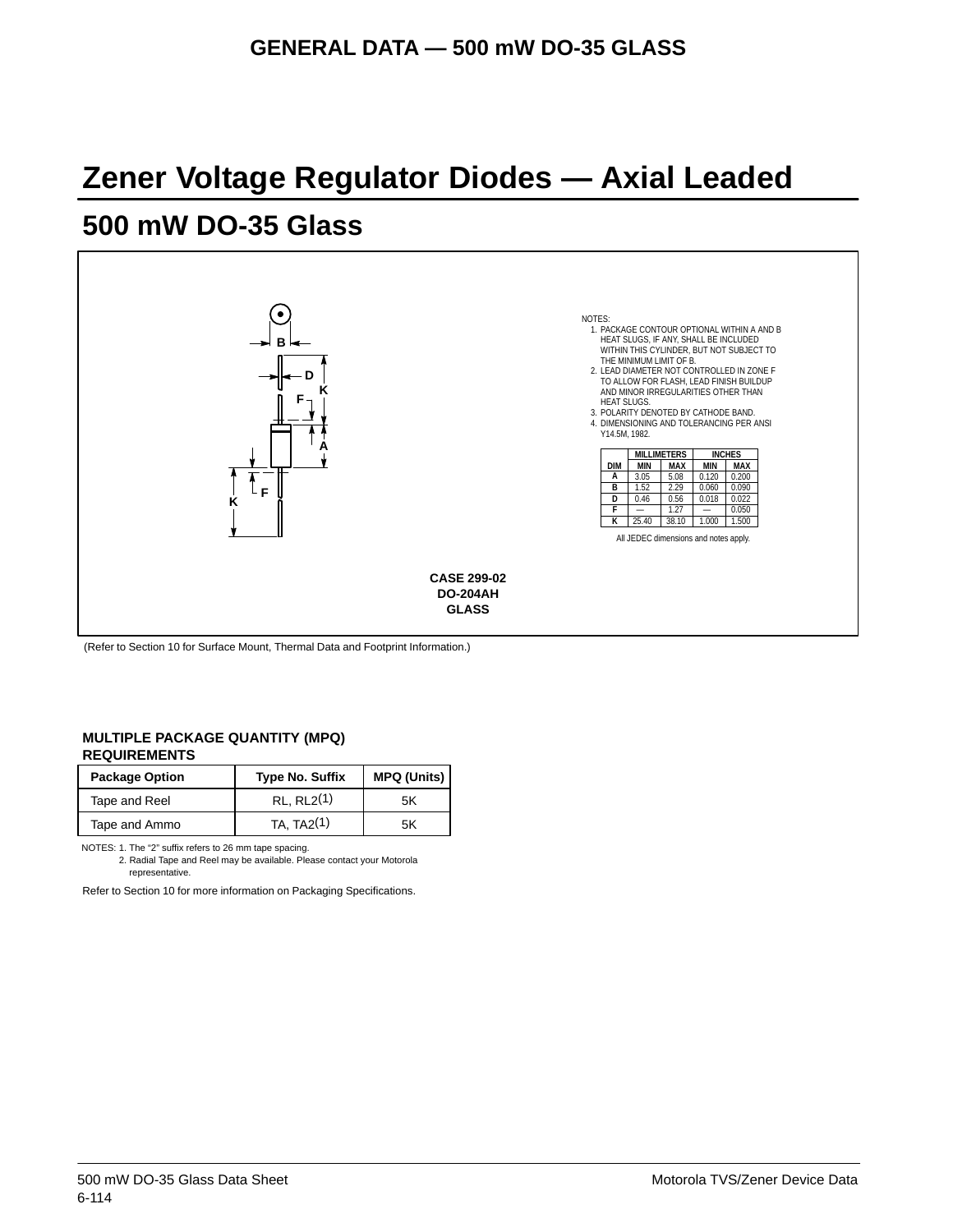# Zener Voltage Regulator Diodes — Axial Leaded

## 500 mW DO-35 Glass

NOTES:
1. PACKAGE CONTOUR OPTIONAL WITHIN A AND B HEAT SLUGS, IF ANY, SHALL BE INCLUDED WITHIN THIS CYLINDER, BUT NOT SUBJECT TO THE MINIMUM LIMIT OF B.
2. LEAD DIAMETER NOT CONTROLLED IN ZONE F TO ALLOW FOR FLASH, LEAD FINISH BUILDUP AND MINOR IRREGULARITIES OTHER THAN HEAT SLUGS.
3. POLARITY DENOTED BY CATHODE BAND.
4. DIMENSIONING AND TOLERANCING PER ANSI Y14.5M, 1982.

| | MILLIMETERS | | INCHES | |
|---|---|---|---|---|
| DIM | MIN | MAX | MIN | MAX |
| A | 3.05 | 5.08 | 0.120 | 0.200 |
| B | 1.52 | 2.29 | 0.060 | 0.090 |
| D | 0.46 | 0.56 | 0.018 | 0.022 |
| F | — | 1.27 | — | 0.050 |
| K | 25.40 | 38.10 | 1.000 | 1.500 |

All JEDEC dimensions and notes apply.

**CASE 299-02**
**DO-204AH**
**GLASS**

(Refer to Section 10 for Surface Mount, Thermal Data and Footprint Information.)

### MULTIPLE PACKAGE QUANTITY (MPQ) REQUIREMENTS

| Package Option | Type No. Suffix | MPQ (Units) |
|---|---|---|
| Tape and Reel | RL, RL2(1) | 5K |
| Tape and Ammo | TA, TA2(1) | 5K |

NOTES: 1. The "2" suffix refers to 26 mm tape spacing.
2. Radial Tape and Reel may be available. Please contact your Motorola representative.

Refer to Section 10 for more information on Packaging Specifications.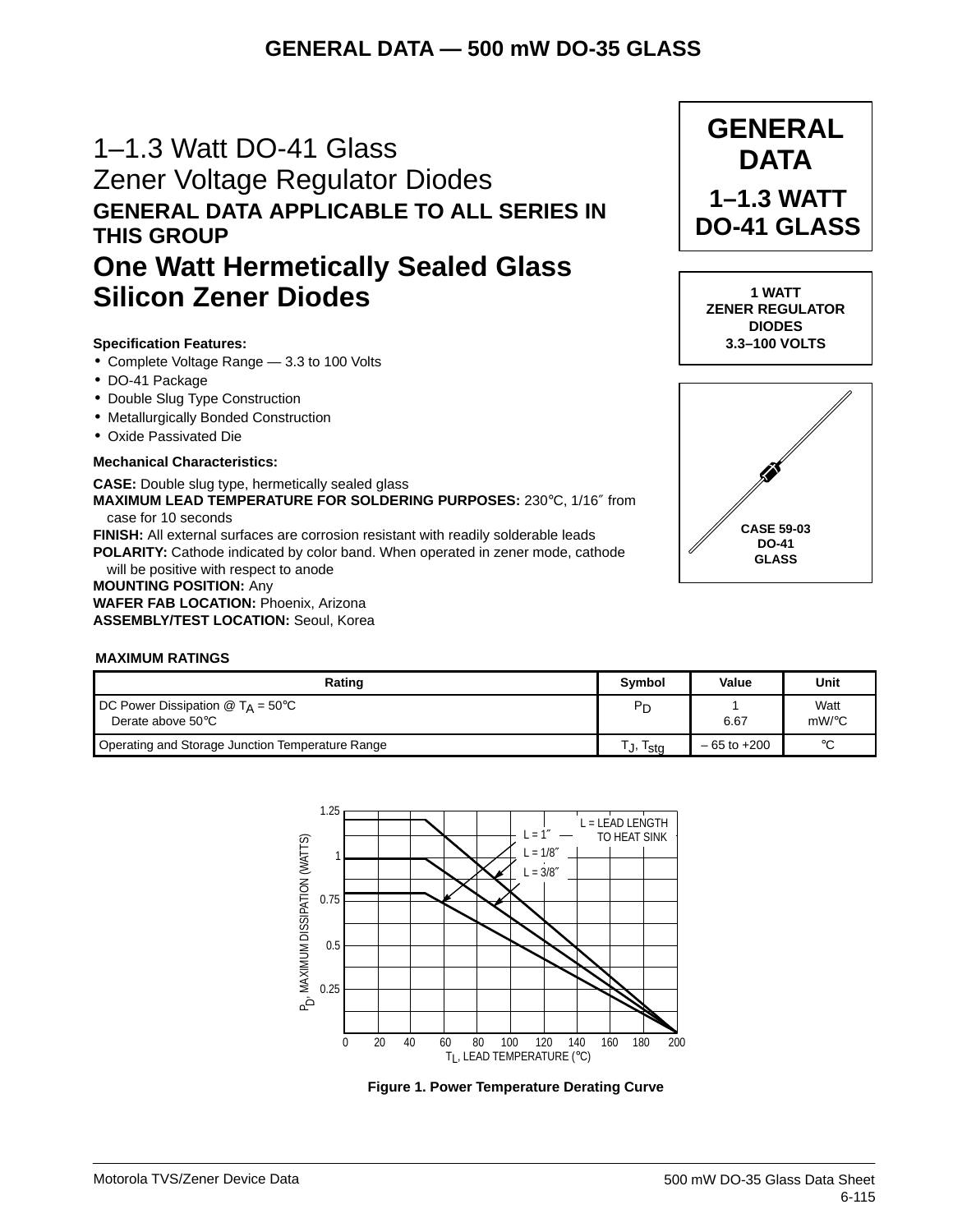# 1–1.3 Watt DO-41 Glass Zener Voltage Regulator Diodes

## GENERAL DATA APPLICABLE TO ALL SERIES IN THIS GROUP

## One Watt Hermetically Sealed Glass Silicon Zener Diodes

**GENERAL DATA**

**1–1.3 WATT DO-41 GLASS**

**1 WATT ZENER REGULATOR DIODES 3.3–100 VOLTS**

**CASE 59-03 DO-41 GLASS**

**Specification Features:**

- Complete Voltage Range — 3.3 to 100 Volts
- DO-41 Package
- Double Slug Type Construction
- Metallurgically Bonded Construction
- Oxide Passivated Die

**Mechanical Characteristics:**

**CASE:** Double slug type, hermetically sealed glass
**MAXIMUM LEAD TEMPERATURE FOR SOLDERING PURPOSES:** 230°C, 1/16″ from case for 10 seconds
**FINISH:** All external surfaces are corrosion resistant with readily solderable leads
**POLARITY:** Cathode indicated by color band. When operated in zener mode, cathode will be positive with respect to anode
**MOUNTING POSITION:** Any
**WAFER FAB LOCATION:** Phoenix, Arizona
**ASSEMBLY/TEST LOCATION:** Seoul, Korea

**MAXIMUM RATINGS**

| Rating | Symbol | Value | Unit |
|---|---|---|---|
| DC Power Dissipation @ $T_A$ = 50°C<br>Derate above 50°C | $P_D$ | 1<br>6.67 | Watt<br>mW/°C |
| Operating and Storage Junction Temperature Range | $T_J$, $T_{stg}$ | – 65 to +200 | °C |

**Figure 1. Power Temperature Derating Curve**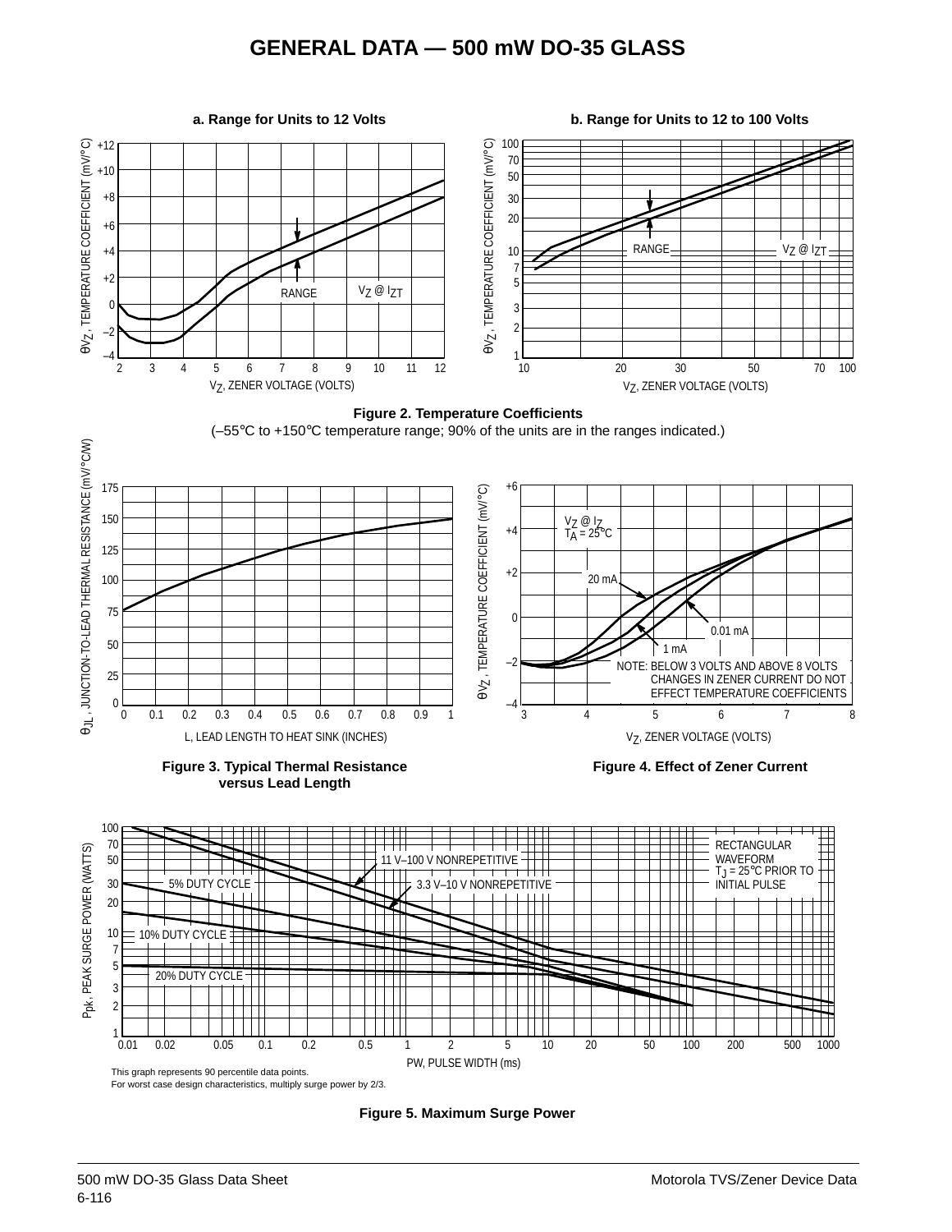# GENERAL DATA — 500 mW DO-35 GLASS

a. Range for Units to 12 Volts

b. Range for Units to 12 to 100 Volts

**Figure 2. Temperature Coefficients**
(–55°C to +150°C temperature range; 90% of the units are in the ranges indicated.)

**Figure 3. Typical Thermal Resistance versus Lead Length**

**Figure 4. Effect of Zener Current**

This graph represents 90 percentile data points.
For worst case design characteristics, multiply surge power by 2/3.

**Figure 5. Maximum Surge Power**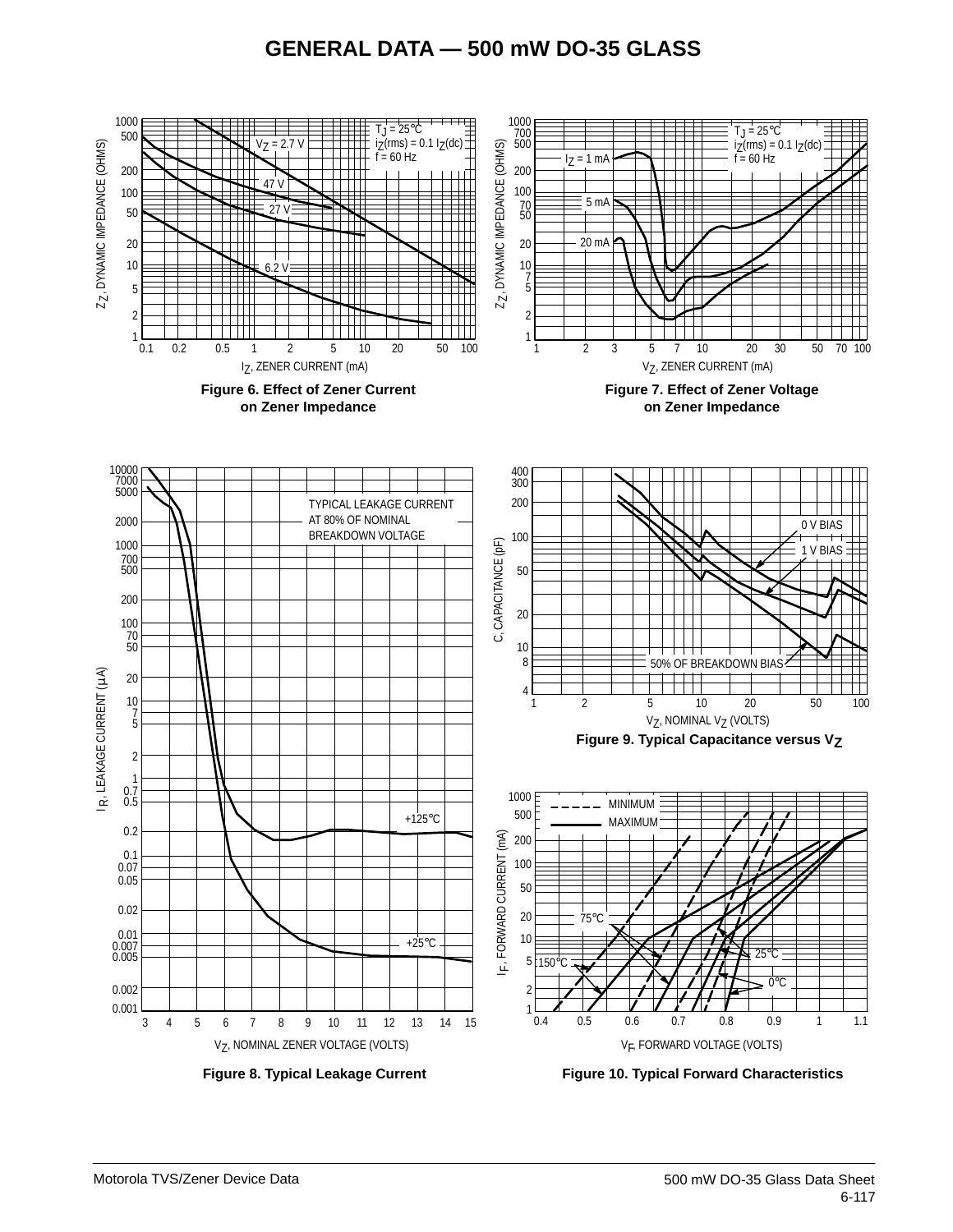# GENERAL DATA — 500 mW DO-35 GLASS

**Figure 6. Effect of Zener Current on Zener Impedance**

**Figure 7. Effect of Zener Voltage on Zener Impedance**

**Figure 8. Typical Leakage Current**

**Figure 9. Typical Capacitance versus $V_Z$**

**Figure 10. Typical Forward Characteristics**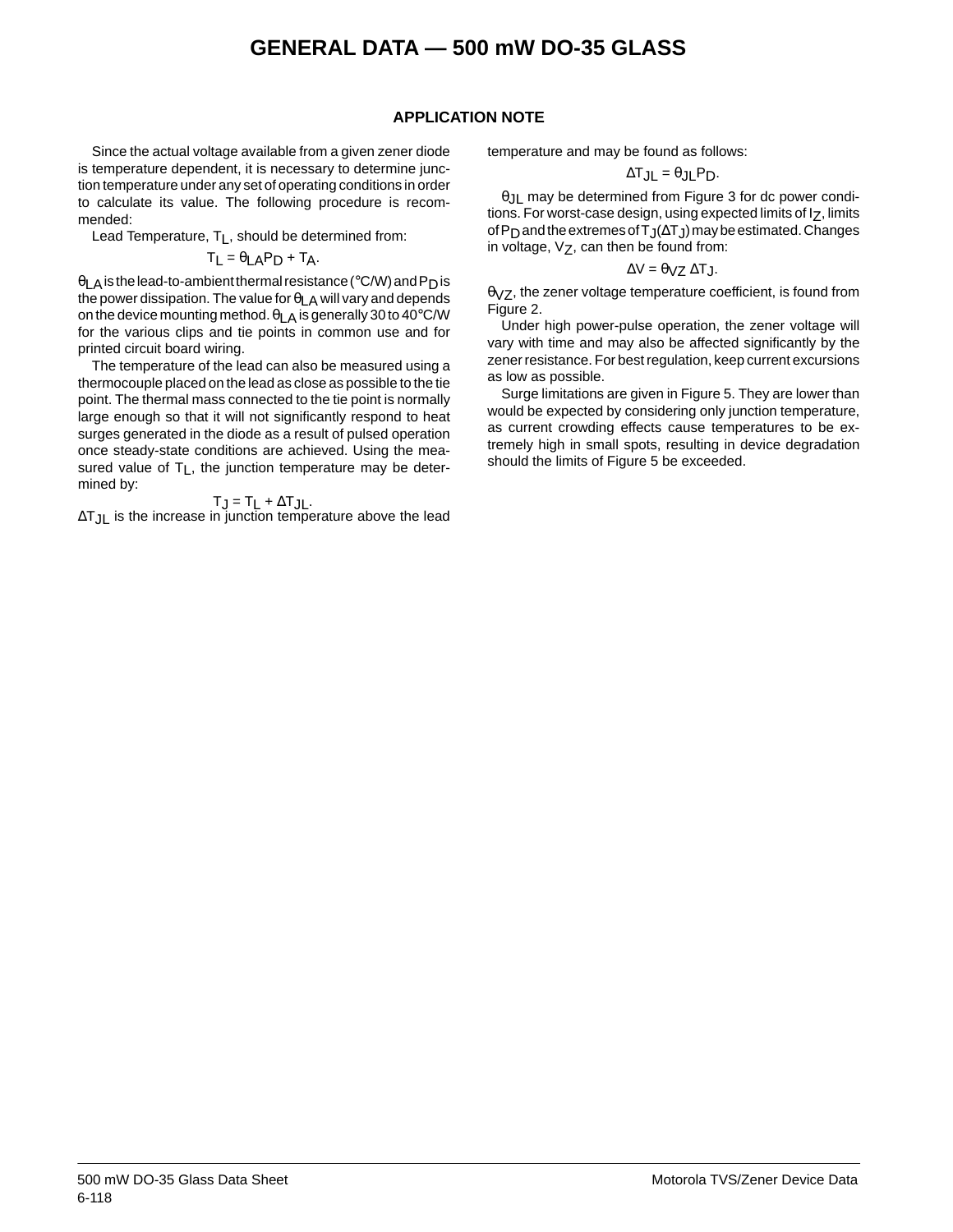# GENERAL DATA — 500 mW DO-35 GLASS

## APPLICATION NOTE

Since the actual voltage available from a given zener diode is temperature dependent, it is necessary to determine junction temperature under any set of operating conditions in order to calculate its value. The following procedure is recommended:

Lead Temperature, $T_L$, should be determined from:

$$T_L = \theta_{LA} P_D + T_A.$$

$\theta_{LA}$ is the lead-to-ambient thermal resistance (°C/W) and $P_D$ is the power dissipation. The value for $\theta_{LA}$ will vary and depends on the device mounting method. $\theta_{LA}$ is generally 30 to 40°C/W for the various clips and tie points in common use and for printed circuit board wiring.

The temperature of the lead can also be measured using a thermocouple placed on the lead as close as possible to the tie point. The thermal mass connected to the tie point is normally large enough so that it will not significantly respond to heat surges generated in the diode as a result of pulsed operation once steady-state conditions are achieved. Using the measured value of $T_L$, the junction temperature may be determined by:

$$T_J = T_L + \Delta T_{JL}.$$

$\Delta T_{JL}$ is the increase in junction temperature above the lead temperature and may be found as follows:

$$\Delta T_{JL} = \theta_{JL} P_D.$$

$\theta_{JL}$ may be determined from Figure 3 for dc power conditions. For worst-case design, using expected limits of $I_Z$, limits of $P_D$ and the extremes of $T_J(\Delta T_J)$ may be estimated. Changes in voltage, $V_Z$, can then be found from:

$$\Delta V = \theta_{VZ} \Delta T_J.$$

$\theta_{VZ}$, the zener voltage temperature coefficient, is found from Figure 2.

Under high power-pulse operation, the zener voltage will vary with time and may also be affected significantly by the zener resistance. For best regulation, keep current excursions as low as possible.

Surge limitations are given in Figure 5. They are lower than would be expected by considering only junction temperature, as current crowding effects cause temperatures to be extremely high in small spots, resulting in device degradation should the limits of Figure 5 be exceeded.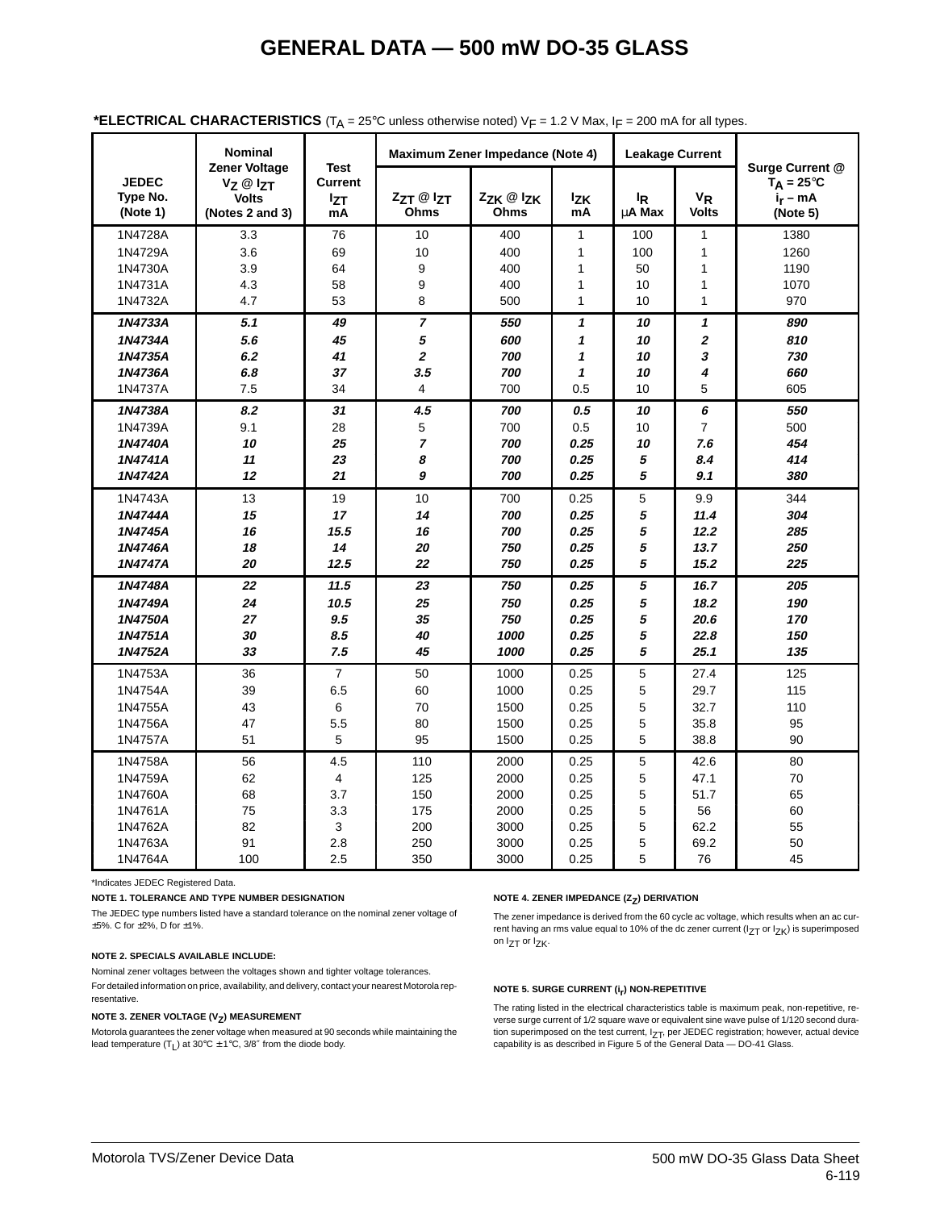# GENERAL DATA — 500 mW DO-35 GLASS

**\*ELECTRICAL CHARACTERISTICS** ($T_A$ = 25°C unless otherwise noted) $V_F$ = 1.2 V Max, $I_F$ = 200 mA for all types.

| JEDEC Type No. (Note 1) | Nominal Zener Voltage $V_Z$ @ $I_{ZT}$ Volts (Notes 2 and 3) | Test Current $I_{ZT}$ mA | Maximum Zener Impedance (Note 4) | | | Leakage Current | | Surge Current @ $T_A$ = 25°C $i_r$ – mA (Note 5) |
|---|---|---|---|---|---|---|---|---|
| | | | $Z_{ZT}$ @ $I_{ZT}$ Ohms | $Z_{ZK}$ @ $I_{ZK}$ Ohms | $I_{ZK}$ mA | $I_R$ μA Max | $V_R$ Volts | |
| 1N4728A | 3.3 | 76 | 10 | 400 | 1 | 100 | 1 | 1380 |
| 1N4729A | 3.6 | 69 | 10 | 400 | 1 | 100 | 1 | 1260 |
| 1N4730A | 3.9 | 64 | 9 | 400 | 1 | 50 | 1 | 1190 |
| 1N4731A | 4.3 | 58 | 9 | 400 | 1 | 10 | 1 | 1070 |
| 1N4732A | 4.7 | 53 | 8 | 500 | 1 | 10 | 1 | 970 |
| ***1N4733A*** | ***5.1*** | ***49*** | ***7*** | ***550*** | ***1*** | ***10*** | ***1*** | ***890*** |
| ***1N4734A*** | ***5.6*** | ***45*** | ***5*** | ***600*** | ***1*** | ***10*** | ***2*** | ***810*** |
| ***1N4735A*** | ***6.2*** | ***41*** | ***2*** | ***700*** | ***1*** | ***10*** | ***3*** | ***730*** |
| ***1N4736A*** | ***6.8*** | ***37*** | ***3.5*** | ***700*** | ***1*** | ***10*** | ***4*** | ***660*** |
| 1N4737A | 7.5 | 34 | 4 | 700 | 0.5 | 10 | 5 | 605 |
| ***1N4738A*** | ***8.2*** | ***31*** | ***4.5*** | ***700*** | ***0.5*** | ***10*** | ***6*** | ***550*** |
| 1N4739A | 9.1 | 28 | 5 | 700 | 0.5 | 10 | 7 | 500 |
| ***1N4740A*** | ***10*** | ***25*** | ***7*** | ***700*** | ***0.25*** | ***10*** | ***7.6*** | ***454*** |
| ***1N4741A*** | ***11*** | ***23*** | ***8*** | ***700*** | ***0.25*** | ***5*** | ***8.4*** | ***414*** |
| ***1N4742A*** | ***12*** | ***21*** | ***9*** | ***700*** | ***0.25*** | ***5*** | ***9.1*** | ***380*** |
| 1N4743A | 13 | 19 | 10 | 700 | 0.25 | 5 | 9.9 | 344 |
| ***1N4744A*** | ***15*** | ***17*** | ***14*** | ***700*** | ***0.25*** | ***5*** | ***11.4*** | ***304*** |
| ***1N4745A*** | ***16*** | ***15.5*** | ***16*** | ***700*** | ***0.25*** | ***5*** | ***12.2*** | ***285*** |
| ***1N4746A*** | ***18*** | ***14*** | ***20*** | ***750*** | ***0.25*** | ***5*** | ***13.7*** | ***250*** |
| ***1N4747A*** | ***20*** | ***12.5*** | ***22*** | ***750*** | ***0.25*** | ***5*** | ***15.2*** | ***225*** |
| ***1N4748A*** | ***22*** | ***11.5*** | ***23*** | ***750*** | ***0.25*** | ***5*** | ***16.7*** | ***205*** |
| ***1N4749A*** | ***24*** | ***10.5*** | ***25*** | ***750*** | ***0.25*** | ***5*** | ***18.2*** | ***190*** |
| ***1N4750A*** | ***27*** | ***9.5*** | ***35*** | ***750*** | ***0.25*** | ***5*** | ***20.6*** | ***170*** |
| ***1N4751A*** | ***30*** | ***8.5*** | ***40*** | ***1000*** | ***0.25*** | ***5*** | ***22.8*** | ***150*** |
| ***1N4752A*** | ***33*** | ***7.5*** | ***45*** | ***1000*** | ***0.25*** | ***5*** | ***25.1*** | ***135*** |
| 1N4753A | 36 | 7 | 50 | 1000 | 0.25 | 5 | 27.4 | 125 |
| 1N4754A | 39 | 6.5 | 60 | 1000 | 0.25 | 5 | 29.7 | 115 |
| 1N4755A | 43 | 6 | 70 | 1500 | 0.25 | 5 | 32.7 | 110 |
| 1N4756A | 47 | 5.5 | 80 | 1500 | 0.25 | 5 | 35.8 | 95 |
| 1N4757A | 51 | 5 | 95 | 1500 | 0.25 | 5 | 38.8 | 90 |
| 1N4758A | 56 | 4.5 | 110 | 2000 | 0.25 | 5 | 42.6 | 80 |
| 1N4759A | 62 | 4 | 125 | 2000 | 0.25 | 5 | 47.1 | 70 |
| 1N4760A | 68 | 3.7 | 150 | 2000 | 0.25 | 5 | 51.7 | 65 |
| 1N4761A | 75 | 3.3 | 175 | 2000 | 0.25 | 5 | 56 | 60 |
| 1N4762A | 82 | 3 | 200 | 3000 | 0.25 | 5 | 62.2 | 55 |
| 1N4763A | 91 | 2.8 | 250 | 3000 | 0.25 | 5 | 69.2 | 50 |
| 1N4764A | 100 | 2.5 | 350 | 3000 | 0.25 | 5 | 76 | 45 |

*Indicates JEDEC Registered Data.

**NOTE 1. TOLERANCE AND TYPE NUMBER DESIGNATION**

The JEDEC type numbers listed have a standard tolerance on the nominal zener voltage of ±5%. C for ±2%, D for ±1%.

**NOTE 2. SPECIALS AVAILABLE INCLUDE:**

Nominal zener voltages between the voltages shown and tighter voltage tolerances.

For detailed information on price, availability, and delivery, contact your nearest Motorola representative.

**NOTE 3. ZENER VOLTAGE ($V_Z$) MEASUREMENT**

Motorola guarantees the zener voltage when measured at 90 seconds while maintaining the lead temperature ($T_L$) at 30°C ± 1°C, 3/8″ from the diode body.

**NOTE 4. ZENER IMPEDANCE ($Z_Z$) DERIVATION**

The zener impedance is derived from the 60 cycle ac voltage, which results when an ac current having an rms value equal to 10% of the dc zener current ($I_{ZT}$ or $I_{ZK}$) is superimposed on $I_{ZT}$ or $I_{ZK}$.

**NOTE 5. SURGE CURRENT ($i_r$) NON-REPETITIVE**

The rating listed in the electrical characteristics table is maximum peak, non-repetitive, reverse surge current of 1/2 square wave or equivalent sine wave pulse of 1/120 second duration superimposed on the test current, $I_{ZT}$, per JEDEC registration; however, actual device capability is as described in Figure 5 of the General Data — DO-41 Glass.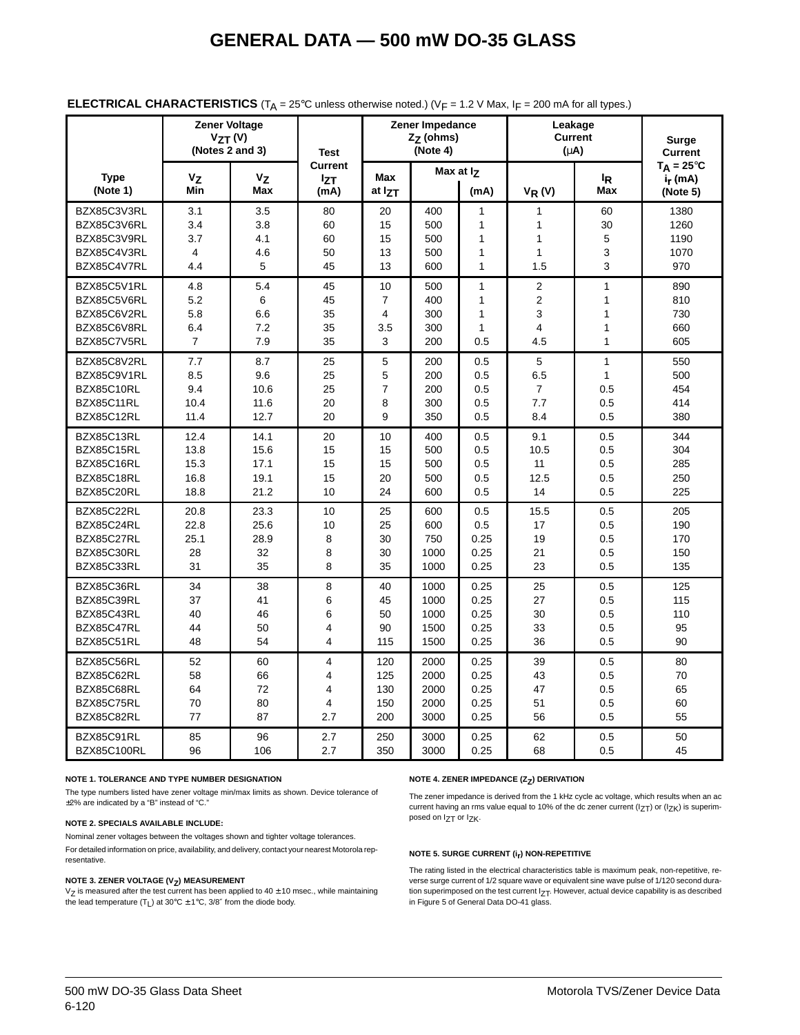# GENERAL DATA — 500 mW DO-35 GLASS

**ELECTRICAL CHARACTERISTICS** ($T_A$ = 25°C unless otherwise noted.) ($V_F$ = 1.2 V Max, $I_F$ = 200 mA for all types.)

| Type (Note 1) | Zener Voltage $V_{ZT}$ (V) (Notes 2 and 3) | | Test Current $I_{ZT}$ (mA) | Zener Impedance $Z_Z$ (ohms) (Note 4) | | | Leakage Current (μA) | | Surge Current $T_A$ = 25°C $i_r$ (mA) (Note 5) |
|---|---|---|---|---|---|---|---|---|---|
| | $V_Z$ Min | $V_Z$ Max | | Max at $I_{ZT}$ | Max at $I_Z$ | (mA) | $V_R$ (V) | $I_R$ Max | |
| BZX85C3V3RL | 3.1 | 3.5 | 80 | 20 | 400 | 1 | 1 | 60 | 1380 |
| BZX85C3V6RL | 3.4 | 3.8 | 60 | 15 | 500 | 1 | 1 | 30 | 1260 |
| BZX85C3V9RL | 3.7 | 4.1 | 60 | 15 | 500 | 1 | 1 | 5 | 1190 |
| BZX85C4V3RL | 4 | 4.6 | 50 | 13 | 500 | 1 | 1 | 3 | 1070 |
| BZX85C4V7RL | 4.4 | 5 | 45 | 13 | 600 | 1 | 1.5 | 3 | 970 |
| BZX85C5V1RL | 4.8 | 5.4 | 45 | 10 | 500 | 1 | 2 | 1 | 890 |
| BZX85C5V6RL | 5.2 | 6 | 45 | 7 | 400 | 1 | 2 | 1 | 810 |
| BZX85C6V2RL | 5.8 | 6.6 | 35 | 4 | 300 | 1 | 3 | 1 | 730 |
| BZX85C6V8RL | 6.4 | 7.2 | 35 | 3.5 | 300 | 1 | 4 | 1 | 660 |
| BZX85C7V5RL | 7 | 7.9 | 35 | 3 | 200 | 0.5 | 4.5 | 1 | 605 |
| BZX85C8V2RL | 7.7 | 8.7 | 25 | 5 | 200 | 0.5 | 5 | 1 | 550 |
| BZX85C9V1RL | 8.5 | 9.6 | 25 | 5 | 200 | 0.5 | 6.5 | 1 | 500 |
| BZX85C10RL | 9.4 | 10.6 | 25 | 7 | 200 | 0.5 | 7 | 0.5 | 454 |
| BZX85C11RL | 10.4 | 11.6 | 20 | 8 | 300 | 0.5 | 7.7 | 0.5 | 414 |
| BZX85C12RL | 11.4 | 12.7 | 20 | 9 | 350 | 0.5 | 8.4 | 0.5 | 380 |
| BZX85C13RL | 12.4 | 14.1 | 20 | 10 | 400 | 0.5 | 9.1 | 0.5 | 344 |
| BZX85C15RL | 13.8 | 15.6 | 15 | 15 | 500 | 0.5 | 10.5 | 0.5 | 304 |
| BZX85C16RL | 15.3 | 17.1 | 15 | 15 | 500 | 0.5 | 11 | 0.5 | 285 |
| BZX85C18RL | 16.8 | 19.1 | 15 | 20 | 500 | 0.5 | 12.5 | 0.5 | 250 |
| BZX85C20RL | 18.8 | 21.2 | 10 | 24 | 600 | 0.5 | 14 | 0.5 | 225 |
| BZX85C22RL | 20.8 | 23.3 | 10 | 25 | 600 | 0.5 | 15.5 | 0.5 | 205 |
| BZX85C24RL | 22.8 | 25.6 | 10 | 25 | 600 | 0.5 | 17 | 0.5 | 190 |
| BZX85C27RL | 25.1 | 28.9 | 8 | 30 | 750 | 0.25 | 19 | 0.5 | 170 |
| BZX85C30RL | 28 | 32 | 8 | 30 | 1000 | 0.25 | 21 | 0.5 | 150 |
| BZX85C33RL | 31 | 35 | 8 | 35 | 1000 | 0.25 | 23 | 0.5 | 135 |
| BZX85C36RL | 34 | 38 | 8 | 40 | 1000 | 0.25 | 25 | 0.5 | 125 |
| BZX85C39RL | 37 | 41 | 6 | 45 | 1000 | 0.25 | 27 | 0.5 | 115 |
| BZX85C43RL | 40 | 46 | 6 | 50 | 1000 | 0.25 | 30 | 0.5 | 110 |
| BZX85C47RL | 44 | 50 | 4 | 90 | 1500 | 0.25 | 33 | 0.5 | 95 |
| BZX85C51RL | 48 | 54 | 4 | 115 | 1500 | 0.25 | 36 | 0.5 | 90 |
| BZX85C56RL | 52 | 60 | 4 | 120 | 2000 | 0.25 | 39 | 0.5 | 80 |
| BZX85C62RL | 58 | 66 | 4 | 125 | 2000 | 0.25 | 43 | 0.5 | 70 |
| BZX85C68RL | 64 | 72 | 4 | 130 | 2000 | 0.25 | 47 | 0.5 | 65 |
| BZX85C75RL | 70 | 80 | 4 | 150 | 2000 | 0.25 | 51 | 0.5 | 60 |
| BZX85C82RL | 77 | 87 | 2.7 | 200 | 3000 | 0.25 | 56 | 0.5 | 55 |
| BZX85C91RL | 85 | 96 | 2.7 | 250 | 3000 | 0.25 | 62 | 0.5 | 50 |
| BZX85C100RL | 96 | 106 | 2.7 | 350 | 3000 | 0.25 | 68 | 0.5 | 45 |

**NOTE 1. TOLERANCE AND TYPE NUMBER DESIGNATION**

The type numbers listed have zener voltage min/max limits as shown. Device tolerance of ±2% are indicated by a "B" instead of "C."

**NOTE 2. SPECIALS AVAILABLE INCLUDE:**

Nominal zener voltages between the voltages shown and tighter voltage tolerances.

For detailed information on price, availability, and delivery, contact your nearest Motorola representative.

**NOTE 3. ZENER VOLTAGE ($V_Z$) MEASUREMENT**

$V_Z$ is measured after the test current has been applied to 40 ± 10 msec., while maintaining the lead temperature ($T_L$) at 30°C ± 1°C, 3/8″ from the diode body.

**NOTE 4. ZENER IMPEDANCE ($Z_Z$) DERIVATION**

The zener impedance is derived from the 1 kHz cycle ac voltage, which results when an ac current having an rms value equal to 10% of the dc zener current ($I_{ZT}$) or ($I_{ZK}$) is superimposed on $I_{ZT}$ or $I_{ZK}$.

**NOTE 5. SURGE CURRENT ($i_r$) NON-REPETITIVE**

The rating listed in the electrical characteristics table is maximum peak, non-repetitive, reverse surge current of 1/2 square wave or equivalent sine wave pulse of 1/120 second duration superimposed on the test current $I_{ZT}$. However, actual device capability is as described in Figure 5 of General Data DO-41 glass.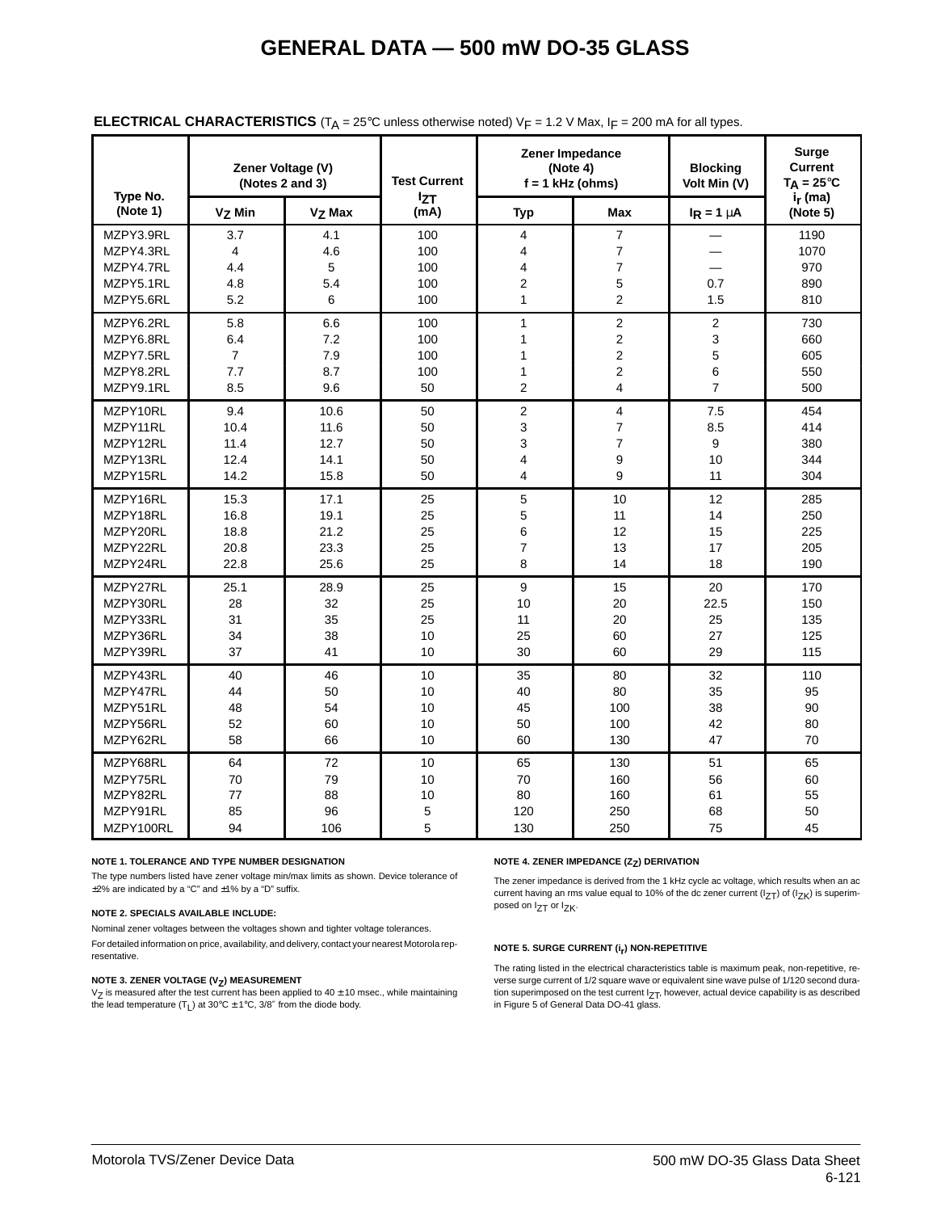# GENERAL DATA — 500 mW DO-35 GLASS

**ELECTRICAL CHARACTERISTICS** ($T_A$ = 25°C unless otherwise noted) $V_F$ = 1.2 V Max, $I_F$ = 200 mA for all types.

| Type No. (Note 1) | Zener Voltage (V) (Notes 2 and 3) | | Test Current $I_{ZT}$ (mA) | Zener Impedance (Note 4) f = 1 kHz (ohms) | | Blocking Volt Min (V) | Surge Current $T_A$ = 25°C $i_r$ (ma) (Note 5) |
|---|---|---|---|---|---|---|---|
| | $V_Z$ Min | $V_Z$ Max | | Typ | Max | $I_R$ = 1 μA | |
| MZPY3.9RL | 3.7 | 4.1 | 100 | 4 | 7 | — | 1190 |
| MZPY4.3RL | 4 | 4.6 | 100 | 4 | 7 | — | 1070 |
| MZPY4.7RL | 4.4 | 5 | 100 | 4 | 7 | — | 970 |
| MZPY5.1RL | 4.8 | 5.4 | 100 | 2 | 5 | 0.7 | 890 |
| MZPY5.6RL | 5.2 | 6 | 100 | 1 | 2 | 1.5 | 810 |
| MZPY6.2RL | 5.8 | 6.6 | 100 | 1 | 2 | 2 | 730 |
| MZPY6.8RL | 6.4 | 7.2 | 100 | 1 | 2 | 3 | 660 |
| MZPY7.5RL | 7 | 7.9 | 100 | 1 | 2 | 5 | 605 |
| MZPY8.2RL | 7.7 | 8.7 | 100 | 1 | 2 | 6 | 550 |
| MZPY9.1RL | 8.5 | 9.6 | 50 | 2 | 4 | 7 | 500 |
| MZPY10RL | 9.4 | 10.6 | 50 | 2 | 4 | 7.5 | 454 |
| MZPY11RL | 10.4 | 11.6 | 50 | 3 | 7 | 8.5 | 414 |
| MZPY12RL | 11.4 | 12.7 | 50 | 3 | 7 | 9 | 380 |
| MZPY13RL | 12.4 | 14.1 | 50 | 4 | 9 | 10 | 344 |
| MZPY15RL | 14.2 | 15.8 | 50 | 4 | 9 | 11 | 304 |
| MZPY16RL | 15.3 | 17.1 | 25 | 5 | 10 | 12 | 285 |
| MZPY18RL | 16.8 | 19.1 | 25 | 5 | 11 | 14 | 250 |
| MZPY20RL | 18.8 | 21.2 | 25 | 6 | 12 | 15 | 225 |
| MZPY22RL | 20.8 | 23.3 | 25 | 7 | 13 | 17 | 205 |
| MZPY24RL | 22.8 | 25.6 | 25 | 8 | 14 | 18 | 190 |
| MZPY27RL | 25.1 | 28.9 | 25 | 9 | 15 | 20 | 170 |
| MZPY30RL | 28 | 32 | 25 | 10 | 20 | 22.5 | 150 |
| MZPY33RL | 31 | 35 | 25 | 11 | 20 | 25 | 135 |
| MZPY36RL | 34 | 38 | 10 | 25 | 60 | 27 | 125 |
| MZPY39RL | 37 | 41 | 10 | 30 | 60 | 29 | 115 |
| MZPY43RL | 40 | 46 | 10 | 35 | 80 | 32 | 110 |
| MZPY47RL | 44 | 50 | 10 | 40 | 80 | 35 | 95 |
| MZPY51RL | 48 | 54 | 10 | 45 | 100 | 38 | 90 |
| MZPY56RL | 52 | 60 | 10 | 50 | 100 | 42 | 80 |
| MZPY62RL | 58 | 66 | 10 | 60 | 130 | 47 | 70 |
| MZPY68RL | 64 | 72 | 10 | 65 | 130 | 51 | 65 |
| MZPY75RL | 70 | 79 | 10 | 70 | 160 | 56 | 60 |
| MZPY82RL | 77 | 88 | 10 | 80 | 160 | 61 | 55 |
| MZPY91RL | 85 | 96 | 5 | 120 | 250 | 68 | 50 |
| MZPY100RL | 94 | 106 | 5 | 130 | 250 | 75 | 45 |

**NOTE 1. TOLERANCE AND TYPE NUMBER DESIGNATION**

The type numbers listed have zener voltage min/max limits as shown. Device tolerance of ±2% are indicated by a "C" and ±1% by a "D" suffix.

**NOTE 2. SPECIALS AVAILABLE INCLUDE:**

Nominal zener voltages between the voltages shown and tighter voltage tolerances.

For detailed information on price, availability, and delivery, contact your nearest Motorola representative.

**NOTE 3. ZENER VOLTAGE ($V_Z$) MEASUREMENT**

$V_Z$ is measured after the test current has been applied to 40 ± 10 msec., while maintaining the lead temperature ($T_L$) at 30°C ± 1°C, 3/8″ from the diode body.

**NOTE 4. ZENER IMPEDANCE ($Z_Z$) DERIVATION**

The zener impedance is derived from the 1 kHz cycle ac voltage, which results when an ac current having an rms value equal to 10% of the dc zener current ($I_{ZT}$) of ($I_{ZK}$) is superimposed on $I_{ZT}$ or $I_{ZK}$.

**NOTE 5. SURGE CURRENT ($i_r$) NON-REPETITIVE**

The rating listed in the electrical characteristics table is maximum peak, non-repetitive, reverse surge current of 1/2 square wave or equivalent sine wave pulse of 1/120 second duration superimposed on the test current $I_{ZT}$, however, actual device capability is as described in Figure 5 of General Data DO-41 glass.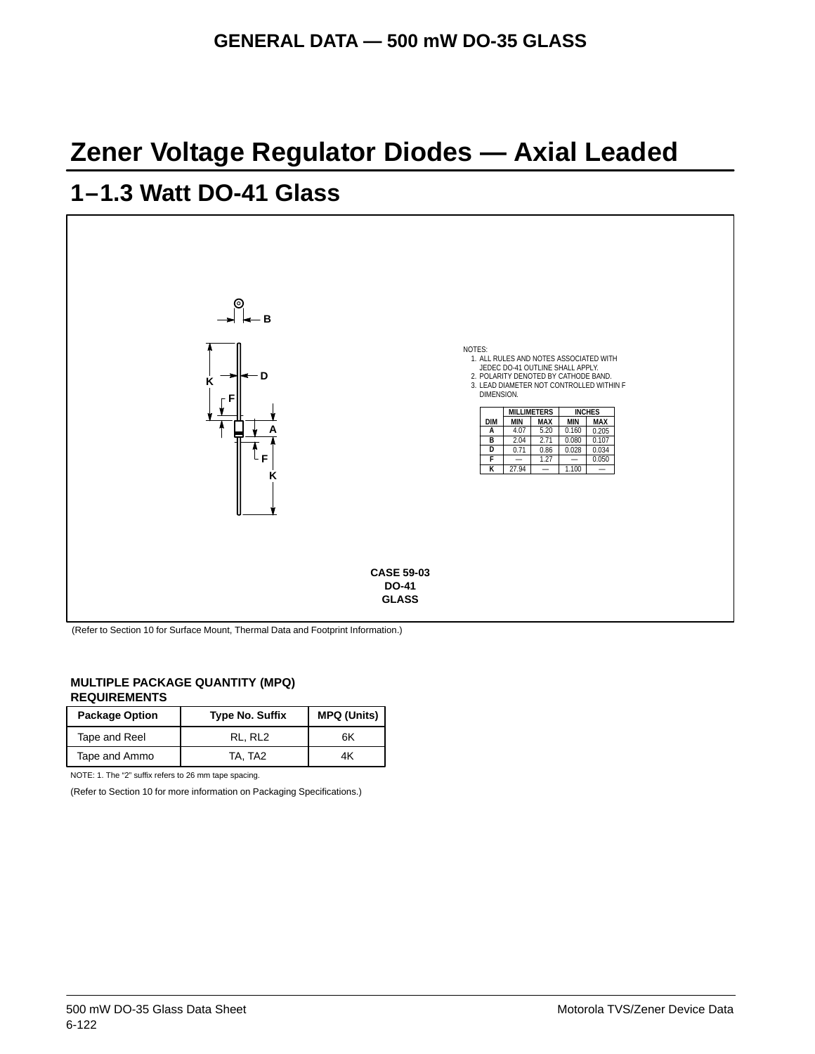# Zener Voltage Regulator Diodes — Axial Leaded

## 1–1.3 Watt DO-41 Glass

NOTES:
1. ALL RULES AND NOTES ASSOCIATED WITH JEDEC DO-41 OUTLINE SHALL APPLY.
2. POLARITY DENOTED BY CATHODE BAND.
3. LEAD DIAMETER NOT CONTROLLED WITHIN F DIMENSION.

| DIM | MILLIMETERS | | INCHES | |
|---|---|---|---|---|
| | MIN | MAX | MIN | MAX |
| A | 4.07 | 5.20 | 0.160 | 0.205 |
| B | 2.04 | 2.71 | 0.080 | 0.107 |
| D | 0.71 | 0.86 | 0.028 | 0.034 |
| F | — | 1.27 | — | 0.050 |
| K | 27.94 | — | 1.100 | — |

**CASE 59-03**
**DO-41**
**GLASS**

(Refer to Section 10 for Surface Mount, Thermal Data and Footprint Information.)

### MULTIPLE PACKAGE QUANTITY (MPQ) REQUIREMENTS

| Package Option | Type No. Suffix | MPQ (Units) |
|---|---|---|
| Tape and Reel | RL, RL2 | 6K |
| Tape and Ammo | TA, TA2 | 4K |

NOTE: 1. The "2" suffix refers to 26 mm tape spacing.

(Refer to Section 10 for more information on Packaging Specifications.)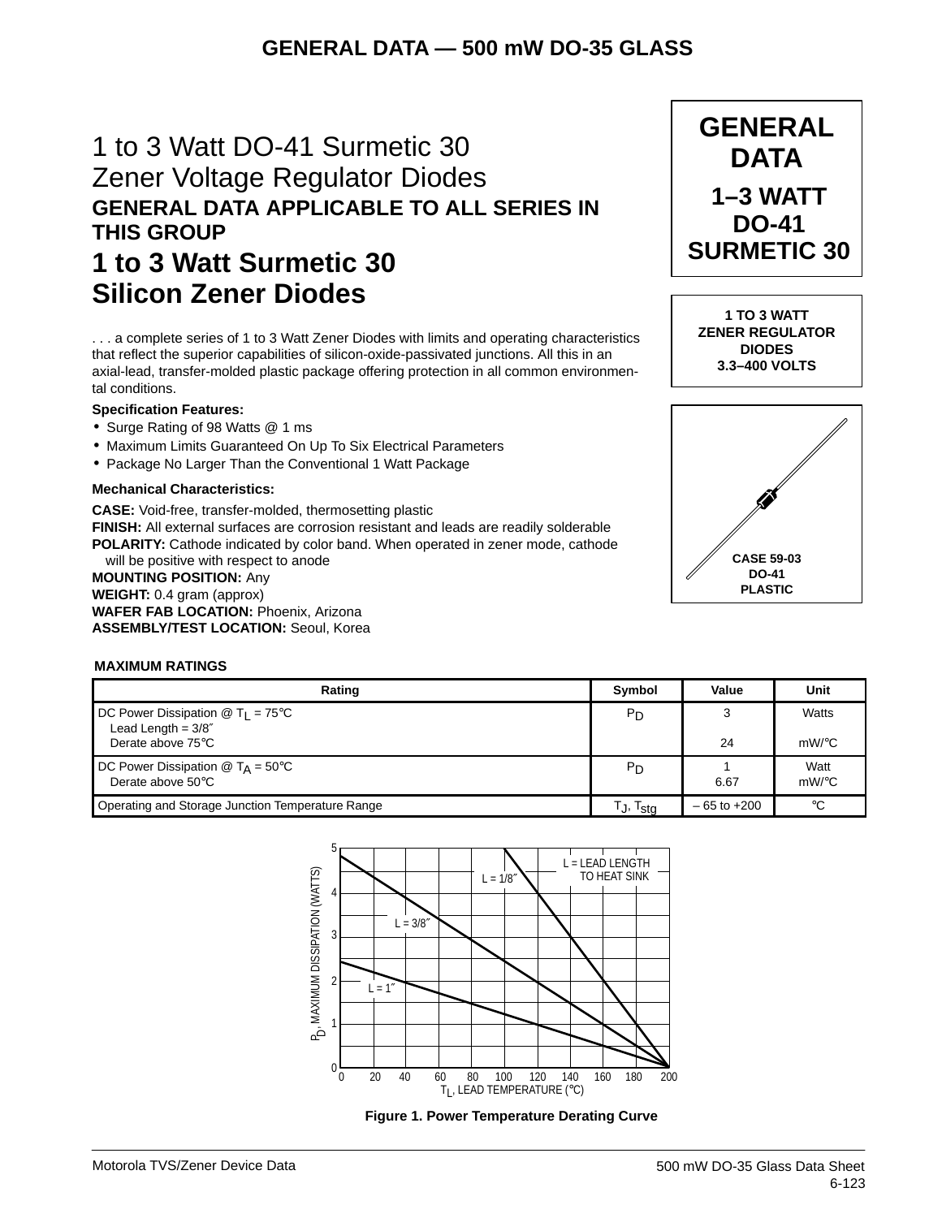# 1 to 3 Watt DO-41 Surmetic 30 Zener Voltage Regulator Diodes

## GENERAL DATA APPLICABLE TO ALL SERIES IN THIS GROUP

## 1 to 3 Watt Surmetic 30 Silicon Zener Diodes

**GENERAL DATA**

**1–3 WATT DO-41 SURMETIC 30**

**1 TO 3 WATT ZENER REGULATOR DIODES 3.3–400 VOLTS**

**CASE 59-03 DO-41 PLASTIC**

. . . a complete series of 1 to 3 Watt Zener Diodes with limits and operating characteristics that reflect the superior capabilities of silicon-oxide-passivated junctions. All this in an axial-lead, transfer-molded plastic package offering protection in all common environmental conditions.

**Specification Features:**

- Surge Rating of 98 Watts @ 1 ms
- Maximum Limits Guaranteed On Up To Six Electrical Parameters
- Package No Larger Than the Conventional 1 Watt Package

**Mechanical Characteristics:**

**CASE:** Void-free, transfer-molded, thermosetting plastic
**FINISH:** All external surfaces are corrosion resistant and leads are readily solderable
**POLARITY:** Cathode indicated by color band. When operated in zener mode, cathode will be positive with respect to anode
**MOUNTING POSITION:** Any
**WEIGHT:** 0.4 gram (approx)
**WAFER FAB LOCATION:** Phoenix, Arizona
**ASSEMBLY/TEST LOCATION:** Seoul, Korea

**MAXIMUM RATINGS**

| Rating | Symbol | Value | Unit |
|---|---|---|---|
| DC Power Dissipation @ $T_L$ = 75°C<br>Lead Length = 3/8″<br>Derate above 75°C | $P_D$ | 3<br><br>24 | Watts<br><br>mW/°C |
| DC Power Dissipation @ $T_A$ = 50°C<br>Derate above 50°C | $P_D$ | 1<br>6.67 | Watt<br>mW/°C |
| Operating and Storage Junction Temperature Range | $T_J$, $T_{stg}$ | – 65 to +200 | °C |

**Figure 1. Power Temperature Derating Curve**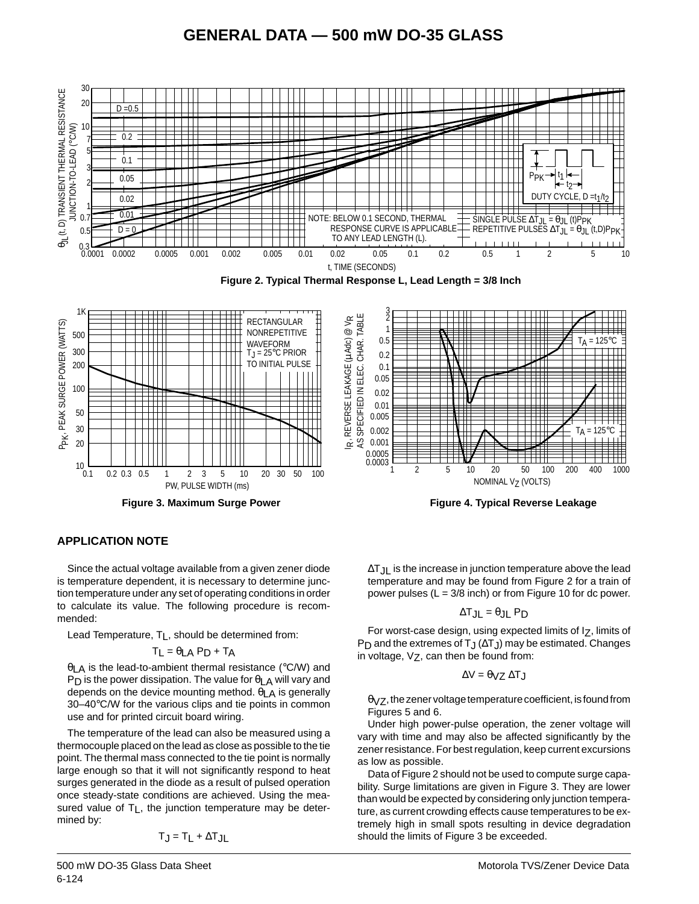# GENERAL DATA — 500 mW DO-35 GLASS

Figure 2. Typical Thermal Response L, Lead Length = 3/8 Inch

Figure 3. Maximum Surge Power

Figure 4. Typical Reverse Leakage

## APPLICATION NOTE

Since the actual voltage available from a given zener diode is temperature dependent, it is necessary to determine junction temperature under any set of operating conditions in order to calculate its value. The following procedure is recommended:

Lead Temperature, $T_L$, should be determined from:

$$T_L = \theta_{LA} P_D + T_A$$

$\theta_{LA}$ is the lead-to-ambient thermal resistance (°C/W) and $P_D$ is the power dissipation. The value for $\theta_{LA}$ will vary and depends on the device mounting method. $\theta_{LA}$ is generally 30–40°C/W for the various clips and tie points in common use and for printed circuit board wiring.

The temperature of the lead can also be measured using a thermocouple placed on the lead as close as possible to the tie point. The thermal mass connected to the tie point is normally large enough so that it will not significantly respond to heat surges generated in the diode as a result of pulsed operation once steady-state conditions are achieved. Using the measured value of $T_L$, the junction temperature may be determined by:

$$T_J = T_L + \Delta T_{JL}$$

$\Delta T_{JL}$ is the increase in junction temperature above the lead temperature and may be found from Figure 2 for a train of power pulses (L = 3/8 inch) or from Figure 10 for dc power.

$$\Delta T_{JL} = \theta_{JL} P_D$$

For worst-case design, using expected limits of $I_Z$, limits of $P_D$ and the extremes of $T_J$ ($\Delta T_J$) may be estimated. Changes in voltage, $V_Z$, can then be found from:

$$\Delta V = \theta_{VZ} \Delta T_J$$

$\theta_{VZ}$, the zener voltage temperature coefficient, is found from Figures 5 and 6.

Under high power-pulse operation, the zener voltage will vary with time and may also be affected significantly by the zener resistance. For best regulation, keep current excursions as low as possible.

Data of Figure 2 should not be used to compute surge capability. Surge limitations are given in Figure 3. They are lower than would be expected by considering only junction temperature, as current crowding effects cause temperatures to be extremely high in small spots resulting in device degradation should the limits of Figure 3 be exceeded.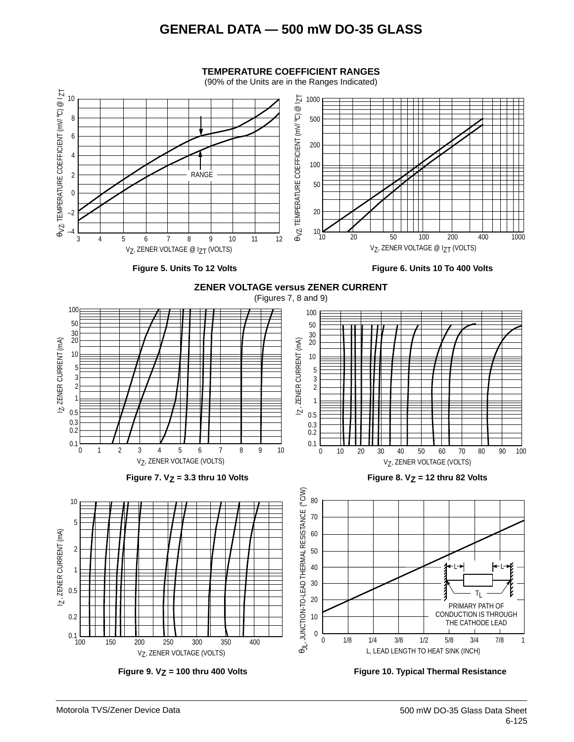# GENERAL DATA — 500 mW DO-35 GLASS

## TEMPERATURE COEFFICIENT RANGES

(90% of the Units are in the Ranges Indicated)

Figure 5. Units To 12 Volts

Figure 6. Units 10 To 400 Volts

## ZENER VOLTAGE versus ZENER CURRENT

(Figures 7, 8 and 9)

Figure 7. $V_Z$ = 3.3 thru 10 Volts

Figure 8. $V_Z$ = 12 thru 82 Volts

Figure 9. $V_Z$ = 100 thru 400 Volts

Figure 10. Typical Thermal Resistance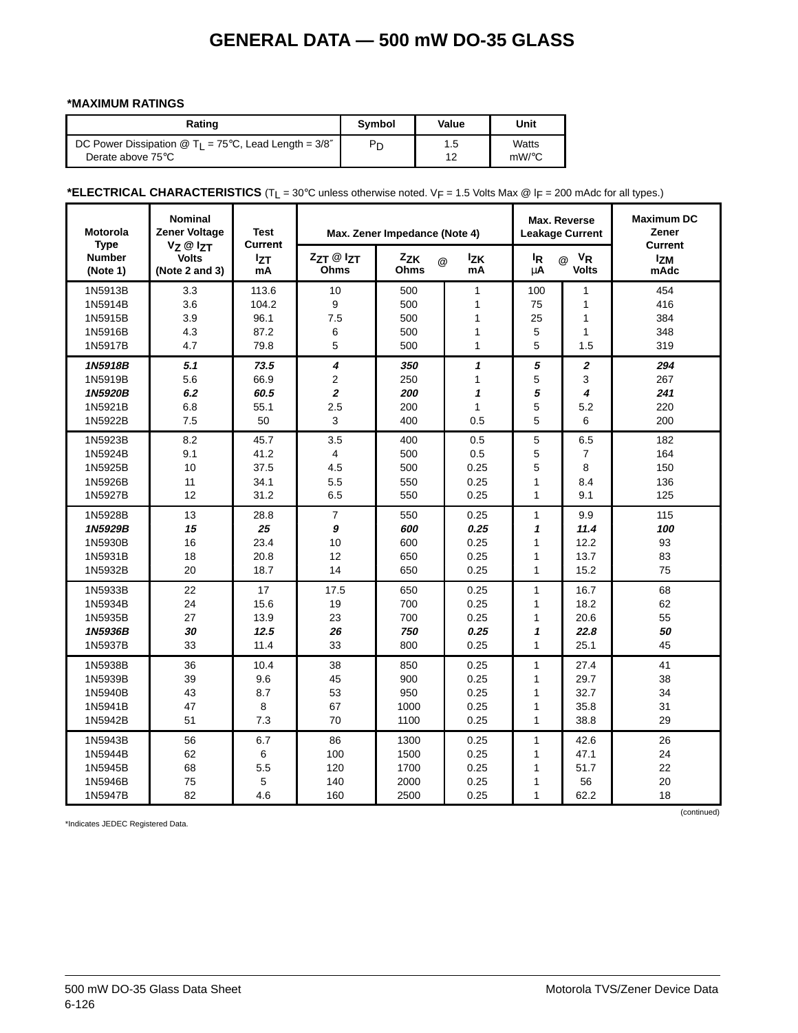# GENERAL DATA — 500 mW DO-35 GLASS

**\*MAXIMUM RATINGS**

| Rating | Symbol | Value | Unit |
|---|---|---|---|
| DC Power Dissipation @ $T_L$ = 75°C, Lead Length = 3/8″<br>Derate above 75°C | $P_D$ | 1.5<br>12 | Watts<br>mW/°C |

**\*ELECTRICAL CHARACTERISTICS** ($T_L$ = 30°C unless otherwise noted. $V_F$ = 1.5 Volts Max @ $I_F$ = 200 mAdc for all types.)

| Motorola Type Number (Note 1) | Nominal Zener Voltage $V_Z$ @ $I_{ZT}$ Volts (Note 2 and 3) | Test Current $I_{ZT}$ mA | Max. Zener Impedance (Note 4) | | | Max. Reverse Leakage Current | | Maximum DC Zener Current |
|---|---|---|---|---|---|---|---|---|
| | | | $Z_{ZT}$ @ $I_{ZT}$ Ohms | $Z_{ZK}$ @ Ohms | $I_{ZK}$ mA | $I_R$ @ µA | $V_R$ Volts | $I_{ZM}$ mAdc |
| 1N5913B | 3.3 | 113.6 | 10 | 500 | 1 | 100 | 1 | 454 |
| 1N5914B | 3.6 | 104.2 | 9 | 500 | 1 | 75 | 1 | 416 |
| 1N5915B | 3.9 | 96.1 | 7.5 | 500 | 1 | 25 | 1 | 384 |
| 1N5916B | 4.3 | 87.2 | 6 | 500 | 1 | 5 | 1 | 348 |
| 1N5917B | 4.7 | 79.8 | 5 | 500 | 1 | 5 | 1.5 | 319 |
| ***1N5918B*** | ***5.1*** | ***73.5*** | ***4*** | ***350*** | ***1*** | ***5*** | ***2*** | ***294*** |
| 1N5919B | 5.6 | 66.9 | 2 | 250 | 1 | 5 | 3 | 267 |
| ***1N5920B*** | ***6.2*** | ***60.5*** | ***2*** | ***200*** | ***1*** | ***5*** | ***4*** | ***241*** |
| 1N5921B | 6.8 | 55.1 | 2.5 | 200 | 1 | 5 | 5.2 | 220 |
| 1N5922B | 7.5 | 50 | 3 | 400 | 0.5 | 5 | 6 | 200 |
| 1N5923B | 8.2 | 45.7 | 3.5 | 400 | 0.5 | 5 | 6.5 | 182 |
| 1N5924B | 9.1 | 41.2 | 4 | 500 | 0.5 | 5 | 7 | 164 |
| 1N5925B | 10 | 37.5 | 4.5 | 500 | 0.25 | 5 | 8 | 150 |
| 1N5926B | 11 | 34.1 | 5.5 | 550 | 0.25 | 1 | 8.4 | 136 |
| 1N5927B | 12 | 31.2 | 6.5 | 550 | 0.25 | 1 | 9.1 | 125 |
| 1N5928B | 13 | 28.8 | 7 | 550 | 0.25 | 1 | 9.9 | 115 |
| ***1N5929B*** | ***15*** | ***25*** | ***9*** | ***600*** | ***0.25*** | ***1*** | ***11.4*** | ***100*** |
| 1N5930B | 16 | 23.4 | 10 | 600 | 0.25 | 1 | 12.2 | 93 |
| 1N5931B | 18 | 20.8 | 12 | 650 | 0.25 | 1 | 13.7 | 83 |
| 1N5932B | 20 | 18.7 | 14 | 650 | 0.25 | 1 | 15.2 | 75 |
| 1N5933B | 22 | 17 | 17.5 | 650 | 0.25 | 1 | 16.7 | 68 |
| 1N5934B | 24 | 15.6 | 19 | 700 | 0.25 | 1 | 18.2 | 62 |
| 1N5935B | 27 | 13.9 | 23 | 700 | 0.25 | 1 | 20.6 | 55 |
| ***1N5936B*** | ***30*** | ***12.5*** | ***26*** | ***750*** | ***0.25*** | ***1*** | ***22.8*** | ***50*** |
| 1N5937B | 33 | 11.4 | 33 | 800 | 0.25 | 1 | 25.1 | 45 |
| 1N5938B | 36 | 10.4 | 38 | 850 | 0.25 | 1 | 27.4 | 41 |
| 1N5939B | 39 | 9.6 | 45 | 900 | 0.25 | 1 | 29.7 | 38 |
| 1N5940B | 43 | 8.7 | 53 | 950 | 0.25 | 1 | 32.7 | 34 |
| 1N5941B | 47 | 8 | 67 | 1000 | 0.25 | 1 | 35.8 | 31 |
| 1N5942B | 51 | 7.3 | 70 | 1100 | 0.25 | 1 | 38.8 | 29 |
| 1N5943B | 56 | 6.7 | 86 | 1300 | 0.25 | 1 | 42.6 | 26 |
| 1N5944B | 62 | 6 | 100 | 1500 | 0.25 | 1 | 47.1 | 24 |
| 1N5945B | 68 | 5.5 | 120 | 1700 | 0.25 | 1 | 51.7 | 22 |
| 1N5946B | 75 | 5 | 140 | 2000 | 0.25 | 1 | 56 | 20 |
| 1N5947B | 82 | 4.6 | 160 | 2500 | 0.25 | 1 | 62.2 | 18 |

(continued)

\*Indicates JEDEC Registered Data.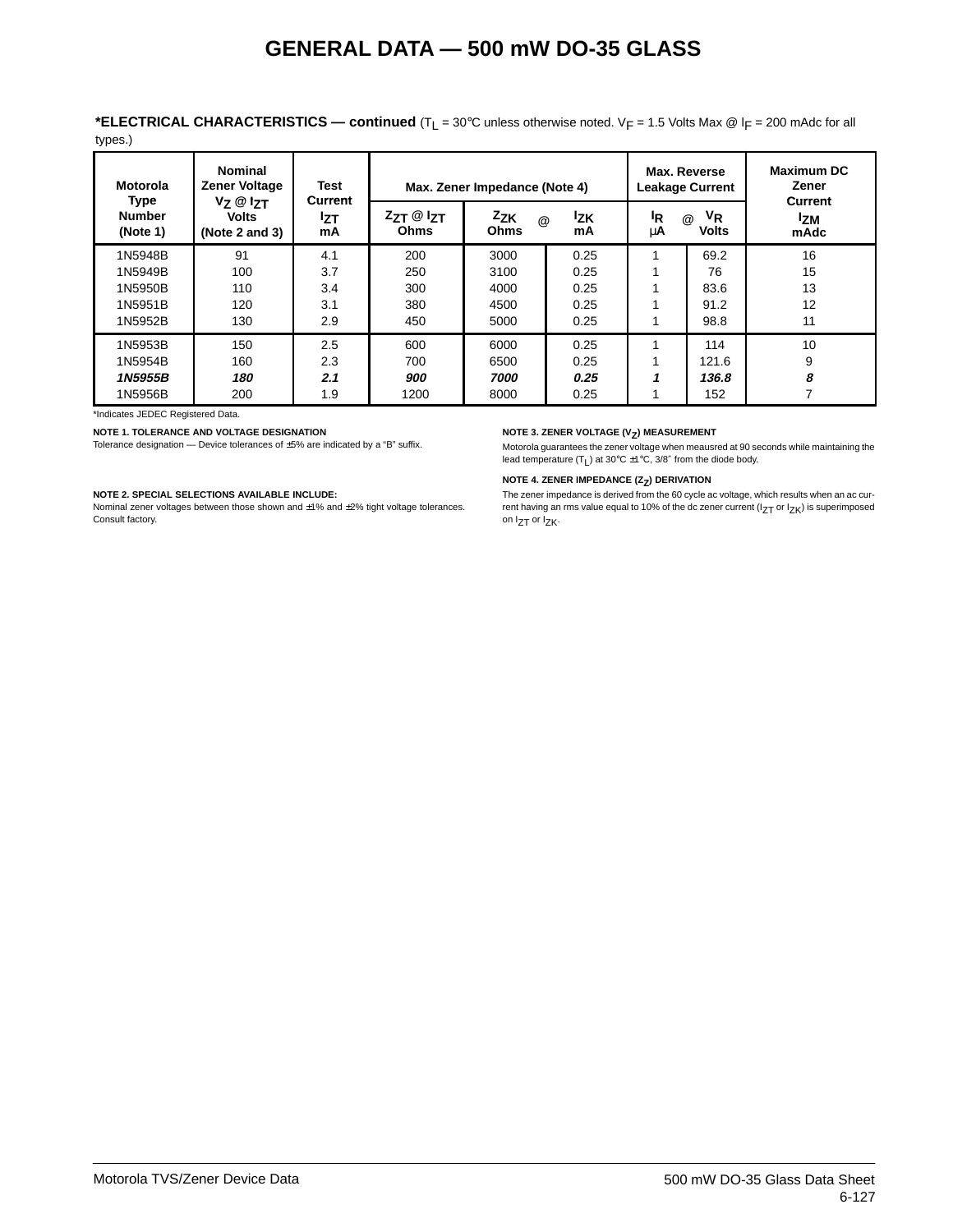# GENERAL DATA — 500 mW DO-35 GLASS

**\*ELECTRICAL CHARACTERISTICS — continued** ($T_L$ = 30°C unless otherwise noted. $V_F$ = 1.5 Volts Max @ $I_F$ = 200 mAdc for all types.)

| Motorola Type Number (Note 1) | Nominal Zener Voltage $V_Z$ @ $I_{ZT}$ Volts (Note 2 and 3) | Test Current $I_{ZT}$ mA | Max. Zener Impedance (Note 4) | | | Max. Reverse Leakage Current | | Maximum DC Zener Current $I_{ZM}$ mAdc |
|---|---|---|---|---|---|---|---|---|
| | | | $Z_{ZT}$ @ $I_{ZT}$ Ohms | $Z_{ZK}$ Ohms @ | $I_{ZK}$ mA | $I_R$ μA @ | $V_R$ Volts | |
| 1N5948B | 91 | 4.1 | 200 | 3000 | 0.25 | 1 | 69.2 | 16 |
| 1N5949B | 100 | 3.7 | 250 | 3100 | 0.25 | 1 | 76 | 15 |
| 1N5950B | 110 | 3.4 | 300 | 4000 | 0.25 | 1 | 83.6 | 13 |
| 1N5951B | 120 | 3.1 | 380 | 4500 | 0.25 | 1 | 91.2 | 12 |
| 1N5952B | 130 | 2.9 | 450 | 5000 | 0.25 | 1 | 98.8 | 11 |
| 1N5953B | 150 | 2.5 | 600 | 6000 | 0.25 | 1 | 114 | 10 |
| 1N5954B | 160 | 2.3 | 700 | 6500 | 0.25 | 1 | 121.6 | 9 |
| ***1N5955B*** | ***180*** | ***2.1*** | ***900*** | ***7000*** | ***0.25*** | ***1*** | ***136.8*** | ***8*** |
| 1N5956B | 200 | 1.9 | 1200 | 8000 | 0.25 | 1 | 152 | 7 |

\*Indicates JEDEC Registered Data.

**NOTE 1. TOLERANCE AND VOLTAGE DESIGNATION**

Tolerance designation — Device tolerances of ±5% are indicated by a “B” suffix.

**NOTE 2. SPECIAL SELECTIONS AVAILABLE INCLUDE:**

Nominal zener voltages between those shown and ±1% and ±2% tight voltage tolerances. Consult factory.

**NOTE 3. ZENER VOLTAGE ($V_Z$) MEASUREMENT**

Motorola guarantees the zener voltage when meausred at 90 seconds while maintaining the lead temperature ($T_L$) at 30°C ±1°C, 3/8″ from the diode body.

**NOTE 4. ZENER IMPEDANCE ($Z_Z$) DERIVATION**

The zener impedance is derived from the 60 cycle ac voltage, which results when an ac current having an rms value equal to 10% of the dc zener current ($I_{ZT}$ or $I_{ZK}$) is superimposed on $I_{ZT}$ or $I_{ZK}$.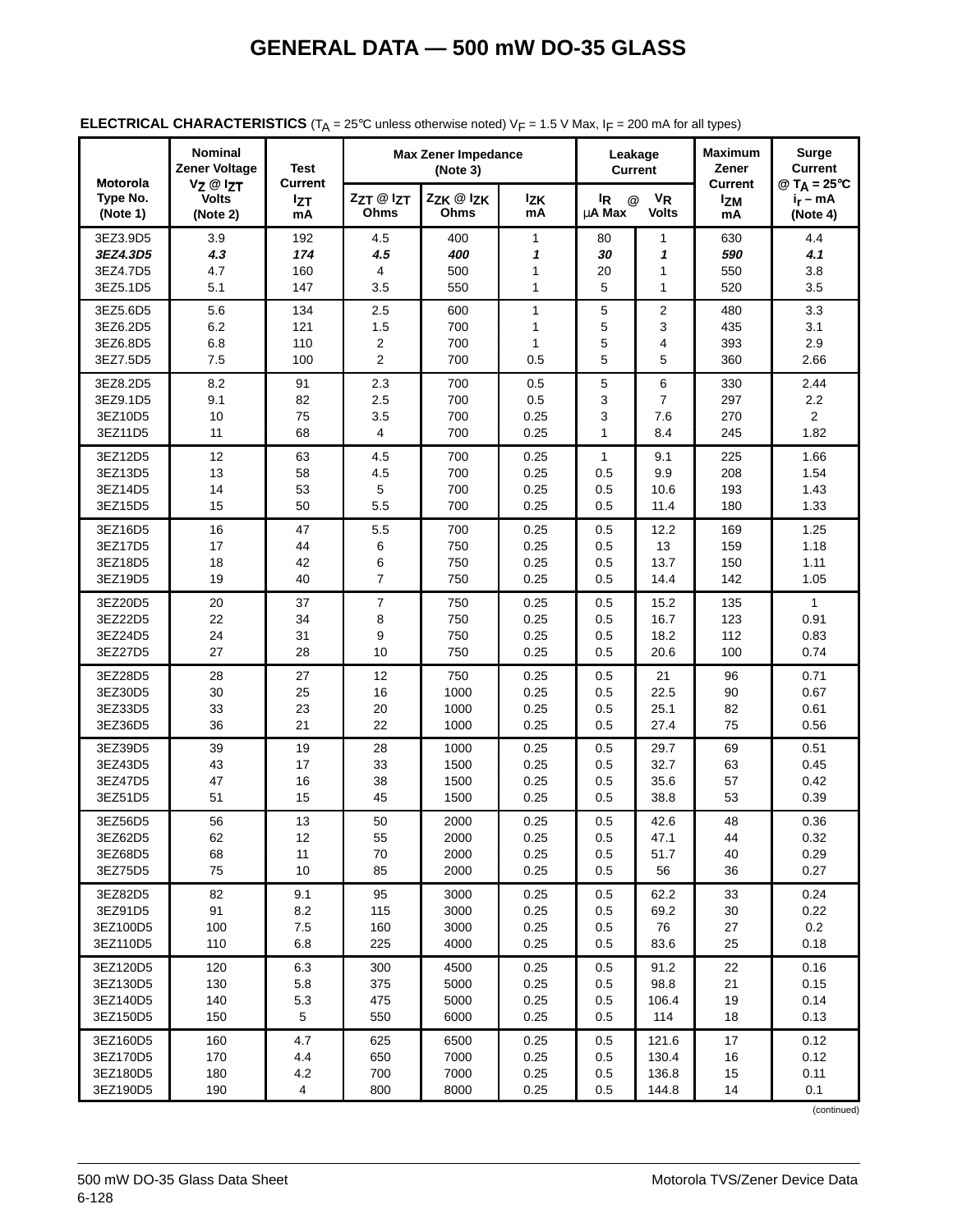# GENERAL DATA — 500 mW DO-35 GLASS

**ELECTRICAL CHARACTERISTICS** ($T_A$ = 25°C unless otherwise noted) $V_F$ = 1.5 V Max, $I_F$ = 200 mA for all types)

| Motorola Type No. (Note 1) | Nominal Zener Voltage $V_Z$ @ $I_{ZT}$ Volts (Note 2) | Test Current $I_{ZT}$ mA | Max Zener Impedance (Note 3) | | | Leakage Current | | Maximum Zener Current $I_{ZM}$ mA | Surge Current @ $T_A$ = 25°C $i_r$ – mA (Note 4) |
|---|---|---|---|---|---|---|---|---|---|
| | | | $Z_{ZT}$ @ $I_{ZT}$ Ohms | $Z_{ZK}$ @ $I_{ZK}$ Ohms | $I_{ZK}$ mA | $I_R$ @ µA Max | $V_R$ Volts | | |
| 3EZ3.9D5 | 3.9 | 192 | 4.5 | 400 | 1 | 80 | 1 | 630 | 4.4 |
| *3EZ4.3D5* | *4.3* | *174* | *4.5* | *400* | *1* | *30* | *1* | *590* | *4.1* |
| 3EZ4.7D5 | 4.7 | 160 | 4 | 500 | 1 | 20 | 1 | 550 | 3.8 |
| 3EZ5.1D5 | 5.1 | 147 | 3.5 | 550 | 1 | 5 | 1 | 520 | 3.5 |
| 3EZ5.6D5 | 5.6 | 134 | 2.5 | 600 | 1 | 5 | 2 | 480 | 3.3 |
| 3EZ6.2D5 | 6.2 | 121 | 1.5 | 700 | 1 | 5 | 3 | 435 | 3.1 |
| 3EZ6.8D5 | 6.8 | 110 | 2 | 700 | 1 | 5 | 4 | 393 | 2.9 |
| 3EZ7.5D5 | 7.5 | 100 | 2 | 700 | 0.5 | 5 | 5 | 360 | 2.66 |
| 3EZ8.2D5 | 8.2 | 91 | 2.3 | 700 | 0.5 | 5 | 6 | 330 | 2.44 |
| 3EZ9.1D5 | 9.1 | 82 | 2.5 | 700 | 0.5 | 3 | 7 | 297 | 2.2 |
| 3EZ10D5 | 10 | 75 | 3.5 | 700 | 0.25 | 3 | 7.6 | 270 | 2 |
| 3EZ11D5 | 11 | 68 | 4 | 700 | 0.25 | 1 | 8.4 | 245 | 1.82 |
| 3EZ12D5 | 12 | 63 | 4.5 | 700 | 0.25 | 1 | 9.1 | 225 | 1.66 |
| 3EZ13D5 | 13 | 58 | 4.5 | 700 | 0.25 | 0.5 | 9.9 | 208 | 1.54 |
| 3EZ14D5 | 14 | 53 | 5 | 700 | 0.25 | 0.5 | 10.6 | 193 | 1.43 |
| 3EZ15D5 | 15 | 50 | 5.5 | 700 | 0.25 | 0.5 | 11.4 | 180 | 1.33 |
| 3EZ16D5 | 16 | 47 | 5.5 | 700 | 0.25 | 0.5 | 12.2 | 169 | 1.25 |
| 3EZ17D5 | 17 | 44 | 6 | 750 | 0.25 | 0.5 | 13 | 159 | 1.18 |
| 3EZ18D5 | 18 | 42 | 6 | 750 | 0.25 | 0.5 | 13.7 | 150 | 1.11 |
| 3EZ19D5 | 19 | 40 | 7 | 750 | 0.25 | 0.5 | 14.4 | 142 | 1.05 |
| 3EZ20D5 | 20 | 37 | 7 | 750 | 0.25 | 0.5 | 15.2 | 135 | 1 |
| 3EZ22D5 | 22 | 34 | 8 | 750 | 0.25 | 0.5 | 16.7 | 123 | 0.91 |
| 3EZ24D5 | 24 | 31 | 9 | 750 | 0.25 | 0.5 | 18.2 | 112 | 0.83 |
| 3EZ27D5 | 27 | 28 | 10 | 750 | 0.25 | 0.5 | 20.6 | 100 | 0.74 |
| 3EZ28D5 | 28 | 27 | 12 | 750 | 0.25 | 0.5 | 21 | 96 | 0.71 |
| 3EZ30D5 | 30 | 25 | 16 | 1000 | 0.25 | 0.5 | 22.5 | 90 | 0.67 |
| 3EZ33D5 | 33 | 23 | 20 | 1000 | 0.25 | 0.5 | 25.1 | 82 | 0.61 |
| 3EZ36D5 | 36 | 21 | 22 | 1000 | 0.25 | 0.5 | 27.4 | 75 | 0.56 |
| 3EZ39D5 | 39 | 19 | 28 | 1000 | 0.25 | 0.5 | 29.7 | 69 | 0.51 |
| 3EZ43D5 | 43 | 17 | 33 | 1500 | 0.25 | 0.5 | 32.7 | 63 | 0.45 |
| 3EZ47D5 | 47 | 16 | 38 | 1500 | 0.25 | 0.5 | 35.6 | 57 | 0.42 |
| 3EZ51D5 | 51 | 15 | 45 | 1500 | 0.25 | 0.5 | 38.8 | 53 | 0.39 |
| 3EZ56D5 | 56 | 13 | 50 | 2000 | 0.25 | 0.5 | 42.6 | 48 | 0.36 |
| 3EZ62D5 | 62 | 12 | 55 | 2000 | 0.25 | 0.5 | 47.1 | 44 | 0.32 |
| 3EZ68D5 | 68 | 11 | 70 | 2000 | 0.25 | 0.5 | 51.7 | 40 | 0.29 |
| 3EZ75D5 | 75 | 10 | 85 | 2000 | 0.25 | 0.5 | 56 | 36 | 0.27 |
| 3EZ82D5 | 82 | 9.1 | 95 | 3000 | 0.25 | 0.5 | 62.2 | 33 | 0.24 |
| 3EZ91D5 | 91 | 8.2 | 115 | 3000 | 0.25 | 0.5 | 69.2 | 30 | 0.22 |
| 3EZ100D5 | 100 | 7.5 | 160 | 3000 | 0.25 | 0.5 | 76 | 27 | 0.2 |
| 3EZ110D5 | 110 | 6.8 | 225 | 4000 | 0.25 | 0.5 | 83.6 | 25 | 0.18 |
| 3EZ120D5 | 120 | 6.3 | 300 | 4500 | 0.25 | 0.5 | 91.2 | 22 | 0.16 |
| 3EZ130D5 | 130 | 5.8 | 375 | 5000 | 0.25 | 0.5 | 98.8 | 21 | 0.15 |
| 3EZ140D5 | 140 | 5.3 | 475 | 5000 | 0.25 | 0.5 | 106.4 | 19 | 0.14 |
| 3EZ150D5 | 150 | 5 | 550 | 6000 | 0.25 | 0.5 | 114 | 18 | 0.13 |
| 3EZ160D5 | 160 | 4.7 | 625 | 6500 | 0.25 | 0.5 | 121.6 | 17 | 0.12 |
| 3EZ170D5 | 170 | 4.4 | 650 | 7000 | 0.25 | 0.5 | 130.4 | 16 | 0.12 |
| 3EZ180D5 | 180 | 4.2 | 700 | 7000 | 0.25 | 0.5 | 136.8 | 15 | 0.11 |
| 3EZ190D5 | 190 | 4 | 800 | 8000 | 0.25 | 0.5 | 144.8 | 14 | 0.1 |

(continued)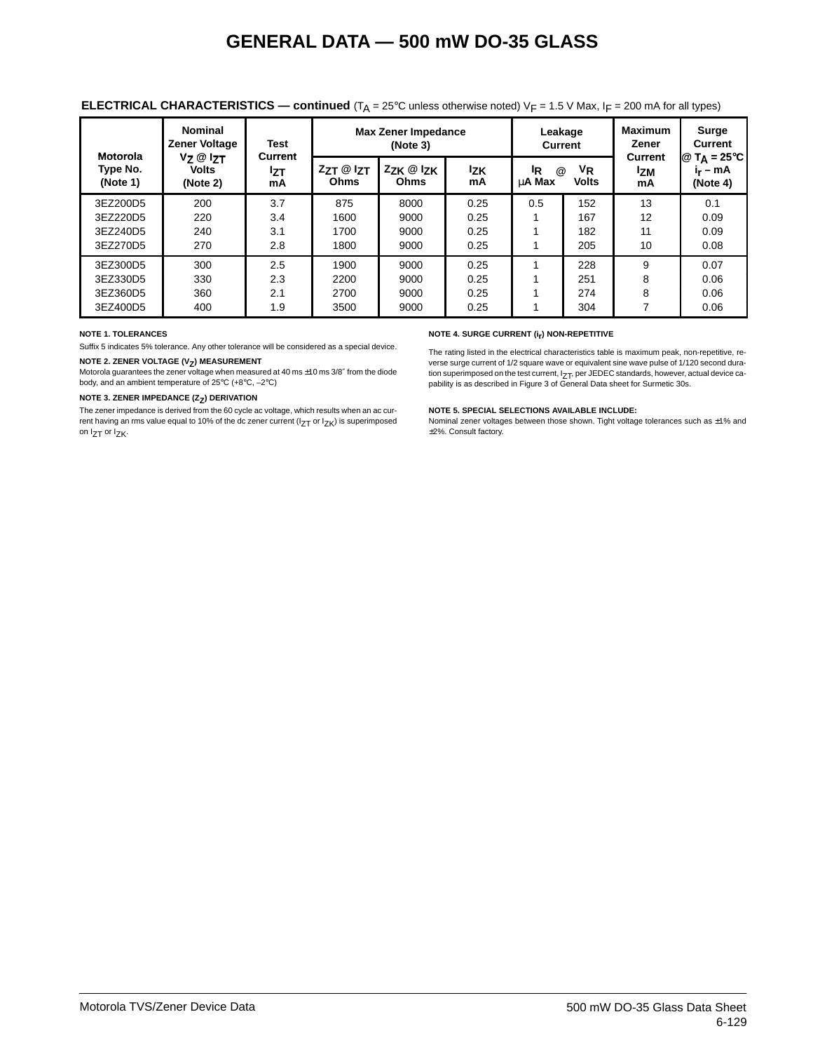# GENERAL DATA — 500 mW DO-35 GLASS

**ELECTRICAL CHARACTERISTICS — continued** ($T_A$ = 25°C unless otherwise noted) $V_F$ = 1.5 V Max, $I_F$ = 200 mA for all types)

| Motorola Type No. (Note 1) | Nominal Zener Voltage $V_Z$ @ $I_{ZT}$ Volts (Note 2) | Test Current $I_{ZT}$ mA | Max Zener Impedance (Note 3) | | | Leakage Current | | Maximum Zener Current $I_{ZM}$ mA | Surge Current @ $T_A$ = 25°C $i_r$ – mA (Note 4) |
|---|---|---|---|---|---|---|---|---|---|
| | | | $Z_{ZT}$ @ $I_{ZT}$ Ohms | $Z_{ZK}$ @ $I_{ZK}$ Ohms | $I_{ZK}$ mA | $I_R$ @ µA Max | $V_R$ Volts | | |
| 3EZ200D5 | 200 | 3.7 | 875 | 8000 | 0.25 | 0.5 | 152 | 13 | 0.1 |
| 3EZ220D5 | 220 | 3.4 | 1600 | 9000 | 0.25 | 1 | 167 | 12 | 0.09 |
| 3EZ240D5 | 240 | 3.1 | 1700 | 9000 | 0.25 | 1 | 182 | 11 | 0.09 |
| 3EZ270D5 | 270 | 2.8 | 1800 | 9000 | 0.25 | 1 | 205 | 10 | 0.08 |
| 3EZ300D5 | 300 | 2.5 | 1900 | 9000 | 0.25 | 1 | 228 | 9 | 0.07 |
| 3EZ330D5 | 330 | 2.3 | 2200 | 9000 | 0.25 | 1 | 251 | 8 | 0.06 |
| 3EZ360D5 | 360 | 2.1 | 2700 | 9000 | 0.25 | 1 | 274 | 8 | 0.06 |
| 3EZ400D5 | 400 | 1.9 | 3500 | 9000 | 0.25 | 1 | 304 | 7 | 0.06 |

**NOTE 1. TOLERANCES**

Suffix 5 indicates 5% tolerance. Any other tolerance will be considered as a special device.

**NOTE 2. ZENER VOLTAGE ($V_Z$) MEASUREMENT**

Motorola guarantees the zener voltage when measured at 40 ms ±10 ms 3/8″ from the diode body, and an ambient temperature of 25°C (+8°C, –2°C)

**NOTE 3. ZENER IMPEDANCE ($Z_Z$) DERIVATION**

The zener impedance is derived from the 60 cycle ac voltage, which results when an ac current having an rms value equal to 10% of the dc zener current ($I_{ZT}$ or $I_{ZK}$) is superimposed on $I_{ZT}$ or $I_{ZK}$.

**NOTE 4. SURGE CURRENT ($i_r$) NON-REPETITIVE**

The rating listed in the electrical characteristics table is maximum peak, non-repetitive, reverse surge current of 1/2 square wave or equivalent sine wave pulse of 1/120 second duration superimposed on the test current, $I_{ZT}$, per JEDEC standards, however, actual device capability is as described in Figure 3 of General Data sheet for Surmetic 30s.

**NOTE 5. SPECIAL SELECTIONS AVAILABLE INCLUDE:**

Nominal zener voltages between those shown. Tight voltage tolerances such as ±1% and ±2%. Consult factory.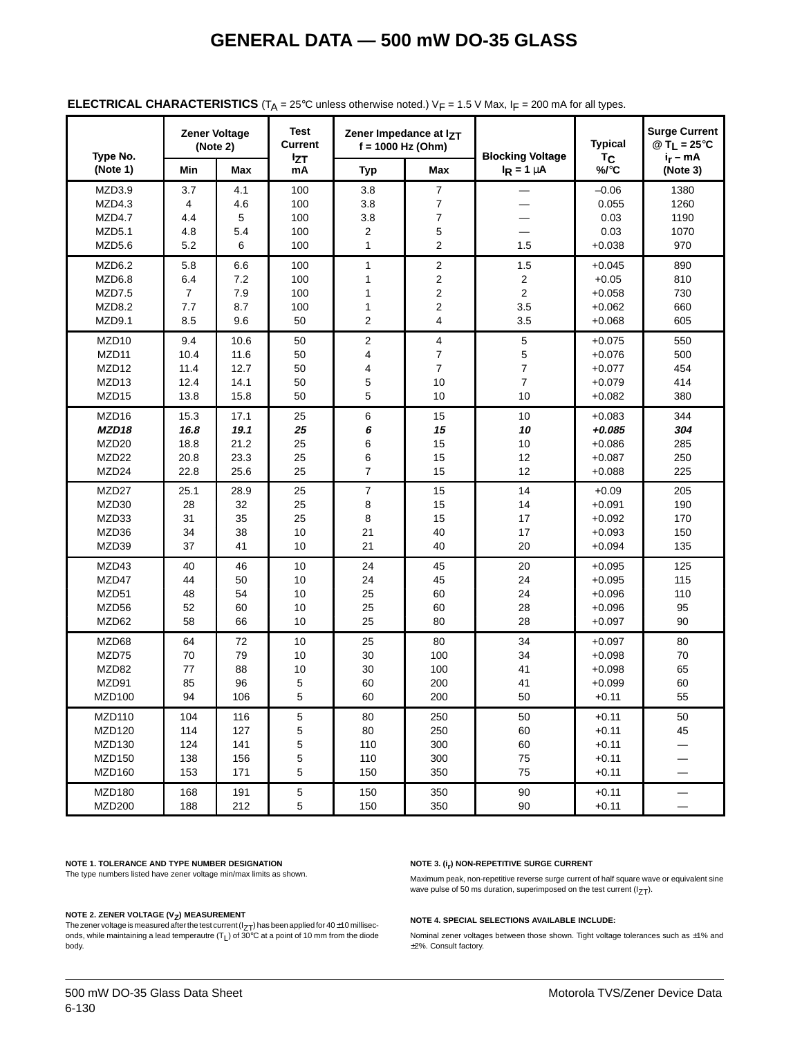# GENERAL DATA — 500 mW DO-35 GLASS

**ELECTRICAL CHARACTERISTICS** ($T_A$ = 25°C unless otherwise noted.) $V_F$ = 1.5 V Max, $I_F$ = 200 mA for all types.

| Type No. (Note 1) | Zener Voltage (Note 2) | | Test Current $I_{ZT}$ mA | Zener Impedance at $I_{ZT}$ f = 1000 Hz (Ohm) | | Blocking Voltage $I_R$ = 1 μA | Typical $T_C$ %/°C | Surge Current @ $T_L$ = 25°C $i_r$ – mA (Note 3) |
|---|---|---|---|---|---|---|---|---|
| | Min | Max | | Typ | Max | | | |
| MZD3.9 | 3.7 | 4.1 | 100 | 3.8 | 7 | — | –0.06 | 1380 |
| MZD4.3 | 4 | 4.6 | 100 | 3.8 | 7 | — | 0.055 | 1260 |
| MZD4.7 | 4.4 | 5 | 100 | 3.8 | 7 | — | 0.03 | 1190 |
| MZD5.1 | 4.8 | 5.4 | 100 | 2 | 5 | — | 0.03 | 1070 |
| MZD5.6 | 5.2 | 6 | 100 | 1 | 2 | 1.5 | +0.038 | 970 |
| MZD6.2 | 5.8 | 6.6 | 100 | 1 | 2 | 1.5 | +0.045 | 890 |
| MZD6.8 | 6.4 | 7.2 | 100 | 1 | 2 | 2 | +0.05 | 810 |
| MZD7.5 | 7 | 7.9 | 100 | 1 | 2 | 2 | +0.058 | 730 |
| MZD8.2 | 7.7 | 8.7 | 100 | 1 | 2 | 3.5 | +0.062 | 660 |
| MZD9.1 | 8.5 | 9.6 | 50 | 2 | 4 | 3.5 | +0.068 | 605 |
| MZD10 | 9.4 | 10.6 | 50 | 2 | 4 | 5 | +0.075 | 550 |
| MZD11 | 10.4 | 11.6 | 50 | 4 | 7 | 5 | +0.076 | 500 |
| MZD12 | 11.4 | 12.7 | 50 | 4 | 7 | 7 | +0.077 | 454 |
| MZD13 | 12.4 | 14.1 | 50 | 5 | 10 | 7 | +0.079 | 414 |
| MZD15 | 13.8 | 15.8 | 50 | 5 | 10 | 10 | +0.082 | 380 |
| MZD16 | 15.3 | 17.1 | 25 | 6 | 15 | 10 | +0.083 | 344 |
| ***MZD18*** | ***16.8*** | ***19.1*** | ***25*** | ***6*** | ***15*** | ***10*** | ***+0.085*** | ***304*** |
| MZD20 | 18.8 | 21.2 | 25 | 6 | 15 | 10 | +0.086 | 285 |
| MZD22 | 20.8 | 23.3 | 25 | 6 | 15 | 12 | +0.087 | 250 |
| MZD24 | 22.8 | 25.6 | 25 | 7 | 15 | 12 | +0.088 | 225 |
| MZD27 | 25.1 | 28.9 | 25 | 7 | 15 | 14 | +0.09 | 205 |
| MZD30 | 28 | 32 | 25 | 8 | 15 | 14 | +0.091 | 190 |
| MZD33 | 31 | 35 | 25 | 8 | 15 | 17 | +0.092 | 170 |
| MZD36 | 34 | 38 | 10 | 21 | 40 | 17 | +0.093 | 150 |
| MZD39 | 37 | 41 | 10 | 21 | 40 | 20 | +0.094 | 135 |
| MZD43 | 40 | 46 | 10 | 24 | 45 | 20 | +0.095 | 125 |
| MZD47 | 44 | 50 | 10 | 24 | 45 | 24 | +0.095 | 115 |
| MZD51 | 48 | 54 | 10 | 25 | 60 | 24 | +0.096 | 110 |
| MZD56 | 52 | 60 | 10 | 25 | 60 | 28 | +0.096 | 95 |
| MZD62 | 58 | 66 | 10 | 25 | 80 | 28 | +0.097 | 90 |
| MZD68 | 64 | 72 | 10 | 25 | 80 | 34 | +0.097 | 80 |
| MZD75 | 70 | 79 | 10 | 30 | 100 | 34 | +0.098 | 70 |
| MZD82 | 77 | 88 | 10 | 30 | 100 | 41 | +0.098 | 65 |
| MZD91 | 85 | 96 | 5 | 60 | 200 | 41 | +0.099 | 60 |
| MZD100 | 94 | 106 | 5 | 60 | 200 | 50 | +0.11 | 55 |
| MZD110 | 104 | 116 | 5 | 80 | 250 | 50 | +0.11 | 50 |
| MZD120 | 114 | 127 | 5 | 80 | 250 | 60 | +0.11 | 45 |
| MZD130 | 124 | 141 | 5 | 110 | 300 | 60 | +0.11 | — |
| MZD150 | 138 | 156 | 5 | 110 | 300 | 75 | +0.11 | — |
| MZD160 | 153 | 171 | 5 | 150 | 350 | 75 | +0.11 | — |
| MZD180 | 168 | 191 | 5 | 150 | 350 | 90 | +0.11 | — |
| MZD200 | 188 | 212 | 5 | 150 | 350 | 90 | +0.11 | — |

**NOTE 1. TOLERANCE AND TYPE NUMBER DESIGNATION**

The type numbers listed have zener voltage min/max limits as shown.

**NOTE 2. ZENER VOLTAGE ($V_Z$) MEASUREMENT**

The zener voltage is measured after the test current ($I_{ZT}$) has been applied for 40 ±10 milliseconds, while maintaining a lead temperautre ($T_L$) of 30°C at a point of 10 mm from the diode body.

**NOTE 3. ($i_r$) NON-REPETITIVE SURGE CURRENT**

Maximum peak, non-repetitive reverse surge current of half square wave or equivalent sine wave pulse of 50 ms duration, superimposed on the test current ($I_{ZT}$).

**NOTE 4. SPECIAL SELECTIONS AVAILABLE INCLUDE:**

Nominal zener voltages between those shown. Tight voltage tolerances such as ±1% and ±2%. Consult factory.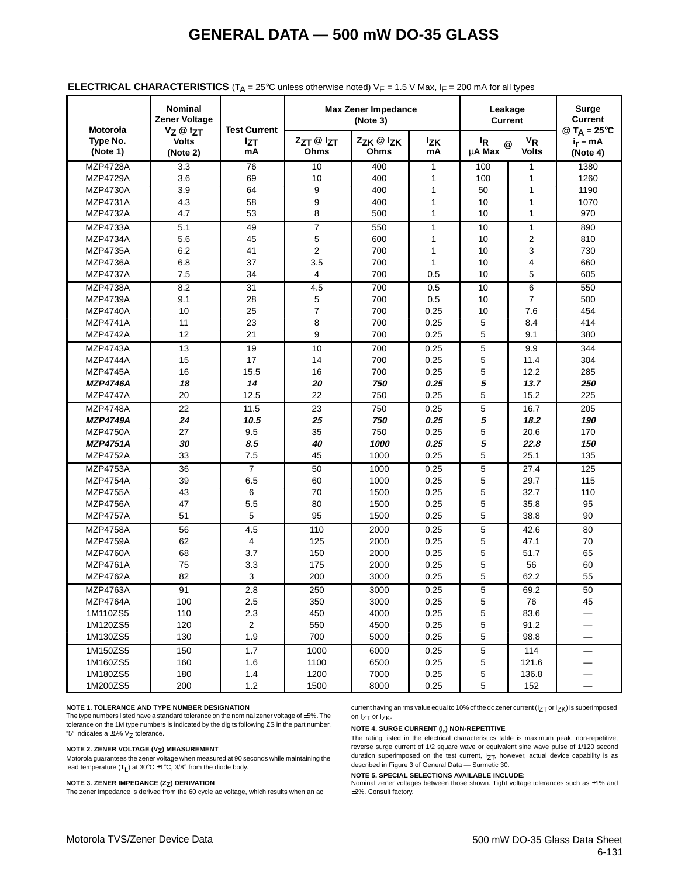# GENERAL DATA — 500 mW DO-35 GLASS

**ELECTRICAL CHARACTERISTICS** ($T_A$ = 25°C unless otherwise noted) $V_F$ = 1.5 V Max, $I_F$ = 200 mA for all types

| Motorola Type No. (Note 1) | Nominal Zener Voltage $V_Z$ @ $I_{ZT}$ Volts (Note 2) | Test Current $I_{ZT}$ mA | Max Zener Impedance (Note 3) | | | Leakage Current | | Surge Current @ $T_A$ = 25°C $i_r$ – mA (Note 4) |
|---|---|---|---|---|---|---|---|---|
| | | | $Z_{ZT}$ @ $I_{ZT}$ Ohms | $Z_{ZK}$ @ $I_{ZK}$ Ohms | $I_{ZK}$ mA | $I_R$ μA Max @ | $V_R$ Volts | |
| MZP4728A | 3.3 | 76 | 10 | 400 | 1 | 100 | 1 | 1380 |
| MZP4729A | 3.6 | 69 | 10 | 400 | 1 | 100 | 1 | 1260 |
| MZP4730A | 3.9 | 64 | 9 | 400 | 1 | 50 | 1 | 1190 |
| MZP4731A | 4.3 | 58 | 9 | 400 | 1 | 10 | 1 | 1070 |
| MZP4732A | 4.7 | 53 | 8 | 500 | 1 | 10 | 1 | 970 |
| MZP4733A | 5.1 | 49 | 7 | 550 | 1 | 10 | 1 | 890 |
| MZP4734A | 5.6 | 45 | 5 | 600 | 1 | 10 | 2 | 810 |
| MZP4735A | 6.2 | 41 | 2 | 700 | 1 | 10 | 3 | 730 |
| MZP4736A | 6.8 | 37 | 3.5 | 700 | 1 | 10 | 4 | 660 |
| MZP4737A | 7.5 | 34 | 4 | 700 | 0.5 | 10 | 5 | 605 |
| MZP4738A | 8.2 | 31 | 4.5 | 700 | 0.5 | 10 | 6 | 550 |
| MZP4739A | 9.1 | 28 | 5 | 700 | 0.5 | 10 | 7 | 500 |
| MZP4740A | 10 | 25 | 7 | 700 | 0.25 | 10 | 7.6 | 454 |
| MZP4741A | 11 | 23 | 8 | 700 | 0.25 | 5 | 8.4 | 414 |
| MZP4742A | 12 | 21 | 9 | 700 | 0.25 | 5 | 9.1 | 380 |
| MZP4743A | 13 | 19 | 10 | 700 | 0.25 | 5 | 9.9 | 344 |
| MZP4744A | 15 | 17 | 14 | 700 | 0.25 | 5 | 11.4 | 304 |
| MZP4745A | 16 | 15.5 | 16 | 700 | 0.25 | 5 | 12.2 | 285 |
| ***MZP4746A*** | ***18*** | ***14*** | ***20*** | ***750*** | ***0.25*** | ***5*** | ***13.7*** | ***250*** |
| MZP4747A | 20 | 12.5 | 22 | 750 | 0.25 | 5 | 15.2 | 225 |
| MZP4748A | 22 | 11.5 | 23 | 750 | 0.25 | 5 | 16.7 | 205 |
| ***MZP4749A*** | ***24*** | ***10.5*** | ***25*** | ***750*** | ***0.25*** | ***5*** | ***18.2*** | ***190*** |
| MZP4750A | 27 | 9.5 | 35 | 750 | 0.25 | 5 | 20.6 | 170 |
| ***MZP4751A*** | ***30*** | ***8.5*** | ***40*** | ***1000*** | ***0.25*** | ***5*** | ***22.8*** | ***150*** |
| MZP4752A | 33 | 7.5 | 45 | 1000 | 0.25 | 5 | 25.1 | 135 |
| MZP4753A | 36 | 7 | 50 | 1000 | 0.25 | 5 | 27.4 | 125 |
| MZP4754A | 39 | 6.5 | 60 | 1000 | 0.25 | 5 | 29.7 | 115 |
| MZP4755A | 43 | 6 | 70 | 1500 | 0.25 | 5 | 32.7 | 110 |
| MZP4756A | 47 | 5.5 | 80 | 1500 | 0.25 | 5 | 35.8 | 95 |
| MZP4757A | 51 | 5 | 95 | 1500 | 0.25 | 5 | 38.8 | 90 |
| MZP4758A | 56 | 4.5 | 110 | 2000 | 0.25 | 5 | 42.6 | 80 |
| MZP4759A | 62 | 4 | 125 | 2000 | 0.25 | 5 | 47.1 | 70 |
| MZP4760A | 68 | 3.7 | 150 | 2000 | 0.25 | 5 | 51.7 | 65 |
| MZP4761A | 75 | 3.3 | 175 | 2000 | 0.25 | 5 | 56 | 60 |
| MZP4762A | 82 | 3 | 200 | 3000 | 0.25 | 5 | 62.2 | 55 |
| MZP4763A | 91 | 2.8 | 250 | 3000 | 0.25 | 5 | 69.2 | 50 |
| MZP4764A | 100 | 2.5 | 350 | 3000 | 0.25 | 5 | 76 | 45 |
| 1M110ZS5 | 110 | 2.3 | 450 | 4000 | 0.25 | 5 | 83.6 | — |
| 1M120ZS5 | 120 | 2 | 550 | 4500 | 0.25 | 5 | 91.2 | — |
| 1M130ZS5 | 130 | 1.9 | 700 | 5000 | 0.25 | 5 | 98.8 | — |
| 1M150ZS5 | 150 | 1.7 | 1000 | 6000 | 0.25 | 5 | 114 | — |
| 1M160ZS5 | 160 | 1.6 | 1100 | 6500 | 0.25 | 5 | 121.6 | — |
| 1M180ZS5 | 180 | 1.4 | 1200 | 7000 | 0.25 | 5 | 136.8 | — |
| 1M200ZS5 | 200 | 1.2 | 1500 | 8000 | 0.25 | 5 | 152 | — |

**NOTE 1. TOLERANCE AND TYPE NUMBER DESIGNATION**
The type numbers listed have a standard tolerance on the nominal zener voltage of ±5%. The tolerance on the 1M type numbers is indicated by the digits following ZS in the part number. "5" indicates a ±5% $V_Z$ tolerance.

**NOTE 2. ZENER VOLTAGE ($V_Z$) MEASUREMENT**
Motorola guarantees the zener voltage when measured at 90 seconds while maintaining the lead temperature ($T_L$) at 30°C ±1°C, 3/8″ from the diode body.

**NOTE 3. ZENER IMPEDANCE ($Z_Z$) DERIVATION**
The zener impedance is derived from the 60 cycle ac voltage, which results when an ac current having an rms value equal to 10% of the dc zener current ($I_{ZT}$ or $I_{ZK}$) is superimposed on $I_{ZT}$ or $I_{ZK}$.

**NOTE 4. SURGE CURRENT ($i_r$) NON-REPETITIVE**
The rating listed in the electrical characteristics table is maximum peak, non-repetitive, reverse surge current of 1/2 square wave or equivalent sine wave pulse of 1/120 second duration superimposed on the test current, $I_{ZT}$, however, actual device capability is as described in Figure 3 of General Data — Surmetic 30.

**NOTE 5. SPECIAL SELECTIONS AVAILABLE INCLUDE:**
Nominal zener voltages between those shown. Tight voltage tolerances such as ±1% and ±2%. Consult factory.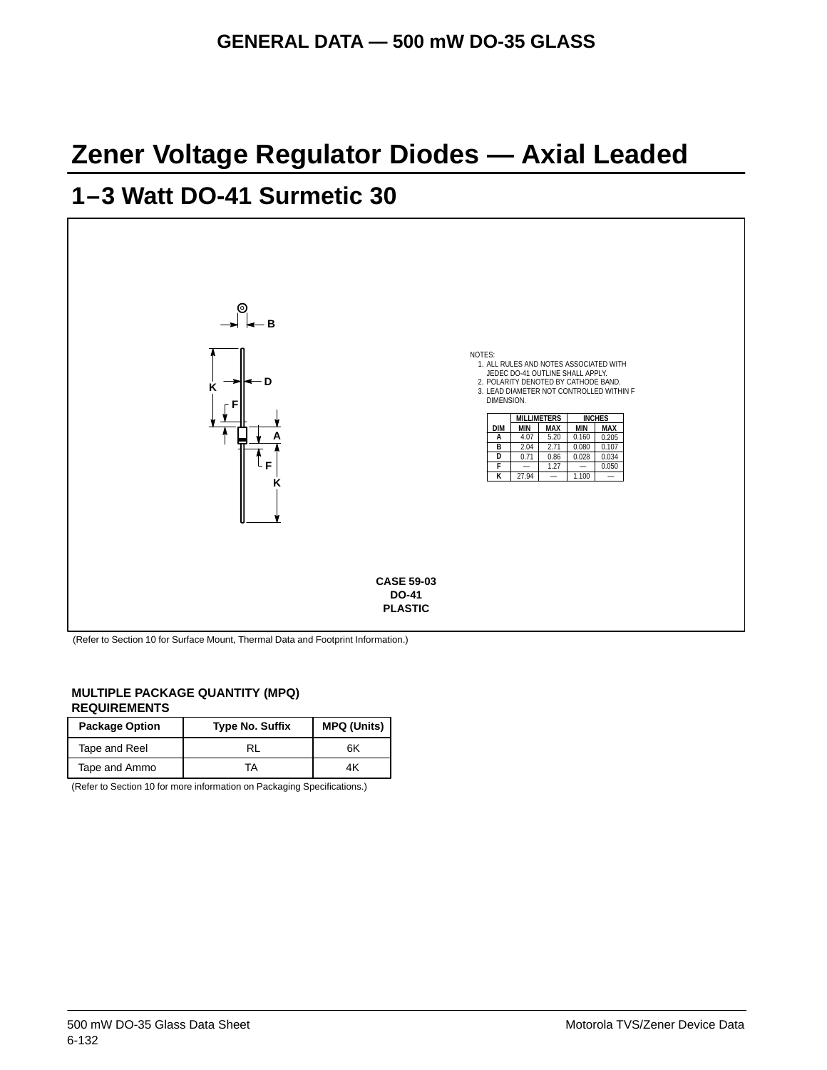# Zener Voltage Regulator Diodes — Axial Leaded

## 1−3 Watt DO-41 Surmetic 30

NOTES:
1. ALL RULES AND NOTES ASSOCIATED WITH JEDEC DO-41 OUTLINE SHALL APPLY.
2. POLARITY DENOTED BY CATHODE BAND.
3. LEAD DIAMETER NOT CONTROLLED WITHIN F DIMENSION.

| DIM | MILLIMETERS | | INCHES | |
|---|---|---|---|---|
| | MIN | MAX | MIN | MAX |
| A | 4.07 | 5.20 | 0.160 | 0.205 |
| B | 2.04 | 2.71 | 0.080 | 0.107 |
| D | 0.71 | 0.86 | 0.028 | 0.034 |
| F | — | 1.27 | — | 0.050 |
| K | 27.94 | — | 1.100 | — |

**CASE 59-03**
**DO-41**
**PLASTIC**

(Refer to Section 10 for Surface Mount, Thermal Data and Footprint Information.)

**MULTIPLE PACKAGE QUANTITY (MPQ) REQUIREMENTS**

| Package Option | Type No. Suffix | MPQ (Units) |
|---|---|---|
| Tape and Reel | RL | 6K |
| Tape and Ammo | TA | 4K |

(Refer to Section 10 for more information on Packaging Specifications.)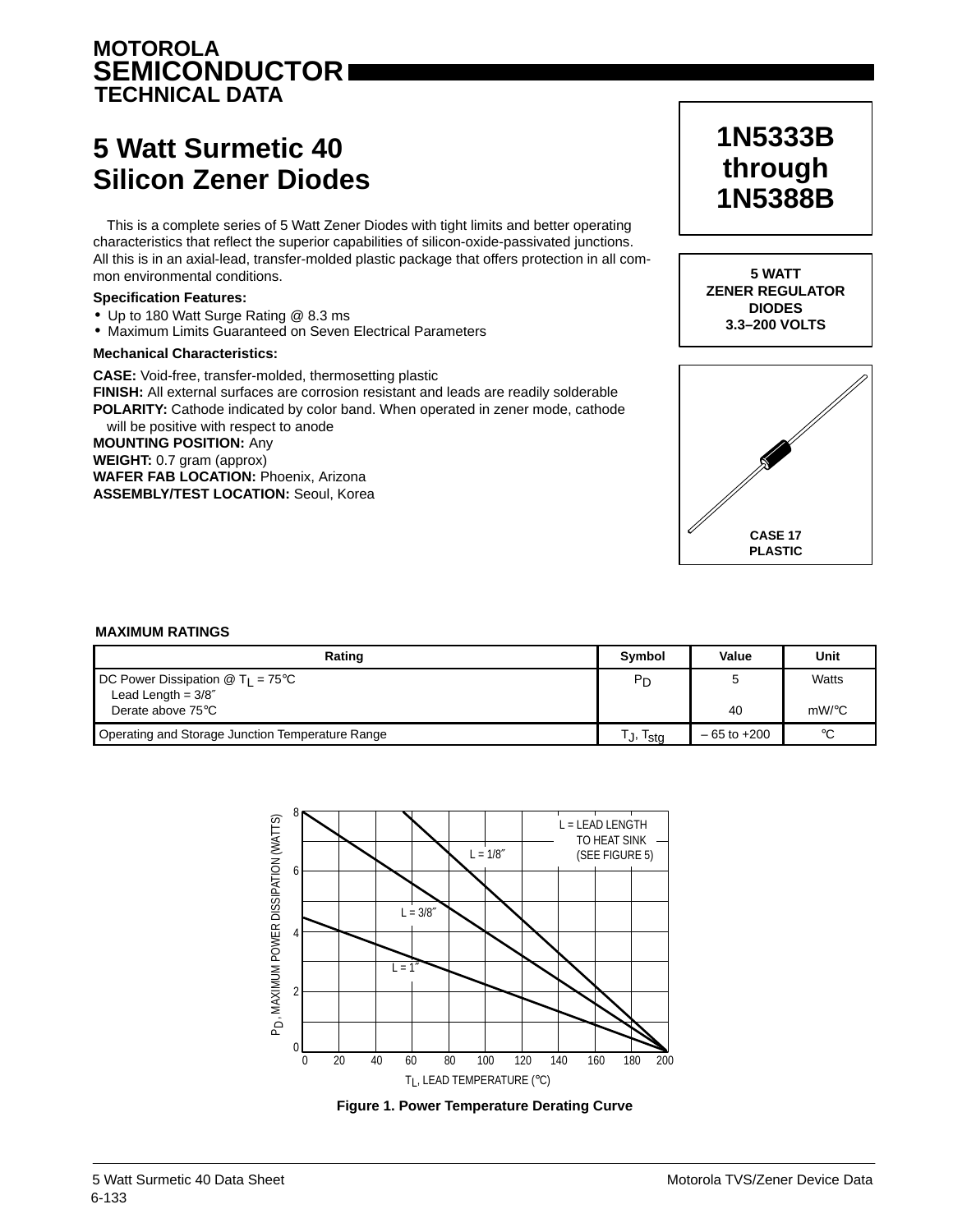MOTOROLA
SEMICONDUCTOR
TECHNICAL DATA

# 5 Watt Surmetic 40 Silicon Zener Diodes

**1N5333B through 1N5388B**

**5 WATT ZENER REGULATOR DIODES 3.3–200 VOLTS**

This is a complete series of 5 Watt Zener Diodes with tight limits and better operating characteristics that reflect the superior capabilities of silicon-oxide-passivated junctions. All this is in an axial-lead, transfer-molded plastic package that offers protection in all common environmental conditions.

**Specification Features:**

- Up to 180 Watt Surge Rating @ 8.3 ms
- Maximum Limits Guaranteed on Seven Electrical Parameters

**Mechanical Characteristics:**

**CASE:** Void-free, transfer-molded, thermosetting plastic
**FINISH:** All external surfaces are corrosion resistant and leads are readily solderable
**POLARITY:** Cathode indicated by color band. When operated in zener mode, cathode will be positive with respect to anode
**MOUNTING POSITION:** Any
**WEIGHT:** 0.7 gram (approx)
**WAFER FAB LOCATION:** Phoenix, Arizona
**ASSEMBLY/TEST LOCATION:** Seoul, Korea

CASE 17
PLASTIC

**MAXIMUM RATINGS**

| Rating | Symbol | Value | Unit |
|---|---|---|---|
| DC Power Dissipation @ $T_L$ = 75°C<br>Lead Length = 3/8″<br>Derate above 75°C | $P_D$ | 5<br><br>40 | Watts<br><br>mW/°C |
| Operating and Storage Junction Temperature Range | $T_J$, $T_{stg}$ | – 65 to +200 | °C |

**Figure 1. Power Temperature Derating Curve**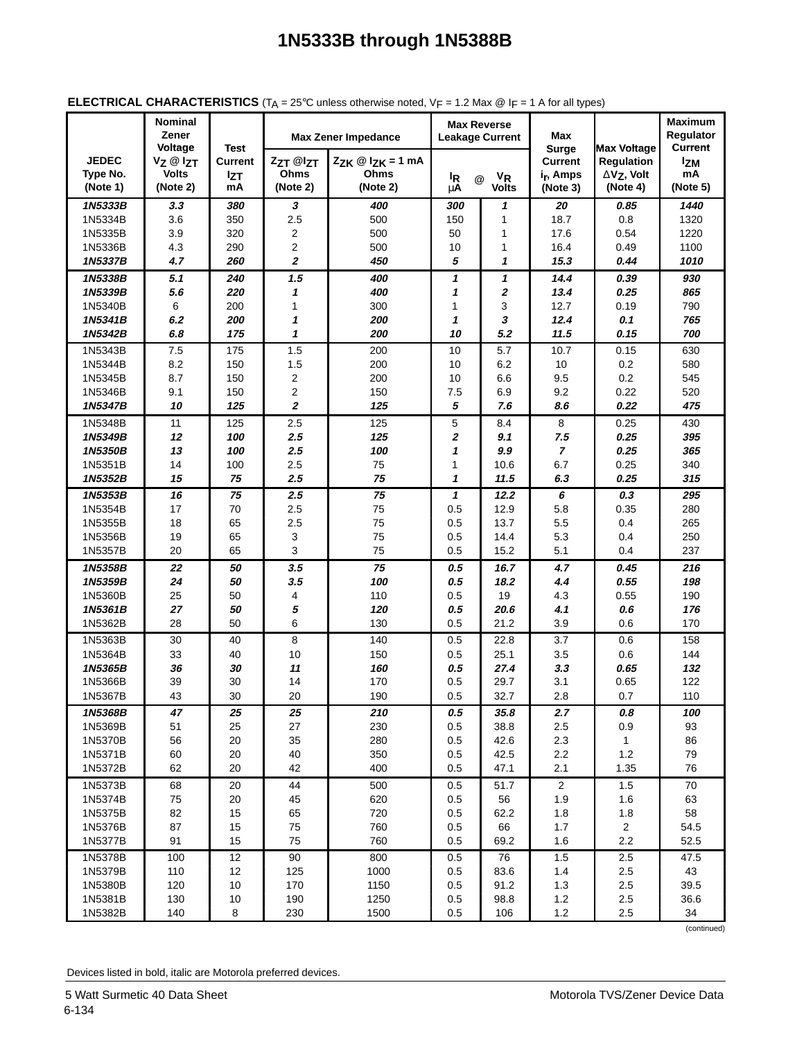# 1N5333B through 1N5388B

**ELECTRICAL CHARACTERISTICS** ($T_A$ = 25°C unless otherwise noted, $V_F$ = 1.2 Max @ $I_F$ = 1 A for all types)

| JEDEC Type No. (Note 1) | Nominal Zener Voltage $V_Z$ @ $I_{ZT}$ Volts (Note 2) | Test Current $I_{ZT}$ mA | Max Zener Impedance $Z_{ZT}$ @ $I_{ZT}$ Ohms (Note 2) | Max Zener Impedance $Z_{ZK}$ @ $I_{ZK}$ = 1 mA Ohms (Note 2) | Max Reverse Leakage Current $I_R$ μA | @ $V_R$ Volts | Max Surge Current $i_r$, Amps (Note 3) | Max Voltage Regulation $\Delta V_Z$, Volt (Note 4) | Maximum Regulator Current $I_{ZM}$ mA (Note 5) |
|---|---|---|---|---|---|---|---|---|---|
| ***1N5333B*** | ***3.3*** | ***380*** | ***3*** | ***400*** | ***300*** | ***1*** | ***20*** | ***0.85*** | ***1440*** |
| 1N5334B | 3.6 | 350 | 2.5 | 500 | 150 | 1 | 18.7 | 0.8 | 1320 |
| 1N5335B | 3.9 | 320 | 2 | 500 | 50 | 1 | 17.6 | 0.54 | 1220 |
| 1N5336B | 4.3 | 290 | 2 | 500 | 10 | 1 | 16.4 | 0.49 | 1100 |
| ***1N5337B*** | ***4.7*** | ***260*** | ***2*** | ***450*** | ***5*** | ***1*** | ***15.3*** | ***0.44*** | ***1010*** |
| ***1N5338B*** | ***5.1*** | ***240*** | ***1.5*** | ***400*** | ***1*** | ***1*** | ***14.4*** | ***0.39*** | ***930*** |
| ***1N5339B*** | ***5.6*** | ***220*** | ***1*** | ***400*** | ***1*** | ***2*** | ***13.4*** | ***0.25*** | ***865*** |
| 1N5340B | 6 | 200 | 1 | 300 | 1 | 3 | 12.7 | 0.19 | 790 |
| ***1N5341B*** | ***6.2*** | ***200*** | ***1*** | ***200*** | ***1*** | ***3*** | ***12.4*** | ***0.1*** | ***765*** |
| ***1N5342B*** | ***6.8*** | ***175*** | ***1*** | ***200*** | ***10*** | ***5.2*** | ***11.5*** | ***0.15*** | ***700*** |
| 1N5343B | 7.5 | 175 | 1.5 | 200 | 10 | 5.7 | 10.7 | 0.15 | 630 |
| 1N5344B | 8.2 | 150 | 1.5 | 200 | 10 | 6.2 | 10 | 0.2 | 580 |
| 1N5345B | 8.7 | 150 | 2 | 200 | 10 | 6.6 | 9.5 | 0.2 | 545 |
| 1N5346B | 9.1 | 150 | 2 | 150 | 7.5 | 6.9 | 9.2 | 0.22 | 520 |
| ***1N5347B*** | ***10*** | ***125*** | ***2*** | ***125*** | ***5*** | ***7.6*** | ***8.6*** | ***0.22*** | ***475*** |
| 1N5348B | 11 | 125 | 2.5 | 125 | 5 | 8.4 | 8 | 0.25 | 430 |
| ***1N5349B*** | ***12*** | ***100*** | ***2.5*** | ***125*** | ***2*** | ***9.1*** | ***7.5*** | ***0.25*** | ***395*** |
| ***1N5350B*** | ***13*** | ***100*** | ***2.5*** | ***100*** | ***1*** | ***9.9*** | ***7*** | ***0.25*** | ***365*** |
| 1N5351B | 14 | 100 | 2.5 | 75 | 1 | 10.6 | 6.7 | 0.25 | 340 |
| ***1N5352B*** | ***15*** | ***75*** | ***2.5*** | ***75*** | ***1*** | ***11.5*** | ***6.3*** | ***0.25*** | ***315*** |
| ***1N5353B*** | ***16*** | ***75*** | ***2.5*** | ***75*** | ***1*** | ***12.2*** | ***6*** | ***0.3*** | ***295*** |
| 1N5354B | 17 | 70 | 2.5 | 75 | 0.5 | 12.9 | 5.8 | 0.35 | 280 |
| 1N5355B | 18 | 65 | 2.5 | 75 | 0.5 | 13.7 | 5.5 | 0.4 | 265 |
| 1N5356B | 19 | 65 | 3 | 75 | 0.5 | 14.4 | 5.3 | 0.4 | 250 |
| 1N5357B | 20 | 65 | 3 | 75 | 0.5 | 15.2 | 5.1 | 0.4 | 237 |
| ***1N5358B*** | ***22*** | ***50*** | ***3.5*** | ***75*** | ***0.5*** | ***16.7*** | ***4.7*** | ***0.45*** | ***216*** |
| ***1N5359B*** | ***24*** | ***50*** | ***3.5*** | ***100*** | ***0.5*** | ***18.2*** | ***4.4*** | ***0.55*** | ***198*** |
| 1N5360B | 25 | 50 | 4 | 110 | 0.5 | 19 | 4.3 | 0.55 | 190 |
| ***1N5361B*** | ***27*** | ***50*** | ***5*** | ***120*** | ***0.5*** | ***20.6*** | ***4.1*** | ***0.6*** | ***176*** |
| 1N5362B | 28 | 50 | 6 | 130 | 0.5 | 21.2 | 3.9 | 0.6 | 170 |
| 1N5363B | 30 | 40 | 8 | 140 | 0.5 | 22.8 | 3.7 | 0.6 | 158 |
| 1N5364B | 33 | 40 | 10 | 150 | 0.5 | 25.1 | 3.5 | 0.6 | 144 |
| ***1N5365B*** | ***36*** | ***30*** | ***11*** | ***160*** | ***0.5*** | ***27.4*** | ***3.3*** | ***0.65*** | ***132*** |
| 1N5366B | 39 | 30 | 14 | 170 | 0.5 | 29.7 | 3.1 | 0.65 | 122 |
| 1N5367B | 43 | 30 | 20 | 190 | 0.5 | 32.7 | 2.8 | 0.7 | 110 |
| ***1N5368B*** | ***47*** | ***25*** | ***25*** | ***210*** | ***0.5*** | ***35.8*** | ***2.7*** | ***0.8*** | ***100*** |
| 1N5369B | 51 | 25 | 27 | 230 | 0.5 | 38.8 | 2.5 | 0.9 | 93 |
| 1N5370B | 56 | 20 | 35 | 280 | 0.5 | 42.6 | 2.3 | 1 | 86 |
| 1N5371B | 60 | 20 | 40 | 350 | 0.5 | 42.5 | 2.2 | 1.2 | 79 |
| 1N5372B | 62 | 20 | 42 | 400 | 0.5 | 47.1 | 2.1 | 1.35 | 76 |
| 1N5373B | 68 | 20 | 44 | 500 | 0.5 | 51.7 | 2 | 1.5 | 70 |
| 1N5374B | 75 | 20 | 45 | 620 | 0.5 | 56 | 1.9 | 1.6 | 63 |
| 1N5375B | 82 | 15 | 65 | 720 | 0.5 | 62.2 | 1.8 | 1.8 | 58 |
| 1N5376B | 87 | 15 | 75 | 760 | 0.5 | 66 | 1.7 | 2 | 54.5 |
| 1N5377B | 91 | 15 | 75 | 760 | 0.5 | 69.2 | 1.6 | 2.2 | 52.5 |
| 1N5378B | 100 | 12 | 90 | 800 | 0.5 | 76 | 1.5 | 2.5 | 47.5 |
| 1N5379B | 110 | 12 | 125 | 1000 | 0.5 | 83.6 | 1.4 | 2.5 | 43 |
| 1N5380B | 120 | 10 | 170 | 1150 | 0.5 | 91.2 | 1.3 | 2.5 | 39.5 |
| 1N5381B | 130 | 10 | 190 | 1250 | 0.5 | 98.8 | 1.2 | 2.5 | 36.6 |
| 1N5382B | 140 | 8 | 230 | 1500 | 0.5 | 106 | 1.2 | 2.5 | 34 |

(continued)

Devices listed in bold, italic are Motorola preferred devices.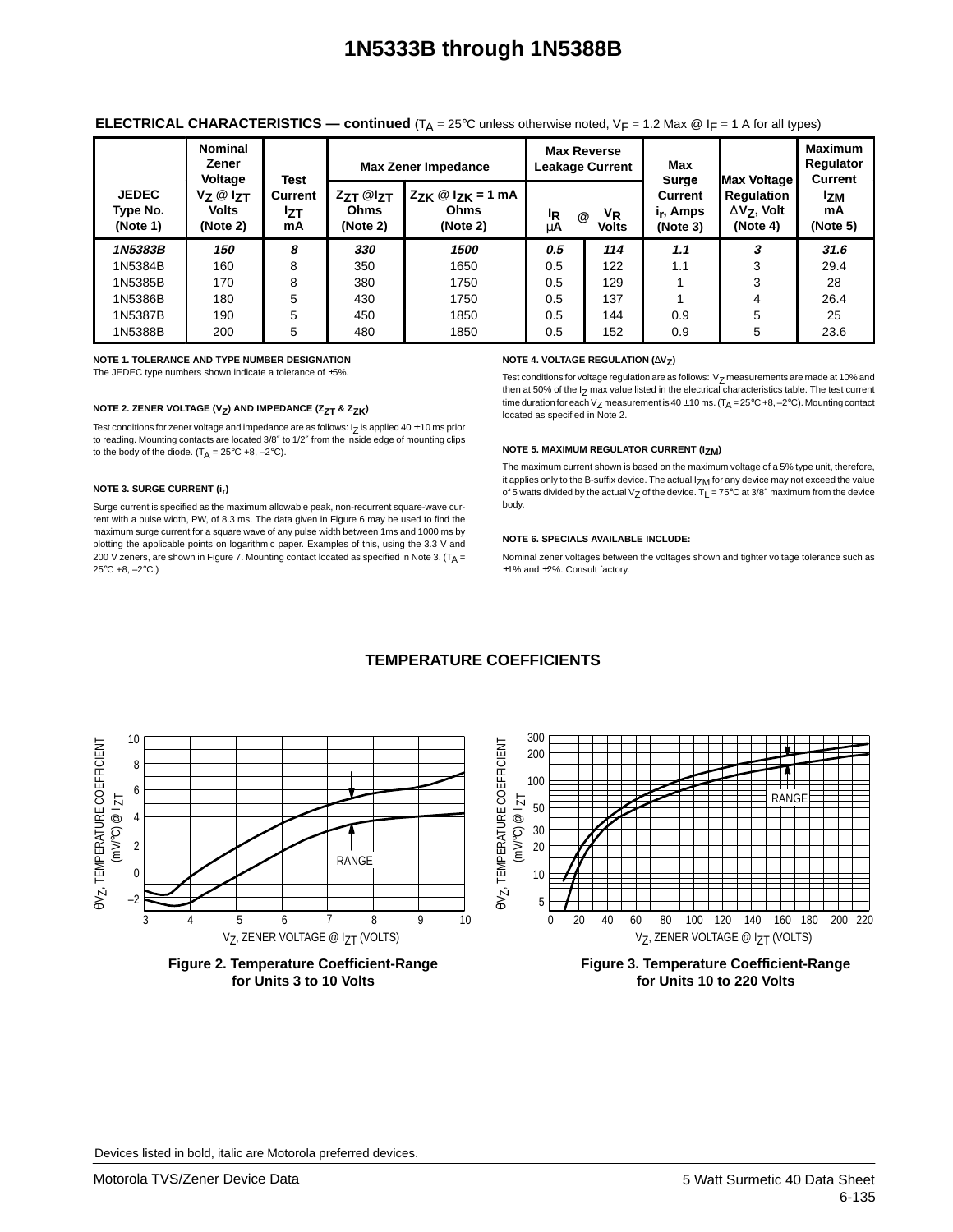# 1N5333B through 1N5388B

**ELECTRICAL CHARACTERISTICS — continued** ($T_A$ = 25°C unless otherwise noted, $V_F$ = 1.2 Max @ $I_F$ = 1 A for all types)

| JEDEC Type No. (Note 1) | Nominal Zener Voltage $V_Z$ @ $I_{ZT}$ Volts (Note 2) | Test Current $I_{ZT}$ mA | Max Zener Impedance $Z_{ZT}$ @ $I_{ZT}$ Ohms (Note 2) | Max Zener Impedance $Z_{ZK}$ @ $I_{ZK}$ = 1 mA Ohms (Note 2) | Max Reverse Leakage Current $I_R$ μA | Max Reverse Leakage Current @ $V_R$ Volts | Max Surge Current $i_r$, Amps (Note 3) | Max Voltage Regulation $\Delta V_Z$, Volt (Note 4) | Maximum Regulator Current $I_{ZM}$ mA (Note 5) |
|---|---|---|---|---|---|---|---|---|---|
| ***1N5383B*** | ***150*** | ***8*** | ***330*** | ***1500*** | ***0.5*** | ***114*** | ***1.1*** | ***3*** | ***31.6*** |
| 1N5384B | 160 | 8 | 350 | 1650 | 0.5 | 122 | 1.1 | 3 | 29.4 |
| 1N5385B | 170 | 8 | 380 | 1750 | 0.5 | 129 | 1 | 3 | 28 |
| 1N5386B | 180 | 5 | 430 | 1750 | 0.5 | 137 | 1 | 4 | 26.4 |
| 1N5387B | 190 | 5 | 450 | 1850 | 0.5 | 144 | 0.9 | 5 | 25 |
| 1N5388B | 200 | 5 | 480 | 1850 | 0.5 | 152 | 0.9 | 5 | 23.6 |

**NOTE 1. TOLERANCE AND TYPE NUMBER DESIGNATION**

The JEDEC type numbers shown indicate a tolerance of ±5%.

**NOTE 2. ZENER VOLTAGE ($V_Z$) AND IMPEDANCE ($Z_{ZT}$ & $Z_{ZK}$)**

Test conditions for zener voltage and impedance are as follows: $I_Z$ is applied 40 ± 10 ms prior to reading. Mounting contacts are located 3/8″ to 1/2″ from the inside edge of mounting clips to the body of the diode. ($T_A$ = 25°C +8, –2°C).

**NOTE 3. SURGE CURRENT ($i_r$)**

Surge current is specified as the maximum allowable peak, non-recurrent square-wave current with a pulse width, PW, of 8.3 ms. The data given in Figure 6 may be used to find the maximum surge current for a square wave of any pulse width between 1ms and 1000 ms by plotting the applicable points on logarithmic paper. Examples of this, using the 3.3 V and 200 V zeners, are shown in Figure 7. Mounting contact located as specified in Note 3. ($T_A$ = 25°C +8, –2°C.)

**NOTE 4. VOLTAGE REGULATION ($\Delta V_Z$)**

Test conditions for voltage regulation are as follows: $V_Z$ measurements are made at 10% and then at 50% of the $I_Z$ max value listed in the electrical characteristics table. The test current time duration for each $V_Z$ measurement is 40 ± 10 ms. ($T_A$ = 25°C +8, –2°C). Mounting contact located as specified in Note 2.

**NOTE 5. MAXIMUM REGULATOR CURRENT ($I_{ZM}$)**

The maximum current shown is based on the maximum voltage of a 5% type unit, therefore, it applies only to the B-suffix device. The actual $I_{ZM}$ for any device may not exceed the value of 5 watts divided by the actual $V_Z$ of the device. $T_L$ = 75°C at 3/8″ maximum from the device body.

**NOTE 6. SPECIALS AVAILABLE INCLUDE:**

Nominal zener voltages between the voltages shown and tighter voltage tolerance such as ±1% and ±2%. Consult factory.

## TEMPERATURE COEFFICIENTS

Figure 2. Temperature Coefficient-Range for Units 3 to 10 Volts

Figure 3. Temperature Coefficient-Range for Units 10 to 220 Volts

Devices listed in bold, italic are Motorola preferred devices.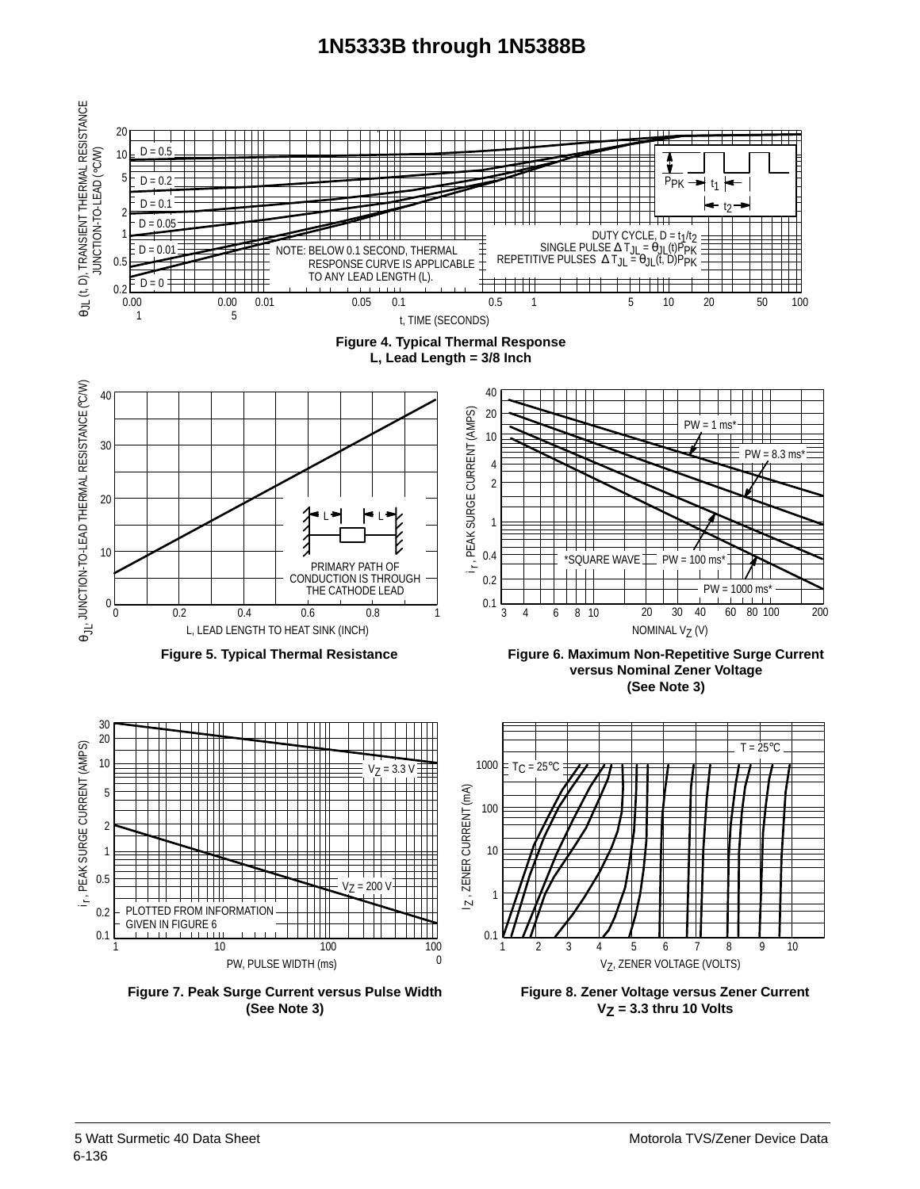# 1N5333B through 1N5388B

DUTY CYCLE, $D = t_1/t_2$

SINGLE PULSE $\Delta T_{JL} = \theta_{JL}(t)P_{PK}$

REPETITIVE PULSES $\Delta T_{JL} = \theta_{JL}(t, D)P_{PK}$

NOTE: BELOW 0.1 SECOND, THERMAL RESPONSE CURVE IS APPLICABLE TO ANY LEAD LENGTH (L).

**Figure 4. Typical Thermal Response**
**L, Lead Length = 3/8 Inch**

PRIMARY PATH OF CONDUCTION IS THROUGH THE CATHODE LEAD

**Figure 5. Typical Thermal Resistance**

*SQUARE WAVE

**Figure 6. Maximum Non-Repetitive Surge Current versus Nominal Zener Voltage (See Note 3)**

PLOTTED FROM INFORMATION GIVEN IN FIGURE 6

**Figure 7. Peak Surge Current versus Pulse Width (See Note 3)**

**Figure 8. Zener Voltage versus Zener Current**
**$V_Z$ = 3.3 thru 10 Volts**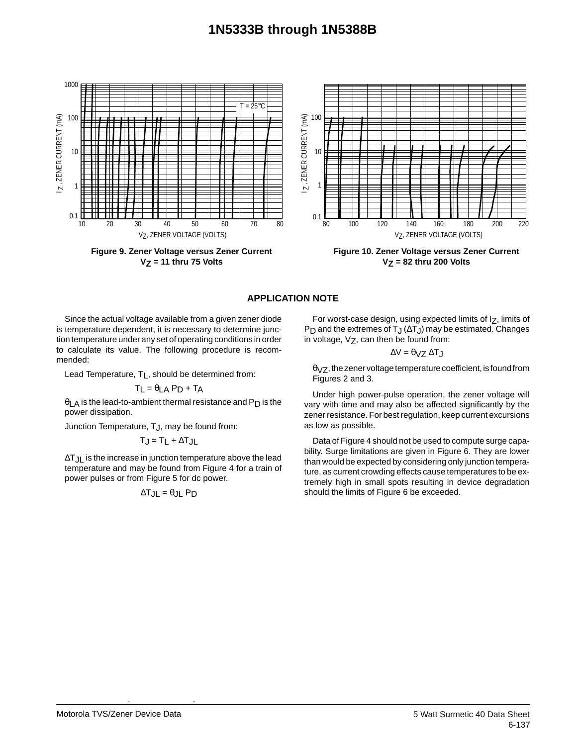Figure 9. Zener Voltage versus Zener Current
$V_Z$ = 11 thru 75 Volts

Figure 10. Zener Voltage versus Zener Current
$V_Z$ = 82 thru 200 Volts

## APPLICATION NOTE

Since the actual voltage available from a given zener diode is temperature dependent, it is necessary to determine junction temperature under any set of operating conditions in order to calculate its value. The following procedure is recommended:

Lead Temperature, $T_L$, should be determined from:

$$T_L = \theta_{LA} P_D + T_A$$

$\theta_{LA}$ is the lead-to-ambient thermal resistance and $P_D$ is the power dissipation.

Junction Temperature, $T_J$, may be found from:

$$T_J = T_L + \Delta T_{JL}$$

$\Delta T_{JL}$ is the increase in junction temperature above the lead temperature and may be found from Figure 4 for a train of power pulses or from Figure 5 for dc power.

$$\Delta T_{JL} = \theta_{JL} P_D$$

For worst-case design, using expected limits of $I_Z$, limits of $P_D$ and the extremes of $T_J$ ($\Delta T_J$) may be estimated. Changes in voltage, $V_Z$, can then be found from:

$$\Delta V = \theta_{VZ} \Delta T_J$$

$\theta_{VZ}$, the zener voltage temperature coefficient, is found from Figures 2 and 3.

Under high power-pulse operation, the zener voltage will vary with time and may also be affected significantly by the zener resistance. For best regulation, keep current excursions as low as possible.

Data of Figure 4 should not be used to compute surge capability. Surge limitations are given in Figure 6. They are lower than would be expected by considering only junction temperature, as current crowding effects cause temperatures to be extremely high in small spots resulting in device degradation should the limits of Figure 6 be exceeded.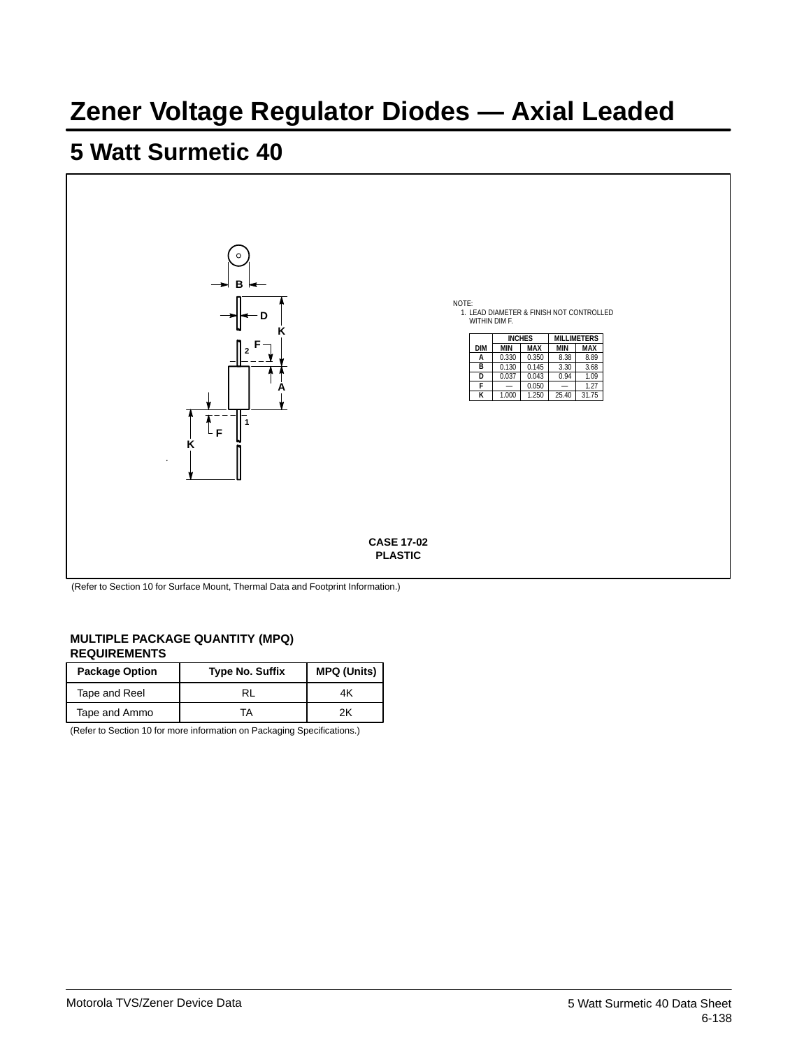# Zener Voltage Regulator Diodes — Axial Leaded

## 5 Watt Surmetic 40

B

D

K

F

2

A

1

F

K

NOTE:
1. LEAD DIAMETER & FINISH NOT CONTROLLED WITHIN DIM F.

| DIM | INCHES MIN | INCHES MAX | MILLIMETERS MIN | MILLIMETERS MAX |
|---|---|---|---|---|
| A | 0.330 | 0.350 | 8.38 | 8.89 |
| B | 0.130 | 0.145 | 3.30 | 3.68 |
| D | 0.037 | 0.043 | 0.94 | 1.09 |
| F | — | 0.050 | — | 1.27 |
| K | 1.000 | 1.250 | 25.40 | 31.75 |

**CASE 17-02**
**PLASTIC**

(Refer to Section 10 for Surface Mount, Thermal Data and Footprint Information.)

**MULTIPLE PACKAGE QUANTITY (MPQ) REQUIREMENTS**

| Package Option | Type No. Suffix | MPQ (Units) |
|---|---|---|
| Tape and Reel | RL | 4K |
| Tape and Ammo | TA | 2K |

(Refer to Section 10 for more information on Packaging Specifications.)